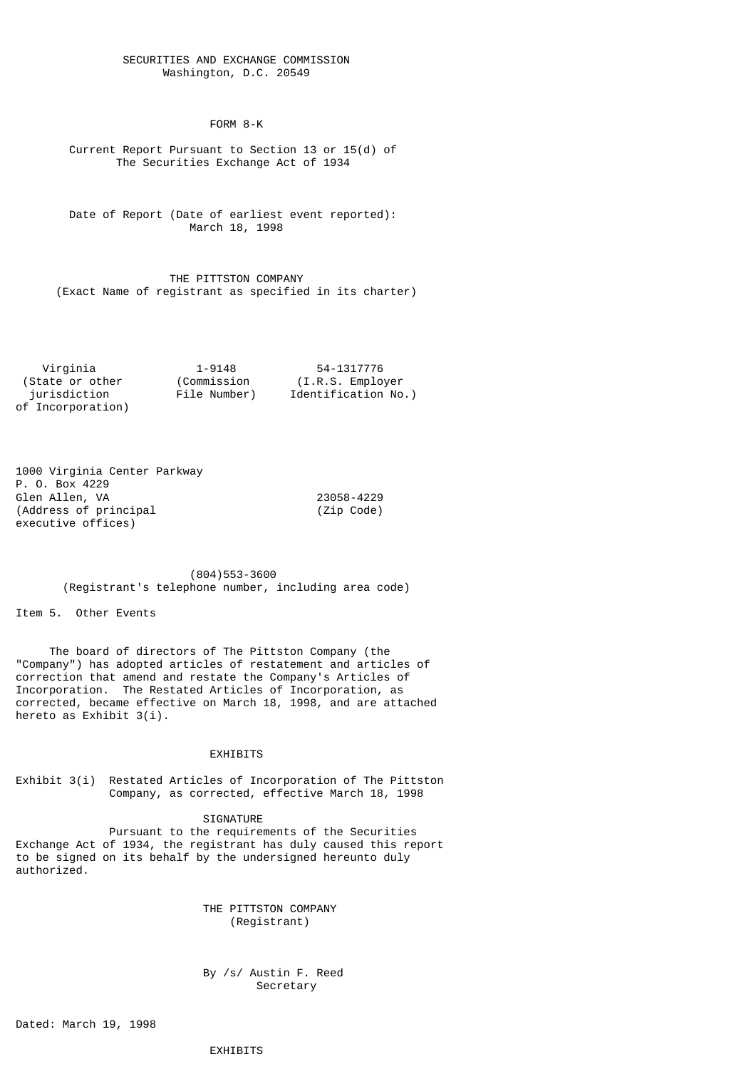SECURITIES AND EXCHANGE COMMISSION
Washington, D.C. 20549

FORM 8-K

Current Report Pursuant to Section 13 or 15(d) of
The Securities Exchange Act of 1934

Date of Report (Date of earliest event reported):
March 18, 1998

THE PITTSTON COMPANY
(Exact Name of registrant as specified in its charter)

| Virginia | 1-9148 | 54-1317776 |
|---|---|---|
| (State or other jurisdiction of Incorporation) | (Commission File Number) | (I.R.S. Employer Identification No.) |

| 1000 Virginia Center Parkway<br>P. O. Box 4229<br>Glen Allen, VA | 23058-4229 |
|---|---|
| (Address of principal executive offices) | (Zip Code) |

(804)553-3600
(Registrant's telephone number, including area code)

Item 5. Other Events

The board of directors of The Pittston Company (the "Company") has adopted articles of restatement and articles of correction that amend and restate the Company's Articles of Incorporation. The Restated Articles of Incorporation, as corrected, became effective on March 18, 1998, and are attached hereto as Exhibit 3(i).

EXHIBITS

Exhibit 3(i) Restated Articles of Incorporation of The Pittston Company, as corrected, effective March 18, 1998

SIGNATURE

Pursuant to the requirements of the Securities Exchange Act of 1934, the registrant has duly caused this report to be signed on its behalf by the undersigned hereunto duly authorized.

THE PITTSTON COMPANY
(Registrant)

By /s/ Austin F. Reed
Secretary

Dated: March 19, 1998

EXHIBITS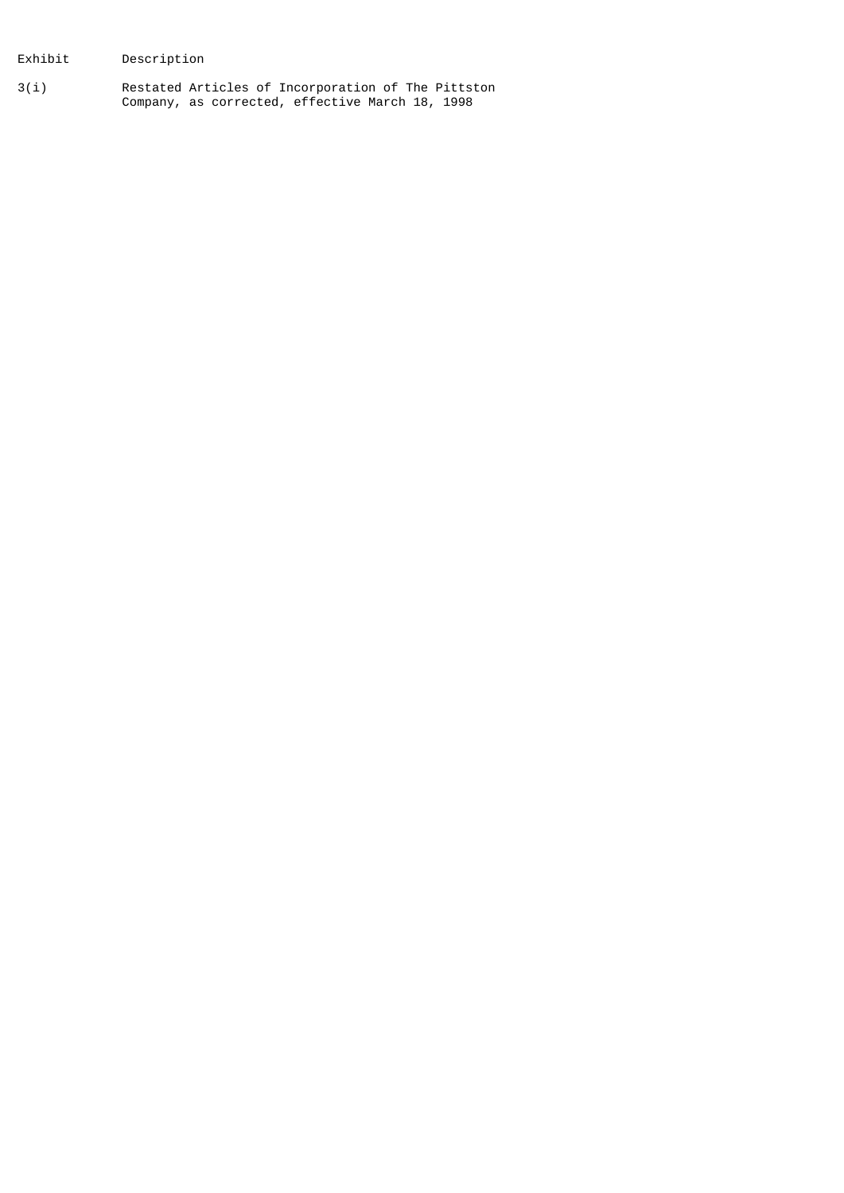| Exhibit | Description |
| --- | --- |
| 3(i) | Restated Articles of Incorporation of The Pittston Company, as corrected, effective March 18, 1998 |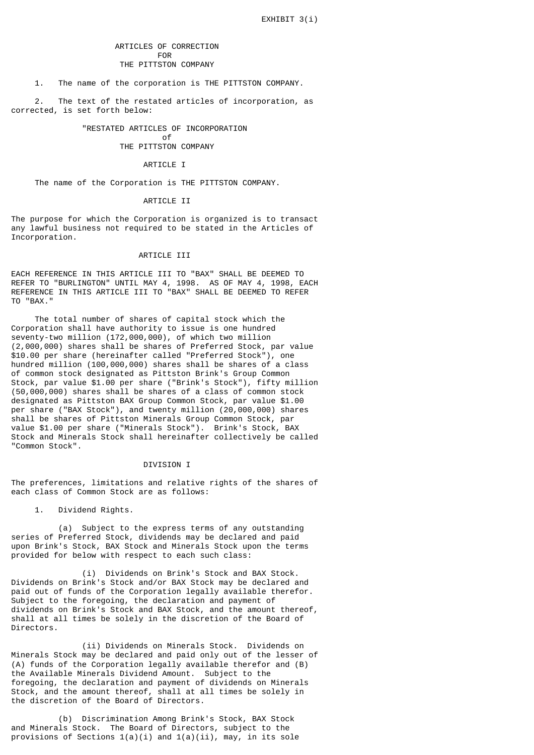EXHIBIT 3(i)

# ARTICLES OF CORRECTION
# FOR
# THE PITTSTON COMPANY

1. The name of the corporation is THE PITTSTON COMPANY.

2. The text of the restated articles of incorporation, as corrected, is set forth below:

## "RESTATED ARTICLES OF INCORPORATION
## of
## THE PITTSTON COMPANY

### ARTICLE I

The name of the Corporation is THE PITTSTON COMPANY.

### ARTICLE II

The purpose for which the Corporation is organized is to transact any lawful business not required to be stated in the Articles of Incorporation.

### ARTICLE III

EACH REFERENCE IN THIS ARTICLE III TO "BAX" SHALL BE DEEMED TO REFER TO "BURLINGTON" UNTIL MAY 4, 1998. AS OF MAY 4, 1998, EACH REFERENCE IN THIS ARTICLE III TO "BAX" SHALL BE DEEMED TO REFER TO "BAX."

The total number of shares of capital stock which the Corporation shall have authority to issue is one hundred seventy-two million (172,000,000), of which two million (2,000,000) shares shall be shares of Preferred Stock, par value $10.00 per share (hereinafter called "Preferred Stock"), one hundred million (100,000,000) shares shall be shares of a class of common stock designated as Pittston Brink's Group Common Stock, par value $1.00 per share ("Brink's Stock"), fifty million (50,000,000) shares shall be shares of a class of common stock designated as Pittston BAX Group Common Stock, par value $1.00 per share ("BAX Stock"), and twenty million (20,000,000) shares shall be shares of Pittston Minerals Group Common Stock, par value $1.00 per share ("Minerals Stock"). Brink's Stock, BAX Stock and Minerals Stock shall hereinafter collectively be called "Common Stock".

### DIVISION I

The preferences, limitations and relative rights of the shares of each class of Common Stock are as follows:

1. Dividend Rights.

(a) Subject to the express terms of any outstanding series of Preferred Stock, dividends may be declared and paid upon Brink's Stock, BAX Stock and Minerals Stock upon the terms provided for below with respect to each such class:

(i) Dividends on Brink's Stock and BAX Stock. Dividends on Brink's Stock and/or BAX Stock may be declared and paid out of funds of the Corporation legally available therefor. Subject to the foregoing, the declaration and payment of dividends on Brink's Stock and BAX Stock, and the amount thereof, shall at all times be solely in the discretion of the Board of Directors.

(ii) Dividends on Minerals Stock. Dividends on Minerals Stock may be declared and paid only out of the lesser of (A) funds of the Corporation legally available therefor and (B) the Available Minerals Dividend Amount. Subject to the foregoing, the declaration and payment of dividends on Minerals Stock, and the amount thereof, shall at all times be solely in the discretion of the Board of Directors.

(b) Discrimination Among Brink's Stock, BAX Stock and Minerals Stock. The Board of Directors, subject to the provisions of Sections 1(a)(i) and 1(a)(ii), may, in its sole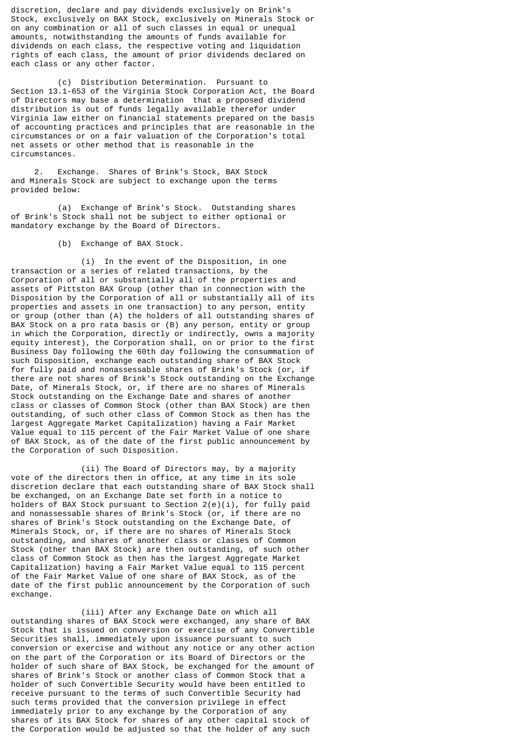discretion, declare and pay dividends exclusively on Brink's Stock, exclusively on BAX Stock, exclusively on Minerals Stock or on any combination or all of such classes in equal or unequal amounts, notwithstanding the amounts of funds available for dividends on each class, the respective voting and liquidation rights of each class, the amount of prior dividends declared on each class or any other factor.

(c) Distribution Determination. Pursuant to Section 13.1-653 of the Virginia Stock Corporation Act, the Board of Directors may base a determination that a proposed dividend distribution is out of funds legally available therefor under Virginia law either on financial statements prepared on the basis of accounting practices and principles that are reasonable in the circumstances or on a fair valuation of the Corporation's total net assets or other method that is reasonable in the circumstances.

2. Exchange. Shares of Brink's Stock, BAX Stock and Minerals Stock are subject to exchange upon the terms provided below:

(a) Exchange of Brink's Stock. Outstanding shares of Brink's Stock shall not be subject to either optional or mandatory exchange by the Board of Directors.

(b) Exchange of BAX Stock.

(i) In the event of the Disposition, in one transaction or a series of related transactions, by the Corporation of all or substantially all of the properties and assets of Pittston BAX Group (other than in connection with the Disposition by the Corporation of all or substantially all of its properties and assets in one transaction) to any person, entity or group (other than (A) the holders of all outstanding shares of BAX Stock on a pro rata basis or (B) any person, entity or group in which the Corporation, directly or indirectly, owns a majority equity interest), the Corporation shall, on or prior to the first Business Day following the 60th day following the consummation of such Disposition, exchange each outstanding share of BAX Stock for fully paid and nonassessable shares of Brink's Stock (or, if there are not shares of Brink's Stock outstanding on the Exchange Date, of Minerals Stock, or, if there are no shares of Minerals Stock outstanding on the Exchange Date and shares of another class or classes of Common Stock (other than BAX Stock) are then outstanding, of such other class of Common Stock as then has the largest Aggregate Market Capitalization) having a Fair Market Value equal to 115 percent of the Fair Market Value of one share of BAX Stock, as of the date of the first public announcement by the Corporation of such Disposition.

(ii) The Board of Directors may, by a majority vote of the directors then in office, at any time in its sole discretion declare that each outstanding share of BAX Stock shall be exchanged, on an Exchange Date set forth in a notice to holders of BAX Stock pursuant to Section 2(e)(i), for fully paid and nonassessable shares of Brink's Stock (or, if there are no shares of Brink's Stock outstanding on the Exchange Date, of Minerals Stock, or, if there are no shares of Minerals Stock outstanding, and shares of another class or classes of Common Stock (other than BAX Stock) are then outstanding, of such other class of Common Stock as then has the largest Aggregate Market Capitalization) having a Fair Market Value equal to 115 percent of the Fair Market Value of one share of BAX Stock, as of the date of the first public announcement by the Corporation of such exchange.

(iii) After any Exchange Date on which all outstanding shares of BAX Stock were exchanged, any share of BAX Stock that is issued on conversion or exercise of any Convertible Securities shall, immediately upon issuance pursuant to such conversion or exercise and without any notice or any other action on the part of the Corporation or its Board of Directors or the holder of such share of BAX Stock, be exchanged for the amount of shares of Brink's Stock or another class of Common Stock that a holder of such Convertible Security would have been entitled to receive pursuant to the terms of such Convertible Security had such terms provided that the conversion privilege in effect immediately prior to any exchange by the Corporation of any shares of its BAX Stock for shares of any other capital stock of the Corporation would be adjusted so that the holder of any such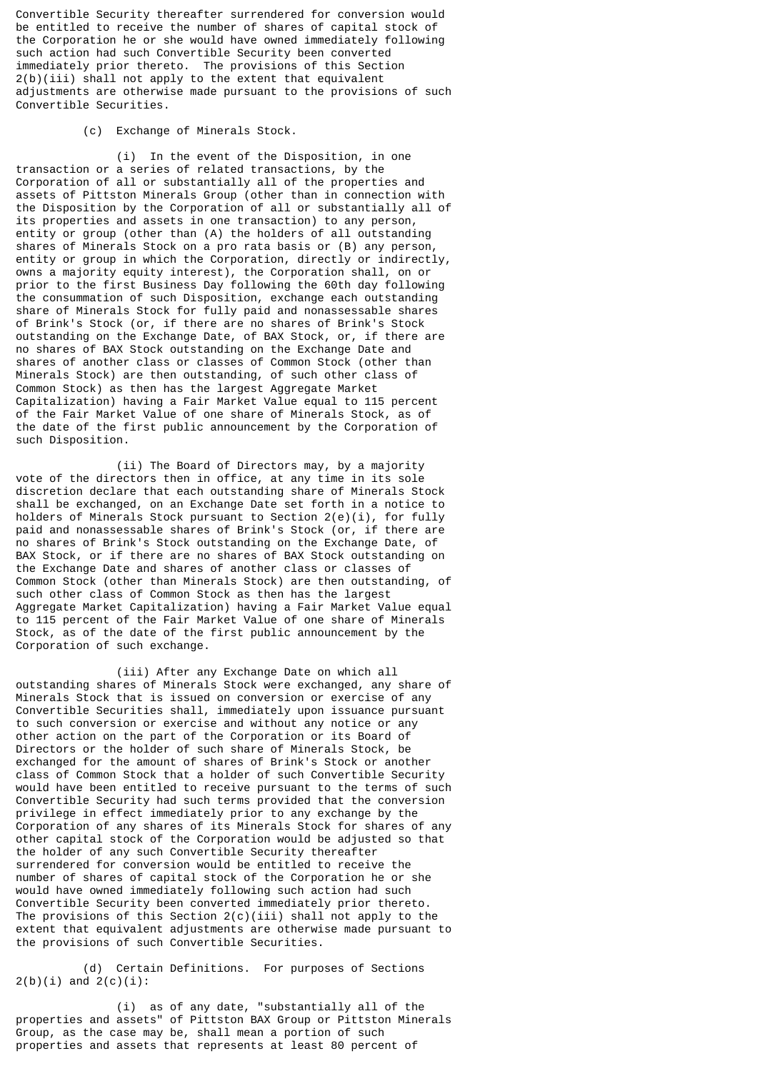Convertible Security thereafter surrendered for conversion would be entitled to receive the number of shares of capital stock of the Corporation he or she would have owned immediately following such action had such Convertible Security been converted immediately prior thereto. The provisions of this Section 2(b)(iii) shall not apply to the extent that equivalent adjustments are otherwise made pursuant to the provisions of such Convertible Securities.

(c) Exchange of Minerals Stock.

(i) In the event of the Disposition, in one transaction or a series of related transactions, by the Corporation of all or substantially all of the properties and assets of Pittston Minerals Group (other than in connection with the Disposition by the Corporation of all or substantially all of its properties and assets in one transaction) to any person, entity or group (other than (A) the holders of all outstanding shares of Minerals Stock on a pro rata basis or (B) any person, entity or group in which the Corporation, directly or indirectly, owns a majority equity interest), the Corporation shall, on or prior to the first Business Day following the 60th day following the consummation of such Disposition, exchange each outstanding share of Minerals Stock for fully paid and nonassessable shares of Brink's Stock (or, if there are no shares of Brink's Stock outstanding on the Exchange Date, of BAX Stock, or, if there are no shares of BAX Stock outstanding on the Exchange Date and shares of another class or classes of Common Stock (other than Minerals Stock) are then outstanding, of such other class of Common Stock) as then has the largest Aggregate Market Capitalization) having a Fair Market Value equal to 115 percent of the Fair Market Value of one share of Minerals Stock, as of the date of the first public announcement by the Corporation of such Disposition.

(ii) The Board of Directors may, by a majority vote of the directors then in office, at any time in its sole discretion declare that each outstanding share of Minerals Stock shall be exchanged, on an Exchange Date set forth in a notice to holders of Minerals Stock pursuant to Section 2(e)(i), for fully paid and nonassessable shares of Brink's Stock (or, if there are no shares of Brink's Stock outstanding on the Exchange Date, of BAX Stock, or if there are no shares of BAX Stock outstanding on the Exchange Date and shares of another class or classes of Common Stock (other than Minerals Stock) are then outstanding, of such other class of Common Stock as then has the largest Aggregate Market Capitalization) having a Fair Market Value equal to 115 percent of the Fair Market Value of one share of Minerals Stock, as of the date of the first public announcement by the Corporation of such exchange.

(iii) After any Exchange Date on which all outstanding shares of Minerals Stock were exchanged, any share of Minerals Stock that is issued on conversion or exercise of any Convertible Securities shall, immediately upon issuance pursuant to such conversion or exercise and without any notice or any other action on the part of the Corporation or its Board of Directors or the holder of such share of Minerals Stock, be exchanged for the amount of shares of Brink's Stock or another class of Common Stock that a holder of such Convertible Security would have been entitled to receive pursuant to the terms of such Convertible Security had such terms provided that the conversion privilege in effect immediately prior to any exchange by the Corporation of any shares of its Minerals Stock for shares of any other capital stock of the Corporation would be adjusted so that the holder of any such Convertible Security thereafter surrendered for conversion would be entitled to receive the number of shares of capital stock of the Corporation he or she would have owned immediately following such action had such Convertible Security been converted immediately prior thereto. The provisions of this Section 2(c)(iii) shall not apply to the extent that equivalent adjustments are otherwise made pursuant to the provisions of such Convertible Securities.

(d) Certain Definitions. For purposes of Sections 2(b)(i) and 2(c)(i):

(i) as of any date, "substantially all of the properties and assets" of Pittston BAX Group or Pittston Minerals Group, as the case may be, shall mean a portion of such properties and assets that represents at least 80 percent of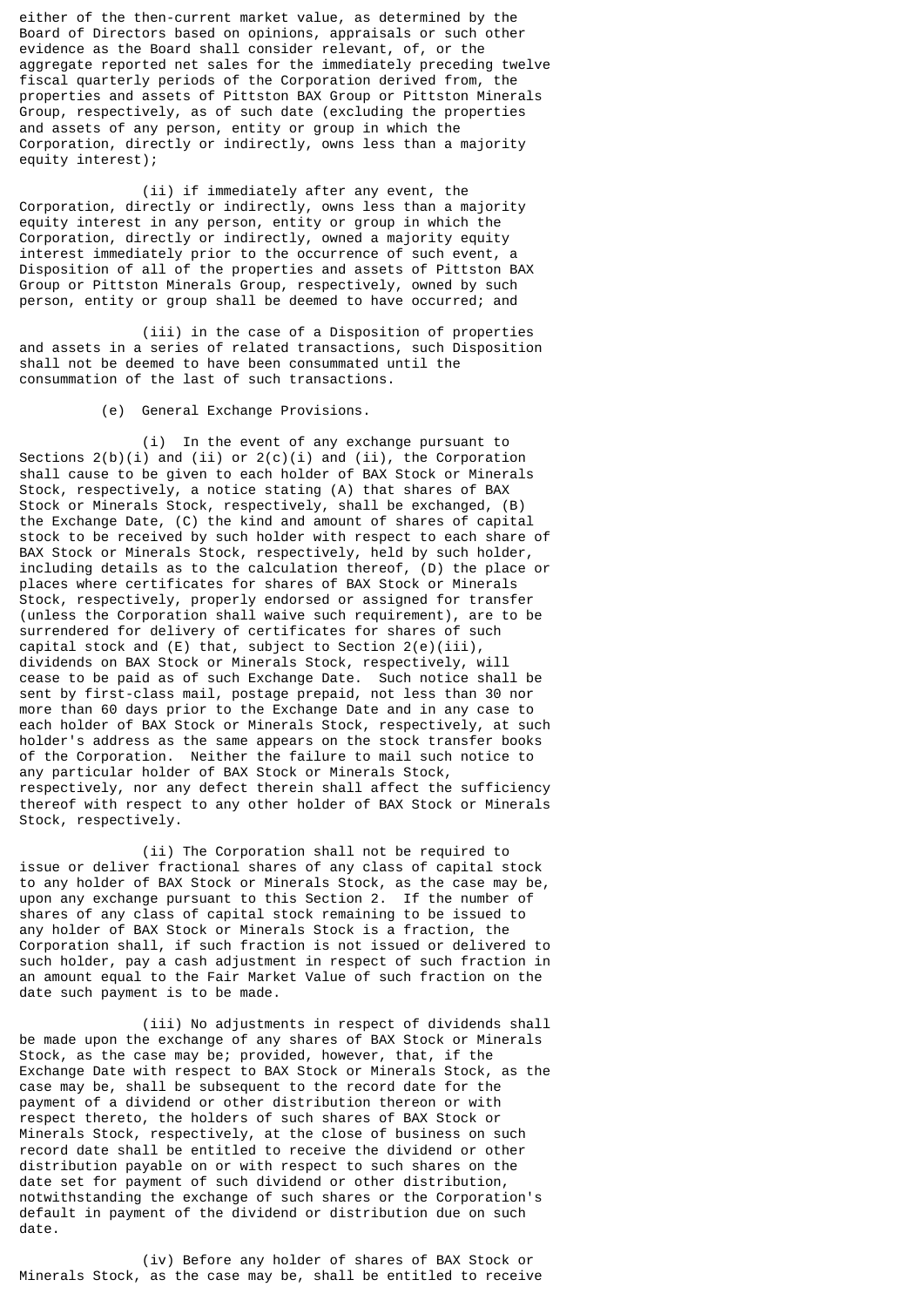either of the then-current market value, as determined by the Board of Directors based on opinions, appraisals or such other evidence as the Board shall consider relevant, of, or the aggregate reported net sales for the immediately preceding twelve fiscal quarterly periods of the Corporation derived from, the properties and assets of Pittston BAX Group or Pittston Minerals Group, respectively, as of such date (excluding the properties and assets of any person, entity or group in which the Corporation, directly or indirectly, owns less than a majority equity interest);

(ii) if immediately after any event, the Corporation, directly or indirectly, owns less than a majority equity interest in any person, entity or group in which the Corporation, directly or indirectly, owned a majority equity interest immediately prior to the occurrence of such event, a Disposition of all of the properties and assets of Pittston BAX Group or Pittston Minerals Group, respectively, owned by such person, entity or group shall be deemed to have occurred; and

(iii) in the case of a Disposition of properties and assets in a series of related transactions, such Disposition shall not be deemed to have been consummated until the consummation of the last of such transactions.

(e) General Exchange Provisions.

(i) In the event of any exchange pursuant to Sections 2(b)(i) and (ii) or 2(c)(i) and (ii), the Corporation shall cause to be given to each holder of BAX Stock or Minerals Stock, respectively, a notice stating (A) that shares of BAX Stock or Minerals Stock, respectively, shall be exchanged, (B) the Exchange Date, (C) the kind and amount of shares of capital stock to be received by such holder with respect to each share of BAX Stock or Minerals Stock, respectively, held by such holder, including details as to the calculation thereof, (D) the place or places where certificates for shares of BAX Stock or Minerals Stock, respectively, properly endorsed or assigned for transfer (unless the Corporation shall waive such requirement), are to be surrendered for delivery of certificates for shares of such capital stock and (E) that, subject to Section 2(e)(iii), dividends on BAX Stock or Minerals Stock, respectively, will cease to be paid as of such Exchange Date. Such notice shall be sent by first-class mail, postage prepaid, not less than 30 nor more than 60 days prior to the Exchange Date and in any case to each holder of BAX Stock or Minerals Stock, respectively, at such holder's address as the same appears on the stock transfer books of the Corporation. Neither the failure to mail such notice to any particular holder of BAX Stock or Minerals Stock, respectively, nor any defect therein shall affect the sufficiency thereof with respect to any other holder of BAX Stock or Minerals Stock, respectively.

(ii) The Corporation shall not be required to issue or deliver fractional shares of any class of capital stock to any holder of BAX Stock or Minerals Stock, as the case may be, upon any exchange pursuant to this Section 2. If the number of shares of any class of capital stock remaining to be issued to any holder of BAX Stock or Minerals Stock is a fraction, the Corporation shall, if such fraction is not issued or delivered to such holder, pay a cash adjustment in respect of such fraction in an amount equal to the Fair Market Value of such fraction on the date such payment is to be made.

(iii) No adjustments in respect of dividends shall be made upon the exchange of any shares of BAX Stock or Minerals Stock, as the case may be; provided, however, that, if the Exchange Date with respect to BAX Stock or Minerals Stock, as the case may be, shall be subsequent to the record date for the payment of a dividend or other distribution thereon or with respect thereto, the holders of such shares of BAX Stock or Minerals Stock, respectively, at the close of business on such record date shall be entitled to receive the dividend or other distribution payable on or with respect to such shares on the date set for payment of such dividend or other distribution, notwithstanding the exchange of such shares or the Corporation's default in payment of the dividend or distribution due on such date.

(iv) Before any holder of shares of BAX Stock or Minerals Stock, as the case may be, shall be entitled to receive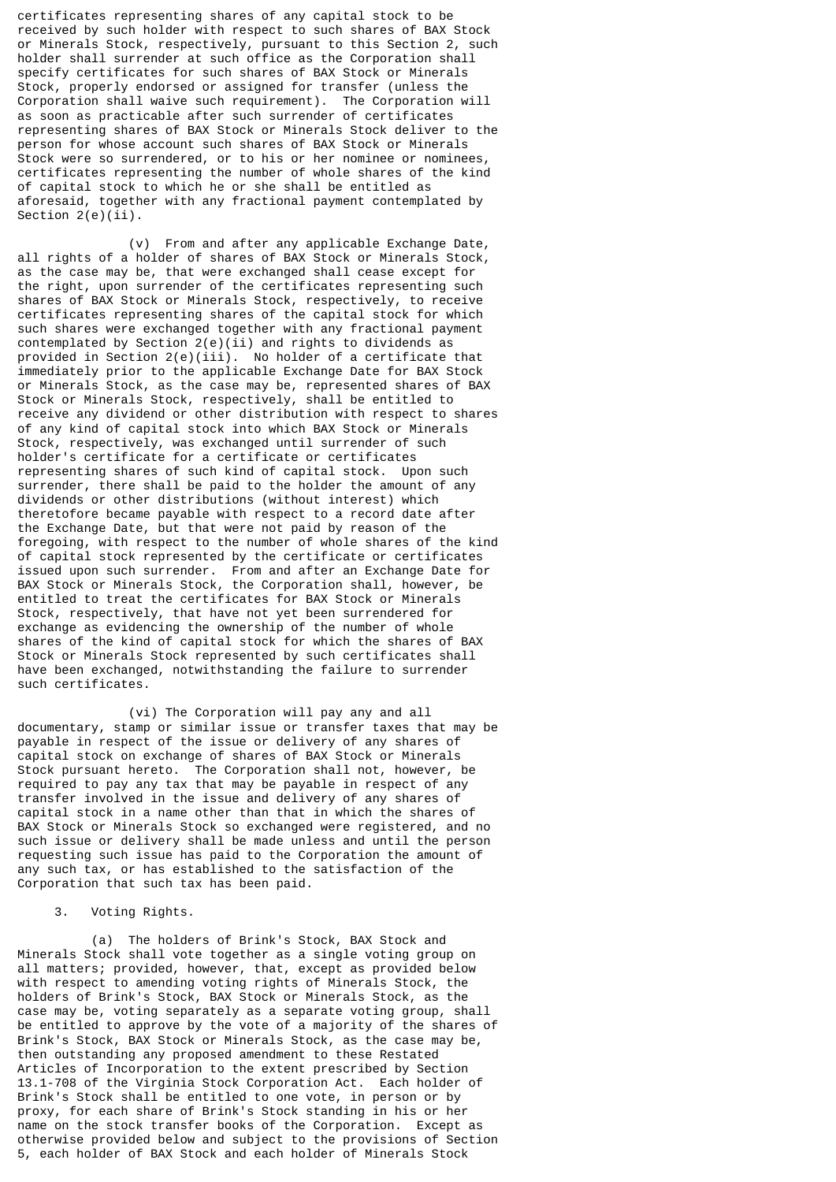certificates representing shares of any capital stock to be received by such holder with respect to such shares of BAX Stock or Minerals Stock, respectively, pursuant to this Section 2, such holder shall surrender at such office as the Corporation shall specify certificates for such shares of BAX Stock or Minerals Stock, properly endorsed or assigned for transfer (unless the Corporation shall waive such requirement). The Corporation will as soon as practicable after such surrender of certificates representing shares of BAX Stock or Minerals Stock deliver to the person for whose account such shares of BAX Stock or Minerals Stock were so surrendered, or to his or her nominee or nominees, certificates representing the number of whole shares of the kind of capital stock to which he or she shall be entitled as aforesaid, together with any fractional payment contemplated by Section 2(e)(ii).

(v) From and after any applicable Exchange Date, all rights of a holder of shares of BAX Stock or Minerals Stock, as the case may be, that were exchanged shall cease except for the right, upon surrender of the certificates representing such shares of BAX Stock or Minerals Stock, respectively, to receive certificates representing shares of the capital stock for which such shares were exchanged together with any fractional payment contemplated by Section 2(e)(ii) and rights to dividends as provided in Section 2(e)(iii). No holder of a certificate that immediately prior to the applicable Exchange Date for BAX Stock or Minerals Stock, as the case may be, represented shares of BAX Stock or Minerals Stock, respectively, shall be entitled to receive any dividend or other distribution with respect to shares of any kind of capital stock into which BAX Stock or Minerals Stock, respectively, was exchanged until surrender of such holder's certificate for a certificate or certificates representing shares of such kind of capital stock. Upon such surrender, there shall be paid to the holder the amount of any dividends or other distributions (without interest) which theretofore became payable with respect to a record date after the Exchange Date, but that were not paid by reason of the foregoing, with respect to the number of whole shares of the kind of capital stock represented by the certificate or certificates issued upon such surrender. From and after an Exchange Date for BAX Stock or Minerals Stock, the Corporation shall, however, be entitled to treat the certificates for BAX Stock or Minerals Stock, respectively, that have not yet been surrendered for exchange as evidencing the ownership of the number of whole shares of the kind of capital stock for which the shares of BAX Stock or Minerals Stock represented by such certificates shall have been exchanged, notwithstanding the failure to surrender such certificates.

(vi) The Corporation will pay any and all documentary, stamp or similar issue or transfer taxes that may be payable in respect of the issue or delivery of any shares of capital stock on exchange of shares of BAX Stock or Minerals Stock pursuant hereto. The Corporation shall not, however, be required to pay any tax that may be payable in respect of any transfer involved in the issue and delivery of any shares of capital stock in a name other than that in which the shares of BAX Stock or Minerals Stock so exchanged were registered, and no such issue or delivery shall be made unless and until the person requesting such issue has paid to the Corporation the amount of any such tax, or has established to the satisfaction of the Corporation that such tax has been paid.

3. Voting Rights.

(a) The holders of Brink's Stock, BAX Stock and Minerals Stock shall vote together as a single voting group on all matters; provided, however, that, except as provided below with respect to amending voting rights of Minerals Stock, the holders of Brink's Stock, BAX Stock or Minerals Stock, as the case may be, voting separately as a separate voting group, shall be entitled to approve by the vote of a majority of the shares of Brink's Stock, BAX Stock or Minerals Stock, as the case may be, then outstanding any proposed amendment to these Restated Articles of Incorporation to the extent prescribed by Section 13.1-708 of the Virginia Stock Corporation Act. Each holder of Brink's Stock shall be entitled to one vote, in person or by proxy, for each share of Brink's Stock standing in his or her name on the stock transfer books of the Corporation. Except as otherwise provided below and subject to the provisions of Section 5, each holder of BAX Stock and each holder of Minerals Stock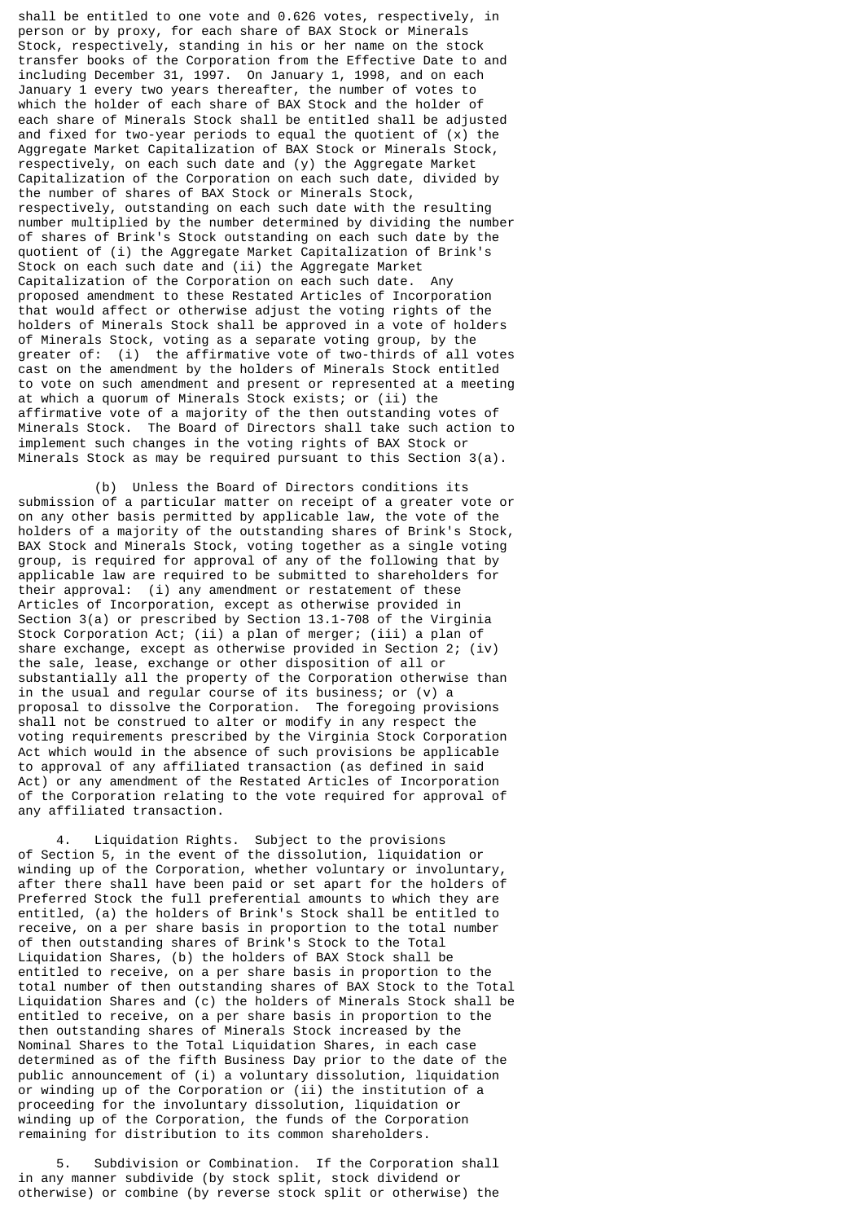shall be entitled to one vote and 0.626 votes, respectively, in person or by proxy, for each share of BAX Stock or Minerals Stock, respectively, standing in his or her name on the stock transfer books of the Corporation from the Effective Date to and including December 31, 1997. On January 1, 1998, and on each January 1 every two years thereafter, the number of votes to which the holder of each share of BAX Stock and the holder of each share of Minerals Stock shall be entitled shall be adjusted and fixed for two-year periods to equal the quotient of (x) the Aggregate Market Capitalization of BAX Stock or Minerals Stock, respectively, on each such date and (y) the Aggregate Market Capitalization of the Corporation on each such date, divided by the number of shares of BAX Stock or Minerals Stock, respectively, outstanding on each such date with the resulting number multiplied by the number determined by dividing the number of shares of Brink's Stock outstanding on each such date by the quotient of (i) the Aggregate Market Capitalization of Brink's Stock on each such date and (ii) the Aggregate Market Capitalization of the Corporation on each such date. Any proposed amendment to these Restated Articles of Incorporation that would affect or otherwise adjust the voting rights of the holders of Minerals Stock shall be approved in a vote of holders of Minerals Stock, voting as a separate voting group, by the greater of: (i) the affirmative vote of two-thirds of all votes cast on the amendment by the holders of Minerals Stock entitled to vote on such amendment and present or represented at a meeting at which a quorum of Minerals Stock exists; or (ii) the affirmative vote of a majority of the then outstanding votes of Minerals Stock. The Board of Directors shall take such action to implement such changes in the voting rights of BAX Stock or Minerals Stock as may be required pursuant to this Section 3(a).

(b) Unless the Board of Directors conditions its submission of a particular matter on receipt of a greater vote or on any other basis permitted by applicable law, the vote of the holders of a majority of the outstanding shares of Brink's Stock, BAX Stock and Minerals Stock, voting together as a single voting group, is required for approval of any of the following that by applicable law are required to be submitted to shareholders for their approval: (i) any amendment or restatement of these Articles of Incorporation, except as otherwise provided in Section 3(a) or prescribed by Section 13.1-708 of the Virginia Stock Corporation Act; (ii) a plan of merger; (iii) a plan of share exchange, except as otherwise provided in Section 2; (iv) the sale, lease, exchange or other disposition of all or substantially all the property of the Corporation otherwise than in the usual and regular course of its business; or (v) a proposal to dissolve the Corporation. The foregoing provisions shall not be construed to alter or modify in any respect the voting requirements prescribed by the Virginia Stock Corporation Act which would in the absence of such provisions be applicable to approval of any affiliated transaction (as defined in said Act) or any amendment of the Restated Articles of Incorporation of the Corporation relating to the vote required for approval of any affiliated transaction.

4. Liquidation Rights. Subject to the provisions of Section 5, in the event of the dissolution, liquidation or winding up of the Corporation, whether voluntary or involuntary, after there shall have been paid or set apart for the holders of Preferred Stock the full preferential amounts to which they are entitled, (a) the holders of Brink's Stock shall be entitled to receive, on a per share basis in proportion to the total number of then outstanding shares of Brink's Stock to the Total Liquidation Shares, (b) the holders of BAX Stock shall be entitled to receive, on a per share basis in proportion to the total number of then outstanding shares of BAX Stock to the Total Liquidation Shares and (c) the holders of Minerals Stock shall be entitled to receive, on a per share basis in proportion to the then outstanding shares of Minerals Stock increased by the Nominal Shares to the Total Liquidation Shares, in each case determined as of the fifth Business Day prior to the date of the public announcement of (i) a voluntary dissolution, liquidation or winding up of the Corporation or (ii) the institution of a proceeding for the involuntary dissolution, liquidation or winding up of the Corporation, the funds of the Corporation remaining for distribution to its common shareholders.

5. Subdivision or Combination. If the Corporation shall in any manner subdivide (by stock split, stock dividend or otherwise) or combine (by reverse stock split or otherwise) the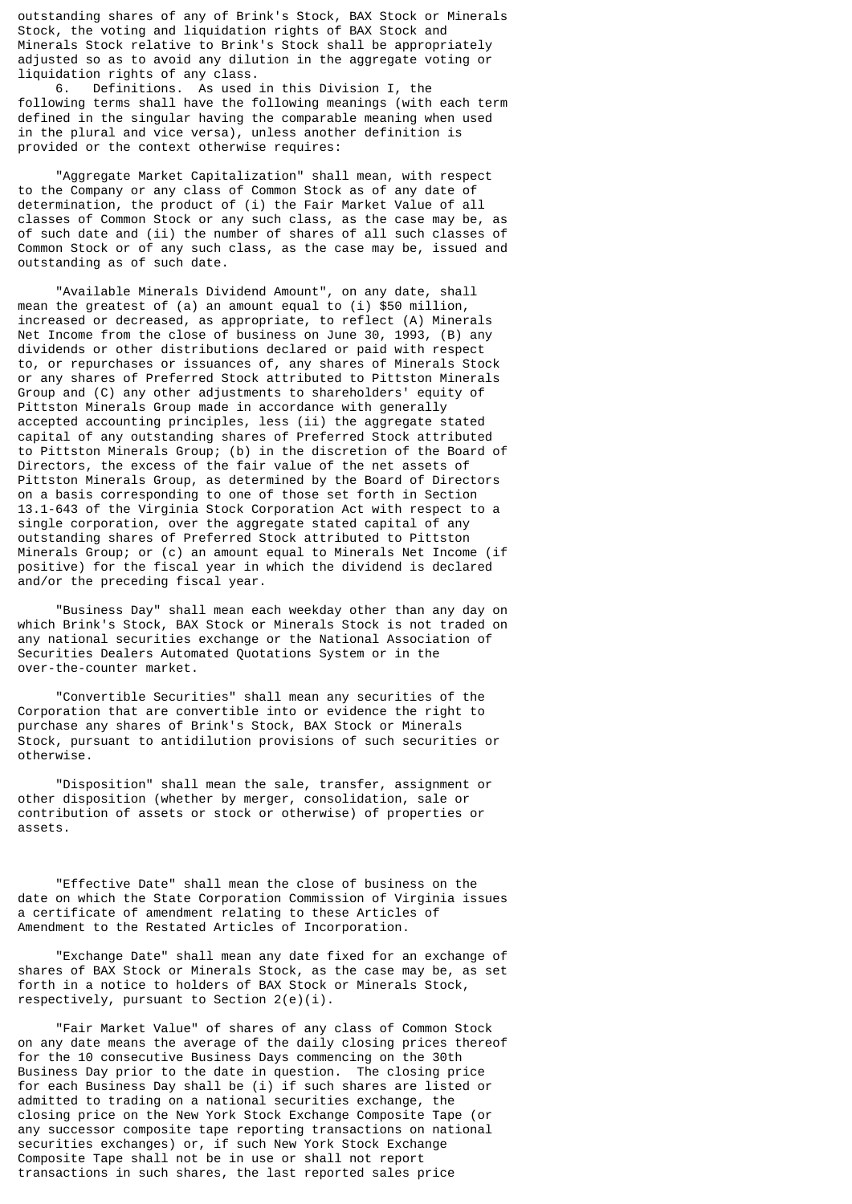outstanding shares of any of Brink's Stock, BAX Stock or Minerals Stock, the voting and liquidation rights of BAX Stock and Minerals Stock relative to Brink's Stock shall be appropriately adjusted so as to avoid any dilution in the aggregate voting or liquidation rights of any class.

6. Definitions. As used in this Division I, the following terms shall have the following meanings (with each term defined in the singular having the comparable meaning when used in the plural and vice versa), unless another definition is provided or the context otherwise requires:

"Aggregate Market Capitalization" shall mean, with respect to the Company or any class of Common Stock as of any date of determination, the product of (i) the Fair Market Value of all classes of Common Stock or any such class, as the case may be, as of such date and (ii) the number of shares of all such classes of Common Stock or of any such class, as the case may be, issued and outstanding as of such date.

"Available Minerals Dividend Amount", on any date, shall mean the greatest of (a) an amount equal to (i) $50 million, increased or decreased, as appropriate, to reflect (A) Minerals Net Income from the close of business on June 30, 1993, (B) any dividends or other distributions declared or paid with respect to, or repurchases or issuances of, any shares of Minerals Stock or any shares of Preferred Stock attributed to Pittston Minerals Group and (C) any other adjustments to shareholders' equity of Pittston Minerals Group made in accordance with generally accepted accounting principles, less (ii) the aggregate stated capital of any outstanding shares of Preferred Stock attributed to Pittston Minerals Group; (b) in the discretion of the Board of Directors, the excess of the fair value of the net assets of Pittston Minerals Group, as determined by the Board of Directors on a basis corresponding to one of those set forth in Section 13.1-643 of the Virginia Stock Corporation Act with respect to a single corporation, over the aggregate stated capital of any outstanding shares of Preferred Stock attributed to Pittston Minerals Group; or (c) an amount equal to Minerals Net Income (if positive) for the fiscal year in which the dividend is declared and/or the preceding fiscal year.

"Business Day" shall mean each weekday other than any day on which Brink's Stock, BAX Stock or Minerals Stock is not traded on any national securities exchange or the National Association of Securities Dealers Automated Quotations System or in the over-the-counter market.

"Convertible Securities" shall mean any securities of the Corporation that are convertible into or evidence the right to purchase any shares of Brink's Stock, BAX Stock or Minerals Stock, pursuant to antidilution provisions of such securities or otherwise.

"Disposition" shall mean the sale, transfer, assignment or other disposition (whether by merger, consolidation, sale or contribution of assets or stock or otherwise) of properties or assets.

"Effective Date" shall mean the close of business on the date on which the State Corporation Commission of Virginia issues a certificate of amendment relating to these Articles of Amendment to the Restated Articles of Incorporation.

"Exchange Date" shall mean any date fixed for an exchange of shares of BAX Stock or Minerals Stock, as the case may be, as set forth in a notice to holders of BAX Stock or Minerals Stock, respectively, pursuant to Section 2(e)(i).

"Fair Market Value" of shares of any class of Common Stock on any date means the average of the daily closing prices thereof for the 10 consecutive Business Days commencing on the 30th Business Day prior to the date in question. The closing price for each Business Day shall be (i) if such shares are listed or admitted to trading on a national securities exchange, the closing price on the New York Stock Exchange Composite Tape (or any successor composite tape reporting transactions on national securities exchanges) or, if such New York Stock Exchange Composite Tape shall not be in use or shall not report transactions in such shares, the last reported sales price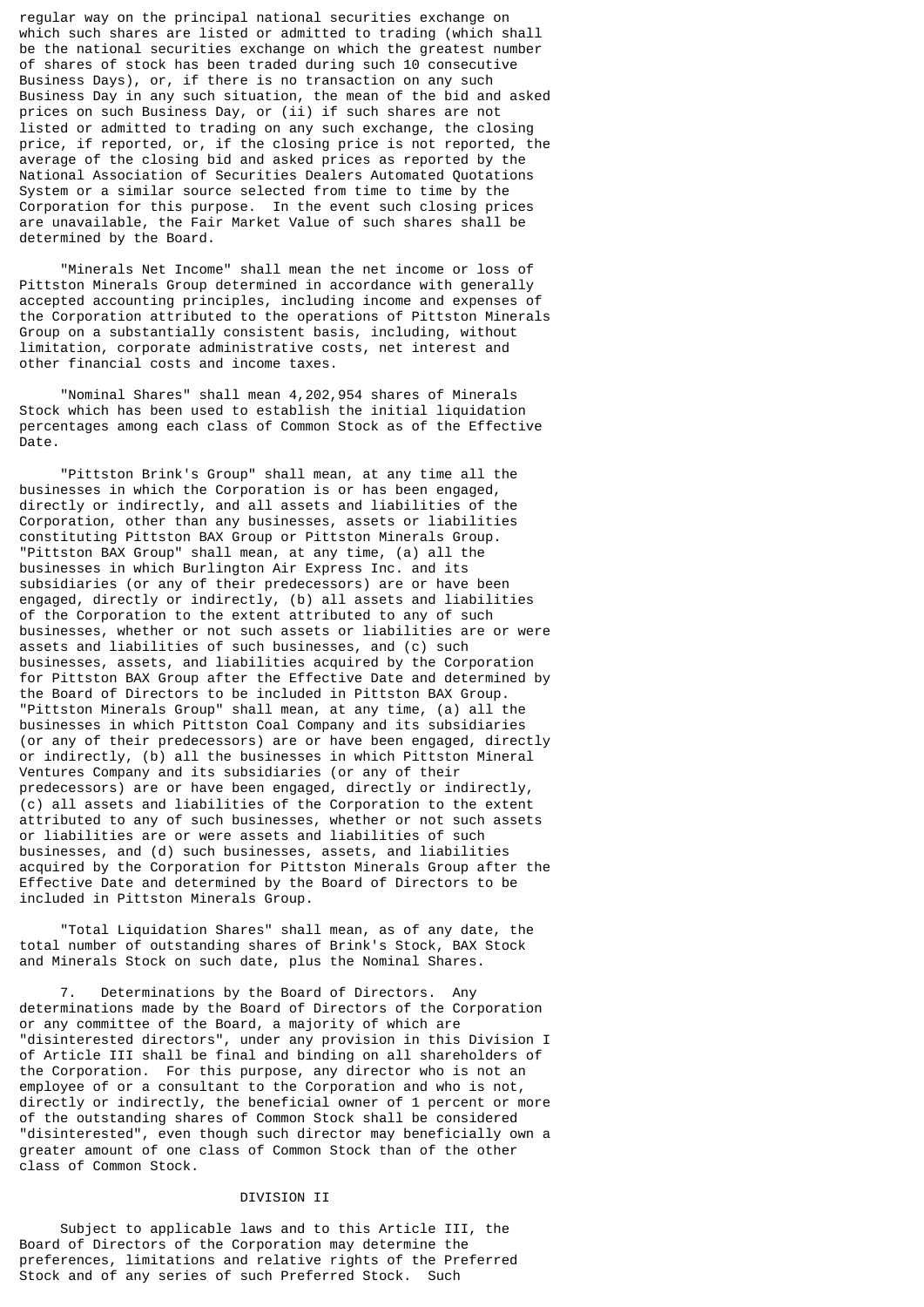regular way on the principal national securities exchange on which such shares are listed or admitted to trading (which shall be the national securities exchange on which the greatest number of shares of stock has been traded during such 10 consecutive Business Days), or, if there is no transaction on any such Business Day in any such situation, the mean of the bid and asked prices on such Business Day, or (ii) if such shares are not listed or admitted to trading on any such exchange, the closing price, if reported, or, if the closing price is not reported, the average of the closing bid and asked prices as reported by the National Association of Securities Dealers Automated Quotations System or a similar source selected from time to time by the Corporation for this purpose. In the event such closing prices are unavailable, the Fair Market Value of such shares shall be determined by the Board.

"Minerals Net Income" shall mean the net income or loss of Pittston Minerals Group determined in accordance with generally accepted accounting principles, including income and expenses of the Corporation attributed to the operations of Pittston Minerals Group on a substantially consistent basis, including, without limitation, corporate administrative costs, net interest and other financial costs and income taxes.

"Nominal Shares" shall mean 4,202,954 shares of Minerals Stock which has been used to establish the initial liquidation percentages among each class of Common Stock as of the Effective Date.

"Pittston Brink's Group" shall mean, at any time all the businesses in which the Corporation is or has been engaged, directly or indirectly, and all assets and liabilities of the Corporation, other than any businesses, assets or liabilities constituting Pittston BAX Group or Pittston Minerals Group. "Pittston BAX Group" shall mean, at any time, (a) all the businesses in which Burlington Air Express Inc. and its subsidiaries (or any of their predecessors) are or have been engaged, directly or indirectly, (b) all assets and liabilities of the Corporation to the extent attributed to any of such businesses, whether or not such assets or liabilities are or were assets and liabilities of such businesses, and (c) such businesses, assets, and liabilities acquired by the Corporation for Pittston BAX Group after the Effective Date and determined by the Board of Directors to be included in Pittston BAX Group. "Pittston Minerals Group" shall mean, at any time, (a) all the businesses in which Pittston Coal Company and its subsidiaries (or any of their predecessors) are or have been engaged, directly or indirectly, (b) all the businesses in which Pittston Mineral Ventures Company and its subsidiaries (or any of their predecessors) are or have been engaged, directly or indirectly, (c) all assets and liabilities of the Corporation to the extent attributed to any of such businesses, whether or not such assets or liabilities are or were assets and liabilities of such businesses, and (d) such businesses, assets, and liabilities acquired by the Corporation for Pittston Minerals Group after the Effective Date and determined by the Board of Directors to be included in Pittston Minerals Group.

"Total Liquidation Shares" shall mean, as of any date, the total number of outstanding shares of Brink's Stock, BAX Stock and Minerals Stock on such date, plus the Nominal Shares.

7. Determinations by the Board of Directors. Any determinations made by the Board of Directors of the Corporation or any committee of the Board, a majority of which are "disinterested directors", under any provision in this Division I of Article III shall be final and binding on all shareholders of the Corporation. For this purpose, any director who is not an employee of or a consultant to the Corporation and who is not, directly or indirectly, the beneficial owner of 1 percent or more of the outstanding shares of Common Stock shall be considered "disinterested", even though such director may beneficially own a greater amount of one class of Common Stock than of the other class of Common Stock.

DIVISION II

Subject to applicable laws and to this Article III, the Board of Directors of the Corporation may determine the preferences, limitations and relative rights of the Preferred Stock and of any series of such Preferred Stock. Such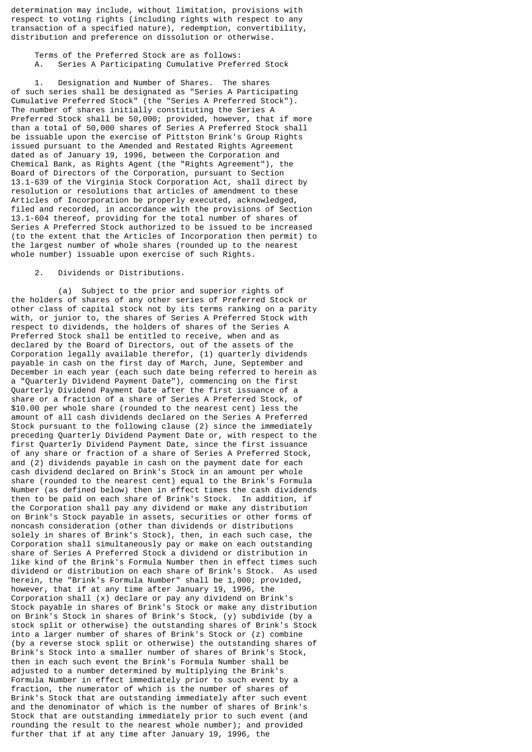determination may include, without limitation, provisions with respect to voting rights (including rights with respect to any transaction of a specified nature), redemption, convertibility, distribution and preference on dissolution or otherwise.

Terms of the Preferred Stock are as follows:

A. Series A Participating Cumulative Preferred Stock

1. Designation and Number of Shares. The shares of such series shall be designated as "Series A Participating Cumulative Preferred Stock" (the "Series A Preferred Stock"). The number of shares initially constituting the Series A Preferred Stock shall be 50,000; provided, however, that if more than a total of 50,000 shares of Series A Preferred Stock shall be issuable upon the exercise of Pittston Brink's Group Rights issued pursuant to the Amended and Restated Rights Agreement dated as of January 19, 1996, between the Corporation and Chemical Bank, as Rights Agent (the "Rights Agreement"), the Board of Directors of the Corporation, pursuant to Section 13.1-639 of the Virginia Stock Corporation Act, shall direct by resolution or resolutions that articles of amendment to these Articles of Incorporation be properly executed, acknowledged, filed and recorded, in accordance with the provisions of Section 13.1-604 thereof, providing for the total number of shares of Series A Preferred Stock authorized to be issued to be increased (to the extent that the Articles of Incorporation then permit) to the largest number of whole shares (rounded up to the nearest whole number) issuable upon exercise of such Rights.

2. Dividends or Distributions.

(a) Subject to the prior and superior rights of the holders of shares of any other series of Preferred Stock or other class of capital stock not by its terms ranking on a parity with, or junior to, the shares of Series A Preferred Stock with respect to dividends, the holders of shares of the Series A Preferred Stock shall be entitled to receive, when and as declared by the Board of Directors, out of the assets of the Corporation legally available therefor, (1) quarterly dividends payable in cash on the first day of March, June, September and December in each year (each such date being referred to herein as a "Quarterly Dividend Payment Date"), commencing on the first Quarterly Dividend Payment Date after the first issuance of a share or a fraction of a share of Series A Preferred Stock, of $10.00 per whole share (rounded to the nearest cent) less the amount of all cash dividends declared on the Series A Preferred Stock pursuant to the following clause (2) since the immediately preceding Quarterly Dividend Payment Date or, with respect to the first Quarterly Dividend Payment Date, since the first issuance of any share or fraction of a share of Series A Preferred Stock, and (2) dividends payable in cash on the payment date for each cash dividend declared on Brink's Stock in an amount per whole share (rounded to the nearest cent) equal to the Brink's Formula Number (as defined below) then in effect times the cash dividends then to be paid on each share of Brink's Stock. In addition, if the Corporation shall pay any dividend or make any distribution on Brink's Stock payable in assets, securities or other forms of noncash consideration (other than dividends or distributions solely in shares of Brink's Stock), then, in each such case, the Corporation shall simultaneously pay or make on each outstanding share of Series A Preferred Stock a dividend or distribution in like kind of the Brink's Formula Number then in effect times such dividend or distribution on each share of Brink's Stock. As used herein, the "Brink's Formula Number" shall be 1,000; provided, however, that if at any time after January 19, 1996, the Corporation shall (x) declare or pay any dividend on Brink's Stock payable in shares of Brink's Stock or make any distribution on Brink's Stock in shares of Brink's Stock, (y) subdivide (by a stock split or otherwise) the outstanding shares of Brink's Stock into a larger number of shares of Brink's Stock or (z) combine (by a reverse stock split or otherwise) the outstanding shares of Brink's Stock into a smaller number of shares of Brink's Stock, then in each such event the Brink's Formula Number shall be adjusted to a number determined by multiplying the Brink's Formula Number in effect immediately prior to such event by a fraction, the numerator of which is the number of shares of Brink's Stock that are outstanding immediately after such event and the denominator of which is the number of shares of Brink's Stock that are outstanding immediately prior to such event (and rounding the result to the nearest whole number); and provided further that if at any time after January 19, 1996, the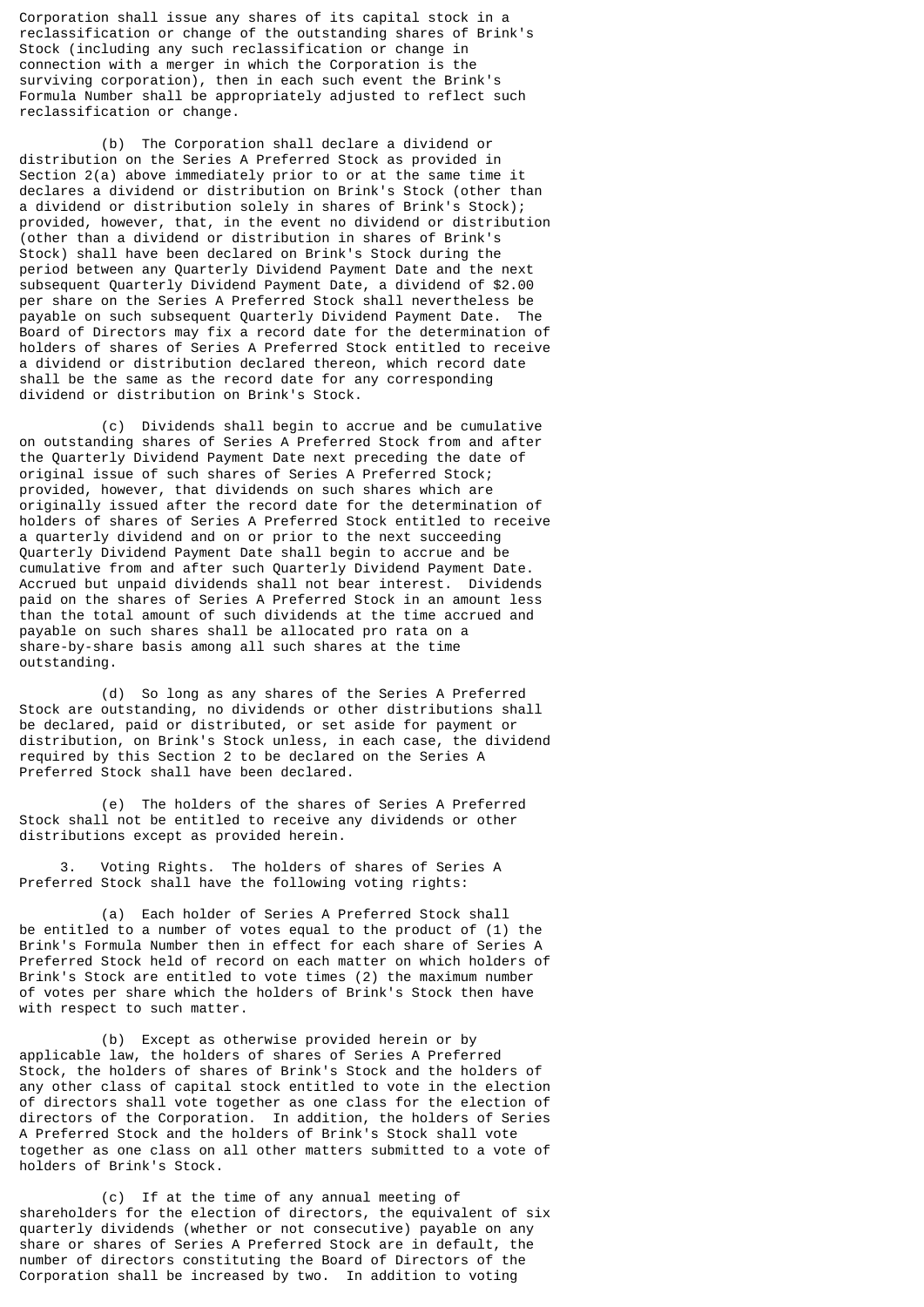Corporation shall issue any shares of its capital stock in a reclassification or change of the outstanding shares of Brink's Stock (including any such reclassification or change in connection with a merger in which the Corporation is the surviving corporation), then in each such event the Brink's Formula Number shall be appropriately adjusted to reflect such reclassification or change.

(b) The Corporation shall declare a dividend or distribution on the Series A Preferred Stock as provided in Section 2(a) above immediately prior to or at the same time it declares a dividend or distribution on Brink's Stock (other than a dividend or distribution solely in shares of Brink's Stock); provided, however, that, in the event no dividend or distribution (other than a dividend or distribution in shares of Brink's Stock) shall have been declared on Brink's Stock during the period between any Quarterly Dividend Payment Date and the next subsequent Quarterly Dividend Payment Date, a dividend of $2.00 per share on the Series A Preferred Stock shall nevertheless be payable on such subsequent Quarterly Dividend Payment Date. The Board of Directors may fix a record date for the determination of holders of shares of Series A Preferred Stock entitled to receive a dividend or distribution declared thereon, which record date shall be the same as the record date for any corresponding dividend or distribution on Brink's Stock.

(c) Dividends shall begin to accrue and be cumulative on outstanding shares of Series A Preferred Stock from and after the Quarterly Dividend Payment Date next preceding the date of original issue of such shares of Series A Preferred Stock; provided, however, that dividends on such shares which are originally issued after the record date for the determination of holders of shares of Series A Preferred Stock entitled to receive a quarterly dividend and on or prior to the next succeeding Quarterly Dividend Payment Date shall begin to accrue and be cumulative from and after such Quarterly Dividend Payment Date. Accrued but unpaid dividends shall not bear interest. Dividends paid on the shares of Series A Preferred Stock in an amount less than the total amount of such dividends at the time accrued and payable on such shares shall be allocated pro rata on a share-by-share basis among all such shares at the time outstanding.

(d) So long as any shares of the Series A Preferred Stock are outstanding, no dividends or other distributions shall be declared, paid or distributed, or set aside for payment or distribution, on Brink's Stock unless, in each case, the dividend required by this Section 2 to be declared on the Series A Preferred Stock shall have been declared.

(e) The holders of the shares of Series A Preferred Stock shall not be entitled to receive any dividends or other distributions except as provided herein.

3. Voting Rights. The holders of shares of Series A Preferred Stock shall have the following voting rights:

(a) Each holder of Series A Preferred Stock shall be entitled to a number of votes equal to the product of (1) the Brink's Formula Number then in effect for each share of Series A Preferred Stock held of record on each matter on which holders of Brink's Stock are entitled to vote times (2) the maximum number of votes per share which the holders of Brink's Stock then have with respect to such matter.

(b) Except as otherwise provided herein or by applicable law, the holders of shares of Series A Preferred Stock, the holders of shares of Brink's Stock and the holders of any other class of capital stock entitled to vote in the election of directors shall vote together as one class for the election of directors of the Corporation. In addition, the holders of Series A Preferred Stock and the holders of Brink's Stock shall vote together as one class on all other matters submitted to a vote of holders of Brink's Stock.

(c) If at the time of any annual meeting of shareholders for the election of directors, the equivalent of six quarterly dividends (whether or not consecutive) payable on any share or shares of Series A Preferred Stock are in default, the number of directors constituting the Board of Directors of the Corporation shall be increased by two. In addition to voting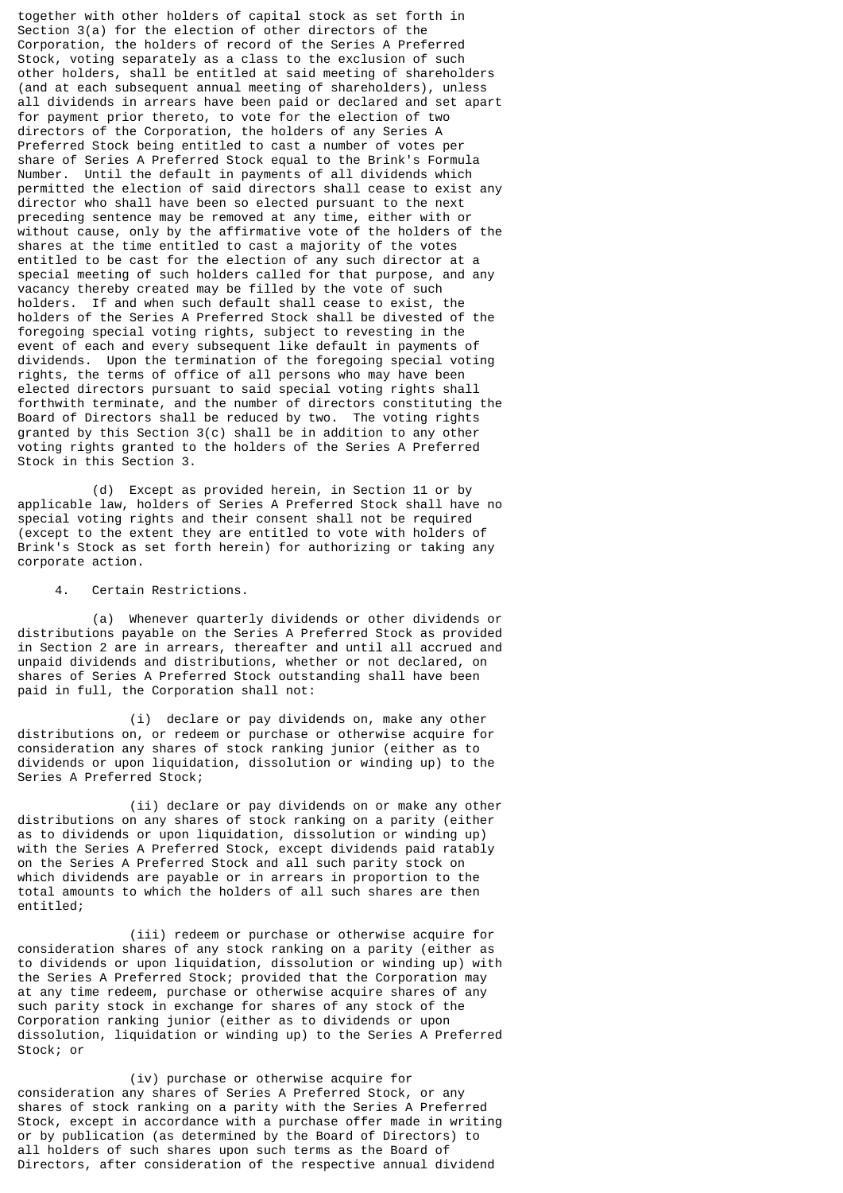together with other holders of capital stock as set forth in Section 3(a) for the election of other directors of the Corporation, the holders of record of the Series A Preferred Stock, voting separately as a class to the exclusion of such other holders, shall be entitled at said meeting of shareholders (and at each subsequent annual meeting of shareholders), unless all dividends in arrears have been paid or declared and set apart for payment prior thereto, to vote for the election of two directors of the Corporation, the holders of any Series A Preferred Stock being entitled to cast a number of votes per share of Series A Preferred Stock equal to the Brink's Formula Number. Until the default in payments of all dividends which permitted the election of said directors shall cease to exist any director who shall have been so elected pursuant to the next preceding sentence may be removed at any time, either with or without cause, only by the affirmative vote of the holders of the shares at the time entitled to cast a majority of the votes entitled to be cast for the election of any such director at a special meeting of such holders called for that purpose, and any vacancy thereby created may be filled by the vote of such holders. If and when such default shall cease to exist, the holders of the Series A Preferred Stock shall be divested of the foregoing special voting rights, subject to revesting in the event of each and every subsequent like default in payments of dividends. Upon the termination of the foregoing special voting rights, the terms of office of all persons who may have been elected directors pursuant to said special voting rights shall forthwith terminate, and the number of directors constituting the Board of Directors shall be reduced by two. The voting rights granted by this Section 3(c) shall be in addition to any other voting rights granted to the holders of the Series A Preferred Stock in this Section 3.

(d) Except as provided herein, in Section 11 or by applicable law, holders of Series A Preferred Stock shall have no special voting rights and their consent shall not be required (except to the extent they are entitled to vote with holders of Brink's Stock as set forth herein) for authorizing or taking any corporate action.

4. Certain Restrictions.

(a) Whenever quarterly dividends or other dividends or distributions payable on the Series A Preferred Stock as provided in Section 2 are in arrears, thereafter and until all accrued and unpaid dividends and distributions, whether or not declared, on shares of Series A Preferred Stock outstanding shall have been paid in full, the Corporation shall not:

(i) declare or pay dividends on, make any other distributions on, or redeem or purchase or otherwise acquire for consideration any shares of stock ranking junior (either as to dividends or upon liquidation, dissolution or winding up) to the Series A Preferred Stock;

(ii) declare or pay dividends on or make any other distributions on any shares of stock ranking on a parity (either as to dividends or upon liquidation, dissolution or winding up) with the Series A Preferred Stock, except dividends paid ratably on the Series A Preferred Stock and all such parity stock on which dividends are payable or in arrears in proportion to the total amounts to which the holders of all such shares are then entitled;

(iii) redeem or purchase or otherwise acquire for consideration shares of any stock ranking on a parity (either as to dividends or upon liquidation, dissolution or winding up) with the Series A Preferred Stock; provided that the Corporation may at any time redeem, purchase or otherwise acquire shares of any such parity stock in exchange for shares of any stock of the Corporation ranking junior (either as to dividends or upon dissolution, liquidation or winding up) to the Series A Preferred Stock; or

(iv) purchase or otherwise acquire for consideration any shares of Series A Preferred Stock, or any shares of stock ranking on a parity with the Series A Preferred Stock, except in accordance with a purchase offer made in writing or by publication (as determined by the Board of Directors) to all holders of such shares upon such terms as the Board of Directors, after consideration of the respective annual dividend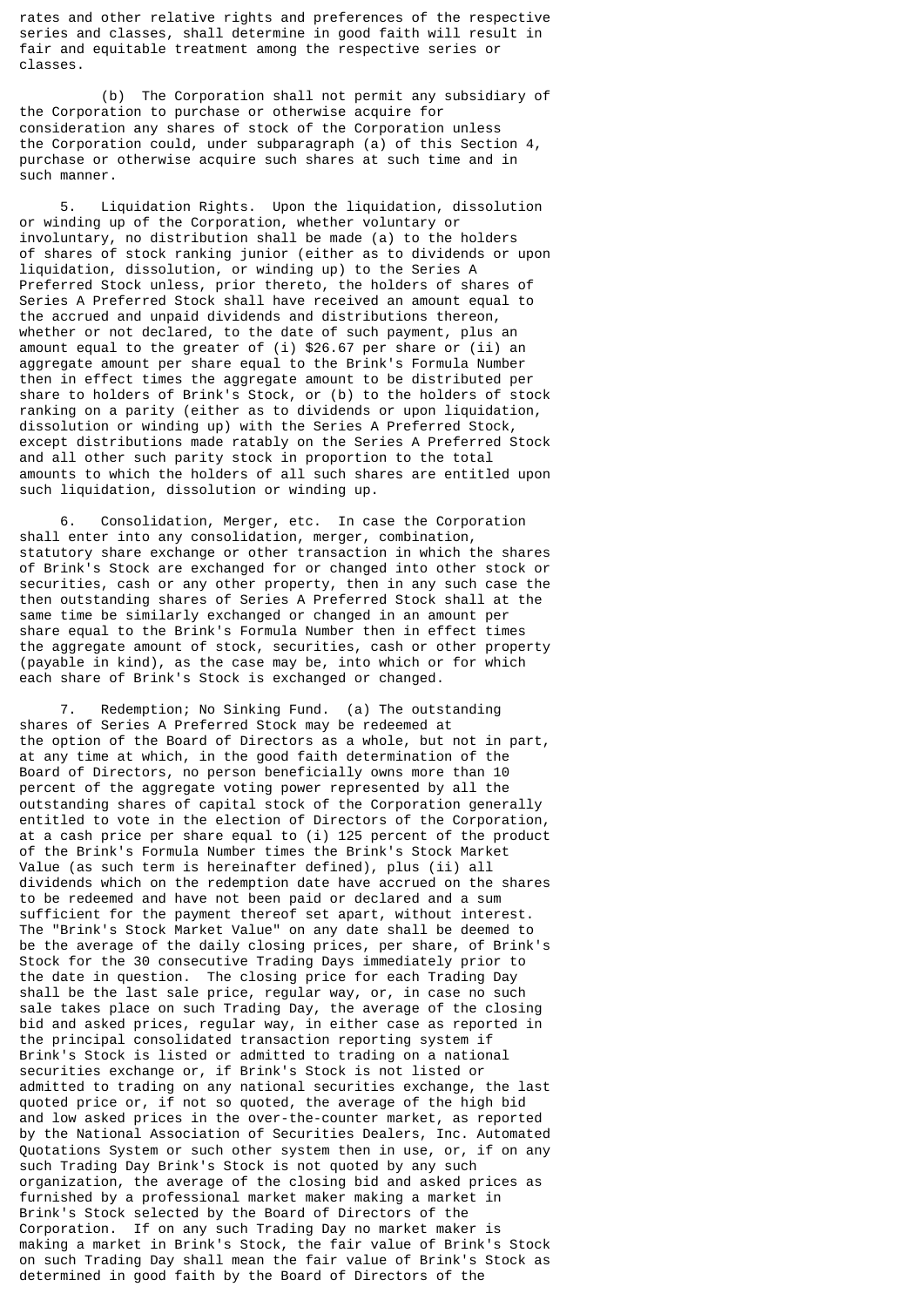rates and other relative rights and preferences of the respective series and classes, shall determine in good faith will result in fair and equitable treatment among the respective series or classes.

(b) The Corporation shall not permit any subsidiary of the Corporation to purchase or otherwise acquire for consideration any shares of stock of the Corporation unless the Corporation could, under subparagraph (a) of this Section 4, purchase or otherwise acquire such shares at such time and in such manner.

5. Liquidation Rights. Upon the liquidation, dissolution or winding up of the Corporation, whether voluntary or involuntary, no distribution shall be made (a) to the holders of shares of stock ranking junior (either as to dividends or upon liquidation, dissolution, or winding up) to the Series A Preferred Stock unless, prior thereto, the holders of shares of Series A Preferred Stock shall have received an amount equal to the accrued and unpaid dividends and distributions thereon, whether or not declared, to the date of such payment, plus an amount equal to the greater of (i) $26.67 per share or (ii) an aggregate amount per share equal to the Brink's Formula Number then in effect times the aggregate amount to be distributed per share to holders of Brink's Stock, or (b) to the holders of stock ranking on a parity (either as to dividends or upon liquidation, dissolution or winding up) with the Series A Preferred Stock, except distributions made ratably on the Series A Preferred Stock and all other such parity stock in proportion to the total amounts to which the holders of all such shares are entitled upon such liquidation, dissolution or winding up.

6. Consolidation, Merger, etc. In case the Corporation shall enter into any consolidation, merger, combination, statutory share exchange or other transaction in which the shares of Brink's Stock are exchanged for or changed into other stock or securities, cash or any other property, then in any such case the then outstanding shares of Series A Preferred Stock shall at the same time be similarly exchanged or changed in an amount per share equal to the Brink's Formula Number then in effect times the aggregate amount of stock, securities, cash or other property (payable in kind), as the case may be, into which or for which each share of Brink's Stock is exchanged or changed.

7. Redemption; No Sinking Fund. (a) The outstanding shares of Series A Preferred Stock may be redeemed at the option of the Board of Directors as a whole, but not in part, at any time at which, in the good faith determination of the Board of Directors, no person beneficially owns more than 10 percent of the aggregate voting power represented by all the outstanding shares of capital stock of the Corporation generally entitled to vote in the election of Directors of the Corporation, at a cash price per share equal to (i) 125 percent of the product of the Brink's Formula Number times the Brink's Stock Market Value (as such term is hereinafter defined), plus (ii) all dividends which on the redemption date have accrued on the shares to be redeemed and have not been paid or declared and a sum sufficient for the payment thereof set apart, without interest. The "Brink's Stock Market Value" on any date shall be deemed to be the average of the daily closing prices, per share, of Brink's Stock for the 30 consecutive Trading Days immediately prior to the date in question. The closing price for each Trading Day shall be the last sale price, regular way, or, in case no such sale takes place on such Trading Day, the average of the closing bid and asked prices, regular way, in either case as reported in the principal consolidated transaction reporting system if Brink's Stock is listed or admitted to trading on a national securities exchange or, if Brink's Stock is not listed or admitted to trading on any national securities exchange, the last quoted price or, if not so quoted, the average of the high bid and low asked prices in the over-the-counter market, as reported by the National Association of Securities Dealers, Inc. Automated Quotations System or such other system then in use, or, if on any such Trading Day Brink's Stock is not quoted by any such organization, the average of the closing bid and asked prices as furnished by a professional market maker making a market in Brink's Stock selected by the Board of Directors of the Corporation. If on any such Trading Day no market maker is making a market in Brink's Stock, the fair value of Brink's Stock on such Trading Day shall mean the fair value of Brink's Stock as determined in good faith by the Board of Directors of the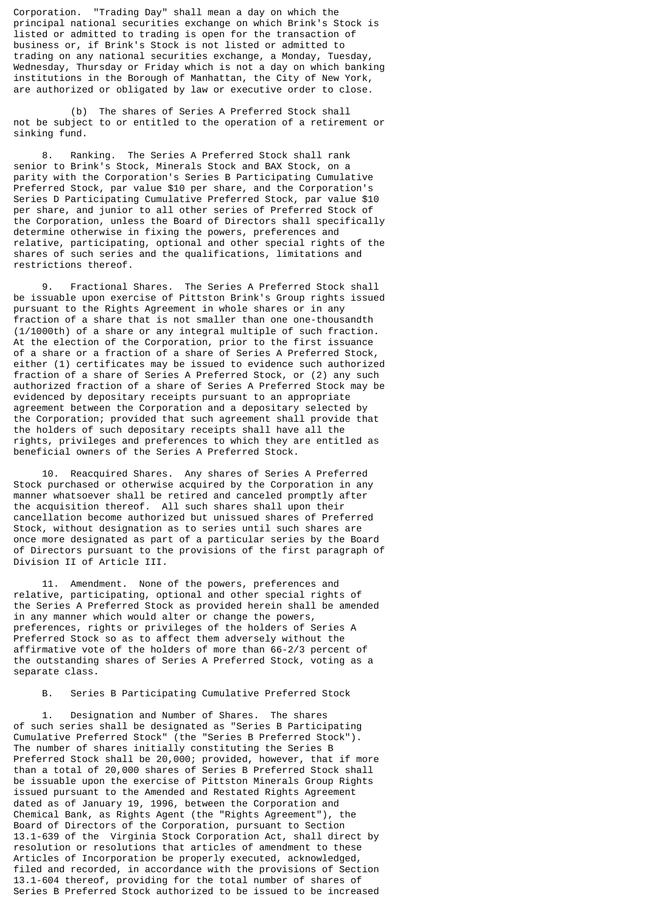Corporation. "Trading Day" shall mean a day on which the principal national securities exchange on which Brink's Stock is listed or admitted to trading is open for the transaction of business or, if Brink's Stock is not listed or admitted to trading on any national securities exchange, a Monday, Tuesday, Wednesday, Thursday or Friday which is not a day on which banking institutions in the Borough of Manhattan, the City of New York, are authorized or obligated by law or executive order to close.

(b) The shares of Series A Preferred Stock shall not be subject to or entitled to the operation of a retirement or sinking fund.

8. Ranking. The Series A Preferred Stock shall rank senior to Brink's Stock, Minerals Stock and BAX Stock, on a parity with the Corporation's Series B Participating Cumulative Preferred Stock, par value $10 per share, and the Corporation's Series D Participating Cumulative Preferred Stock, par value $10 per share, and junior to all other series of Preferred Stock of the Corporation, unless the Board of Directors shall specifically determine otherwise in fixing the powers, preferences and relative, participating, optional and other special rights of the shares of such series and the qualifications, limitations and restrictions thereof.

9. Fractional Shares. The Series A Preferred Stock shall be issuable upon exercise of Pittston Brink's Group rights issued pursuant to the Rights Agreement in whole shares or in any fraction of a share that is not smaller than one one-thousandth (1/1000th) of a share or any integral multiple of such fraction. At the election of the Corporation, prior to the first issuance of a share or a fraction of a share of Series A Preferred Stock, either (1) certificates may be issued to evidence such authorized fraction of a share of Series A Preferred Stock, or (2) any such authorized fraction of a share of Series A Preferred Stock may be evidenced by depositary receipts pursuant to an appropriate agreement between the Corporation and a depositary selected by the Corporation; provided that such agreement shall provide that the holders of such depositary receipts shall have all the rights, privileges and preferences to which they are entitled as beneficial owners of the Series A Preferred Stock.

10. Reacquired Shares. Any shares of Series A Preferred Stock purchased or otherwise acquired by the Corporation in any manner whatsoever shall be retired and canceled promptly after the acquisition thereof. All such shares shall upon their cancellation become authorized but unissued shares of Preferred Stock, without designation as to series until such shares are once more designated as part of a particular series by the Board of Directors pursuant to the provisions of the first paragraph of Division II of Article III.

11. Amendment. None of the powers, preferences and relative, participating, optional and other special rights of the Series A Preferred Stock as provided herein shall be amended in any manner which would alter or change the powers, preferences, rights or privileges of the holders of Series A Preferred Stock so as to affect them adversely without the affirmative vote of the holders of more than 66-2/3 percent of the outstanding shares of Series A Preferred Stock, voting as a separate class.

B. Series B Participating Cumulative Preferred Stock

1. Designation and Number of Shares. The shares of such series shall be designated as "Series B Participating Cumulative Preferred Stock" (the "Series B Preferred Stock"). The number of shares initially constituting the Series B Preferred Stock shall be 20,000; provided, however, that if more than a total of 20,000 shares of Series B Preferred Stock shall be issuable upon the exercise of Pittston Minerals Group Rights issued pursuant to the Amended and Restated Rights Agreement dated as of January 19, 1996, between the Corporation and Chemical Bank, as Rights Agent (the "Rights Agreement"), the Board of Directors of the Corporation, pursuant to Section 13.1-639 of the Virginia Stock Corporation Act, shall direct by resolution or resolutions that articles of amendment to these Articles of Incorporation be properly executed, acknowledged, filed and recorded, in accordance with the provisions of Section 13.1-604 thereof, providing for the total number of shares of Series B Preferred Stock authorized to be issued to be increased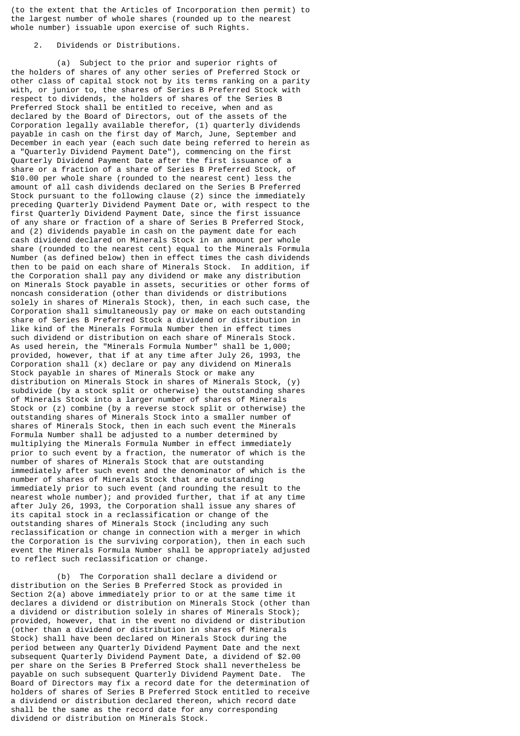(to the extent that the Articles of Incorporation then permit) to the largest number of whole shares (rounded up to the nearest whole number) issuable upon exercise of such Rights.

2. Dividends or Distributions.

(a) Subject to the prior and superior rights of the holders of shares of any other series of Preferred Stock or other class of capital stock not by its terms ranking on a parity with, or junior to, the shares of Series B Preferred Stock with respect to dividends, the holders of shares of the Series B Preferred Stock shall be entitled to receive, when and as declared by the Board of Directors, out of the assets of the Corporation legally available therefor, (1) quarterly dividends payable in cash on the first day of March, June, September and December in each year (each such date being referred to herein as a "Quarterly Dividend Payment Date"), commencing on the first Quarterly Dividend Payment Date after the first issuance of a share or a fraction of a share of Series B Preferred Stock, of $10.00 per whole share (rounded to the nearest cent) less the amount of all cash dividends declared on the Series B Preferred Stock pursuant to the following clause (2) since the immediately preceding Quarterly Dividend Payment Date or, with respect to the first Quarterly Dividend Payment Date, since the first issuance of any share or fraction of a share of Series B Preferred Stock, and (2) dividends payable in cash on the payment date for each cash dividend declared on Minerals Stock in an amount per whole share (rounded to the nearest cent) equal to the Minerals Formula Number (as defined below) then in effect times the cash dividends then to be paid on each share of Minerals Stock. In addition, if the Corporation shall pay any dividend or make any distribution on Minerals Stock payable in assets, securities or other forms of noncash consideration (other than dividends or distributions solely in shares of Minerals Stock), then, in each such case, the Corporation shall simultaneously pay or make on each outstanding share of Series B Preferred Stock a dividend or distribution in like kind of the Minerals Formula Number then in effect times such dividend or distribution on each share of Minerals Stock. As used herein, the "Minerals Formula Number" shall be 1,000; provided, however, that if at any time after July 26, 1993, the Corporation shall (x) declare or pay any dividend on Minerals Stock payable in shares of Minerals Stock or make any distribution on Minerals Stock in shares of Minerals Stock, (y) subdivide (by a stock split or otherwise) the outstanding shares of Minerals Stock into a larger number of shares of Minerals Stock or (z) combine (by a reverse stock split or otherwise) the outstanding shares of Minerals Stock into a smaller number of shares of Minerals Stock, then in each such event the Minerals Formula Number shall be adjusted to a number determined by multiplying the Minerals Formula Number in effect immediately prior to such event by a fraction, the numerator of which is the number of shares of Minerals Stock that are outstanding immediately after such event and the denominator of which is the number of shares of Minerals Stock that are outstanding immediately prior to such event (and rounding the result to the nearest whole number); and provided further, that if at any time after July 26, 1993, the Corporation shall issue any shares of its capital stock in a reclassification or change of the outstanding shares of Minerals Stock (including any such reclassification or change in connection with a merger in which the Corporation is the surviving corporation), then in each such event the Minerals Formula Number shall be appropriately adjusted to reflect such reclassification or change.

(b) The Corporation shall declare a dividend or distribution on the Series B Preferred Stock as provided in Section 2(a) above immediately prior to or at the same time it declares a dividend or distribution on Minerals Stock (other than a dividend or distribution solely in shares of Minerals Stock); provided, however, that in the event no dividend or distribution (other than a dividend or distribution in shares of Minerals Stock) shall have been declared on Minerals Stock during the period between any Quarterly Dividend Payment Date and the next subsequent Quarterly Dividend Payment Date, a dividend of $2.00 per share on the Series B Preferred Stock shall nevertheless be payable on such subsequent Quarterly Dividend Payment Date. The Board of Directors may fix a record date for the determination of holders of shares of Series B Preferred Stock entitled to receive a dividend or distribution declared thereon, which record date shall be the same as the record date for any corresponding dividend or distribution on Minerals Stock.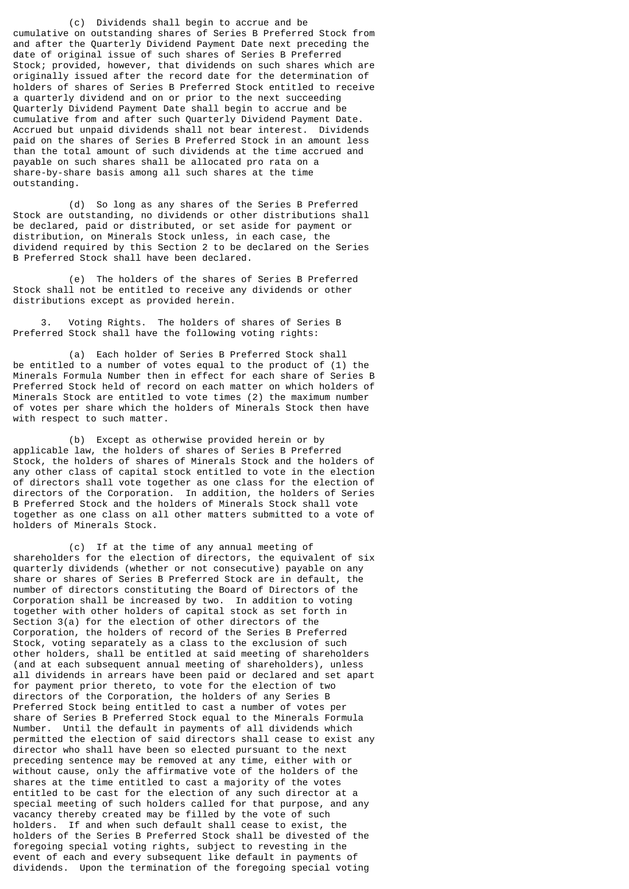(c) Dividends shall begin to accrue and be cumulative on outstanding shares of Series B Preferred Stock from and after the Quarterly Dividend Payment Date next preceding the date of original issue of such shares of Series B Preferred Stock; provided, however, that dividends on such shares which are originally issued after the record date for the determination of holders of shares of Series B Preferred Stock entitled to receive a quarterly dividend and on or prior to the next succeeding Quarterly Dividend Payment Date shall begin to accrue and be cumulative from and after such Quarterly Dividend Payment Date. Accrued but unpaid dividends shall not bear interest. Dividends paid on the shares of Series B Preferred Stock in an amount less than the total amount of such dividends at the time accrued and payable on such shares shall be allocated pro rata on a share-by-share basis among all such shares at the time outstanding.

(d) So long as any shares of the Series B Preferred Stock are outstanding, no dividends or other distributions shall be declared, paid or distributed, or set aside for payment or distribution, on Minerals Stock unless, in each case, the dividend required by this Section 2 to be declared on the Series B Preferred Stock shall have been declared.

(e) The holders of the shares of Series B Preferred Stock shall not be entitled to receive any dividends or other distributions except as provided herein.

3. Voting Rights. The holders of shares of Series B Preferred Stock shall have the following voting rights:

(a) Each holder of Series B Preferred Stock shall be entitled to a number of votes equal to the product of (1) the Minerals Formula Number then in effect for each share of Series B Preferred Stock held of record on each matter on which holders of Minerals Stock are entitled to vote times (2) the maximum number of votes per share which the holders of Minerals Stock then have with respect to such matter.

(b) Except as otherwise provided herein or by applicable law, the holders of shares of Series B Preferred Stock, the holders of shares of Minerals Stock and the holders of any other class of capital stock entitled to vote in the election of directors shall vote together as one class for the election of directors of the Corporation. In addition, the holders of Series B Preferred Stock and the holders of Minerals Stock shall vote together as one class on all other matters submitted to a vote of holders of Minerals Stock.

(c) If at the time of any annual meeting of shareholders for the election of directors, the equivalent of six quarterly dividends (whether or not consecutive) payable on any share or shares of Series B Preferred Stock are in default, the number of directors constituting the Board of Directors of the Corporation shall be increased by two. In addition to voting together with other holders of capital stock as set forth in Section 3(a) for the election of other directors of the Corporation, the holders of record of the Series B Preferred Stock, voting separately as a class to the exclusion of such other holders, shall be entitled at said meeting of shareholders (and at each subsequent annual meeting of shareholders), unless all dividends in arrears have been paid or declared and set apart for payment prior thereto, to vote for the election of two directors of the Corporation, the holders of any Series B Preferred Stock being entitled to cast a number of votes per share of Series B Preferred Stock equal to the Minerals Formula Number. Until the default in payments of all dividends which permitted the election of said directors shall cease to exist any director who shall have been so elected pursuant to the next preceding sentence may be removed at any time, either with or without cause, only the affirmative vote of the holders of the shares at the time entitled to cast a majority of the votes entitled to be cast for the election of any such director at a special meeting of such holders called for that purpose, and any vacancy thereby created may be filled by the vote of such holders. If and when such default shall cease to exist, the holders of the Series B Preferred Stock shall be divested of the foregoing special voting rights, subject to revesting in the event of each and every subsequent like default in payments of dividends. Upon the termination of the foregoing special voting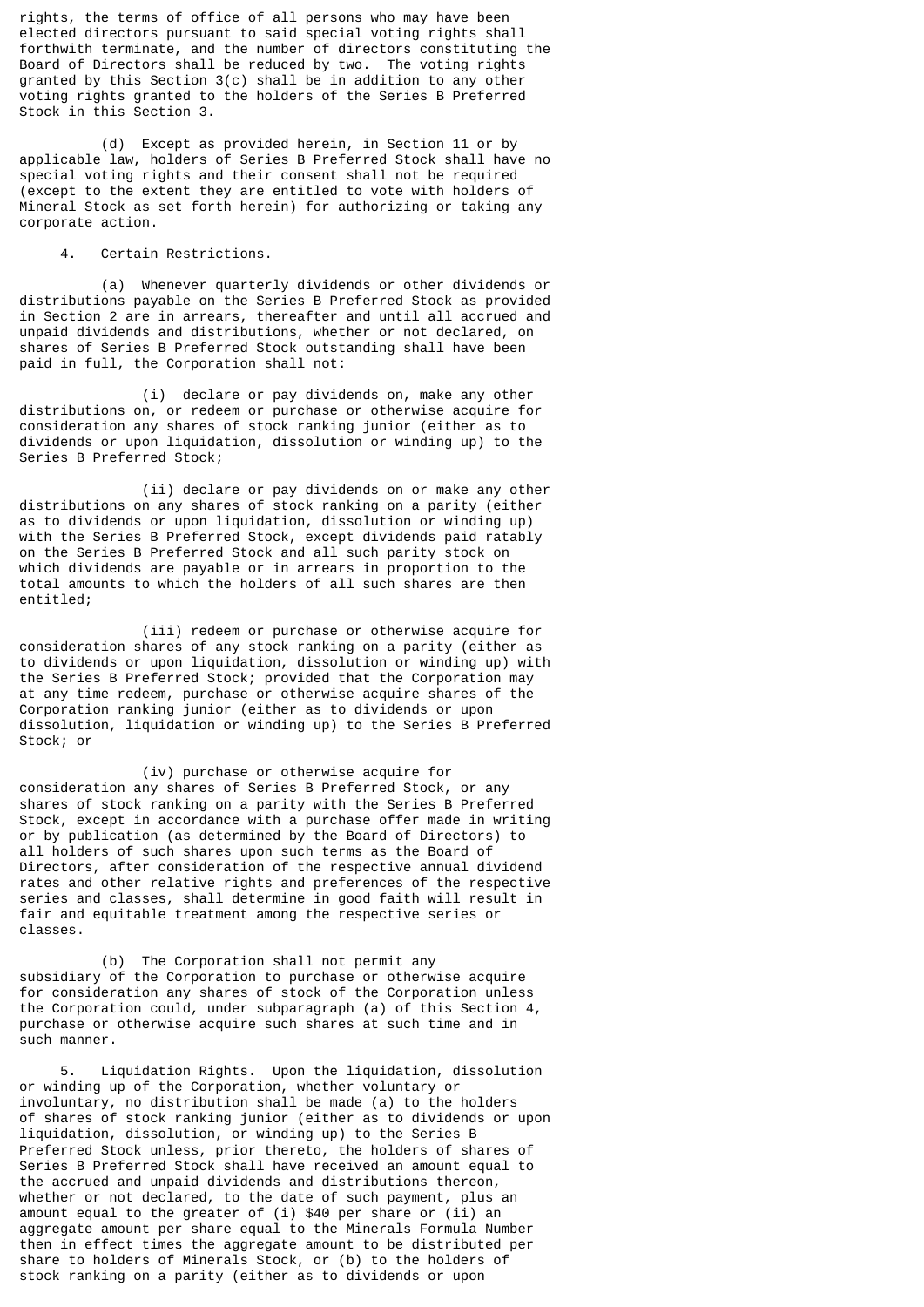rights, the terms of office of all persons who may have been elected directors pursuant to said special voting rights shall forthwith terminate, and the number of directors constituting the Board of Directors shall be reduced by two. The voting rights granted by this Section 3(c) shall be in addition to any other voting rights granted to the holders of the Series B Preferred Stock in this Section 3.

(d) Except as provided herein, in Section 11 or by applicable law, holders of Series B Preferred Stock shall have no special voting rights and their consent shall not be required (except to the extent they are entitled to vote with holders of Mineral Stock as set forth herein) for authorizing or taking any corporate action.

4. Certain Restrictions.

(a) Whenever quarterly dividends or other dividends or distributions payable on the Series B Preferred Stock as provided in Section 2 are in arrears, thereafter and until all accrued and unpaid dividends and distributions, whether or not declared, on shares of Series B Preferred Stock outstanding shall have been paid in full, the Corporation shall not:

(i) declare or pay dividends on, make any other distributions on, or redeem or purchase or otherwise acquire for consideration any shares of stock ranking junior (either as to dividends or upon liquidation, dissolution or winding up) to the Series B Preferred Stock;

(ii) declare or pay dividends on or make any other distributions on any shares of stock ranking on a parity (either as to dividends or upon liquidation, dissolution or winding up) with the Series B Preferred Stock, except dividends paid ratably on the Series B Preferred Stock and all such parity stock on which dividends are payable or in arrears in proportion to the total amounts to which the holders of all such shares are then entitled;

(iii) redeem or purchase or otherwise acquire for consideration shares of any stock ranking on a parity (either as to dividends or upon liquidation, dissolution or winding up) with the Series B Preferred Stock; provided that the Corporation may at any time redeem, purchase or otherwise acquire shares of the Corporation ranking junior (either as to dividends or upon dissolution, liquidation or winding up) to the Series B Preferred Stock; or

(iv) purchase or otherwise acquire for consideration any shares of Series B Preferred Stock, or any shares of stock ranking on a parity with the Series B Preferred Stock, except in accordance with a purchase offer made in writing or by publication (as determined by the Board of Directors) to all holders of such shares upon such terms as the Board of Directors, after consideration of the respective annual dividend rates and other relative rights and preferences of the respective series and classes, shall determine in good faith will result in fair and equitable treatment among the respective series or classes.

(b) The Corporation shall not permit any subsidiary of the Corporation to purchase or otherwise acquire for consideration any shares of stock of the Corporation unless the Corporation could, under subparagraph (a) of this Section 4, purchase or otherwise acquire such shares at such time and in such manner.

5. Liquidation Rights. Upon the liquidation, dissolution or winding up of the Corporation, whether voluntary or involuntary, no distribution shall be made (a) to the holders of shares of stock ranking junior (either as to dividends or upon liquidation, dissolution, or winding up) to the Series B Preferred Stock unless, prior thereto, the holders of shares of Series B Preferred Stock shall have received an amount equal to the accrued and unpaid dividends and distributions thereon, whether or not declared, to the date of such payment, plus an amount equal to the greater of (i) $40 per share or (ii) an aggregate amount per share equal to the Minerals Formula Number then in effect times the aggregate amount to be distributed per share to holders of Minerals Stock, or (b) to the holders of stock ranking on a parity (either as to dividends or upon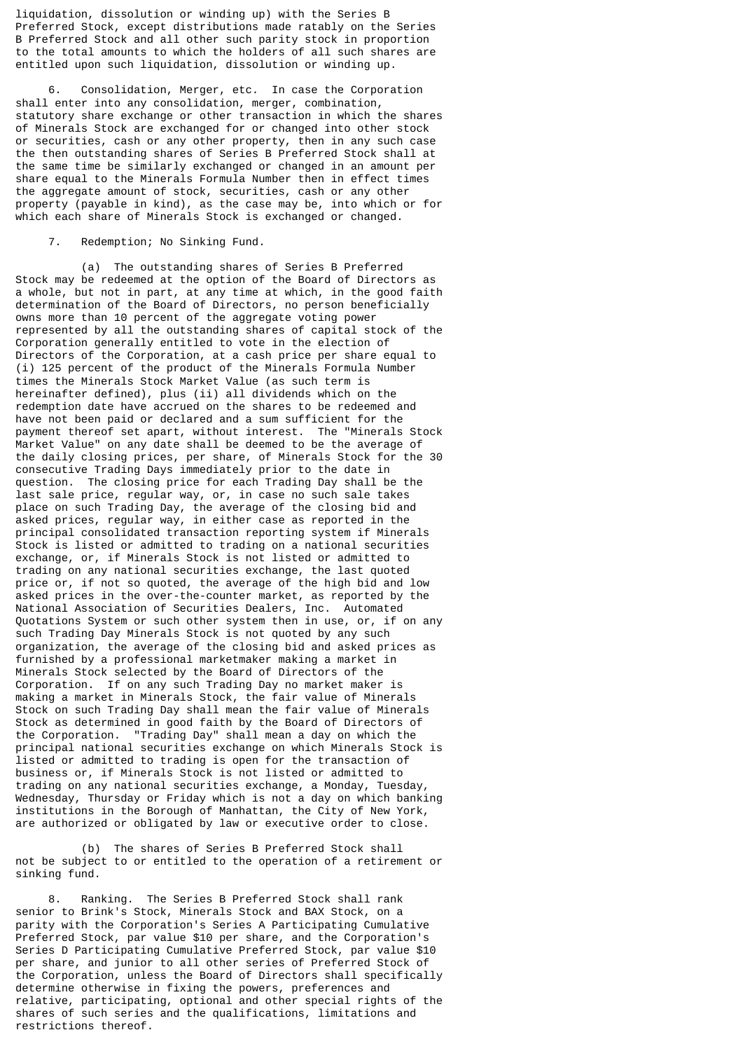liquidation, dissolution or winding up) with the Series B Preferred Stock, except distributions made ratably on the Series B Preferred Stock and all other such parity stock in proportion to the total amounts to which the holders of all such shares are entitled upon such liquidation, dissolution or winding up.

6. Consolidation, Merger, etc. In case the Corporation shall enter into any consolidation, merger, combination, statutory share exchange or other transaction in which the shares of Minerals Stock are exchanged for or changed into other stock or securities, cash or any other property, then in any such case the then outstanding shares of Series B Preferred Stock shall at the same time be similarly exchanged or changed in an amount per share equal to the Minerals Formula Number then in effect times the aggregate amount of stock, securities, cash or any other property (payable in kind), as the case may be, into which or for which each share of Minerals Stock is exchanged or changed.

7. Redemption; No Sinking Fund.

(a) The outstanding shares of Series B Preferred Stock may be redeemed at the option of the Board of Directors as a whole, but not in part, at any time at which, in the good faith determination of the Board of Directors, no person beneficially owns more than 10 percent of the aggregate voting power represented by all the outstanding shares of capital stock of the Corporation generally entitled to vote in the election of Directors of the Corporation, at a cash price per share equal to (i) 125 percent of the product of the Minerals Formula Number times the Minerals Stock Market Value (as such term is hereinafter defined), plus (ii) all dividends which on the redemption date have accrued on the shares to be redeemed and have not been paid or declared and a sum sufficient for the payment thereof set apart, without interest. The "Minerals Stock Market Value" on any date shall be deemed to be the average of the daily closing prices, per share, of Minerals Stock for the 30 consecutive Trading Days immediately prior to the date in question. The closing price for each Trading Day shall be the last sale price, regular way, or, in case no such sale takes place on such Trading Day, the average of the closing bid and asked prices, regular way, in either case as reported in the principal consolidated transaction reporting system if Minerals Stock is listed or admitted to trading on a national securities exchange, or, if Minerals Stock is not listed or admitted to trading on any national securities exchange, the last quoted price or, if not so quoted, the average of the high bid and low asked prices in the over-the-counter market, as reported by the National Association of Securities Dealers, Inc. Automated Quotations System or such other system then in use, or, if on any such Trading Day Minerals Stock is not quoted by any such organization, the average of the closing bid and asked prices as furnished by a professional marketmaker making a market in Minerals Stock selected by the Board of Directors of the Corporation. If on any such Trading Day no market maker is making a market in Minerals Stock, the fair value of Minerals Stock on such Trading Day shall mean the fair value of Minerals Stock as determined in good faith by the Board of Directors of the Corporation. "Trading Day" shall mean a day on which the principal national securities exchange on which Minerals Stock is listed or admitted to trading is open for the transaction of business or, if Minerals Stock is not listed or admitted to trading on any national securities exchange, a Monday, Tuesday, Wednesday, Thursday or Friday which is not a day on which banking institutions in the Borough of Manhattan, the City of New York, are authorized or obligated by law or executive order to close.

(b) The shares of Series B Preferred Stock shall not be subject to or entitled to the operation of a retirement or sinking fund.

8. Ranking. The Series B Preferred Stock shall rank senior to Brink's Stock, Minerals Stock and BAX Stock, on a parity with the Corporation's Series A Participating Cumulative Preferred Stock, par value $10 per share, and the Corporation's Series D Participating Cumulative Preferred Stock, par value $10 per share, and junior to all other series of Preferred Stock of the Corporation, unless the Board of Directors shall specifically determine otherwise in fixing the powers, preferences and relative, participating, optional and other special rights of the shares of such series and the qualifications, limitations and restrictions thereof.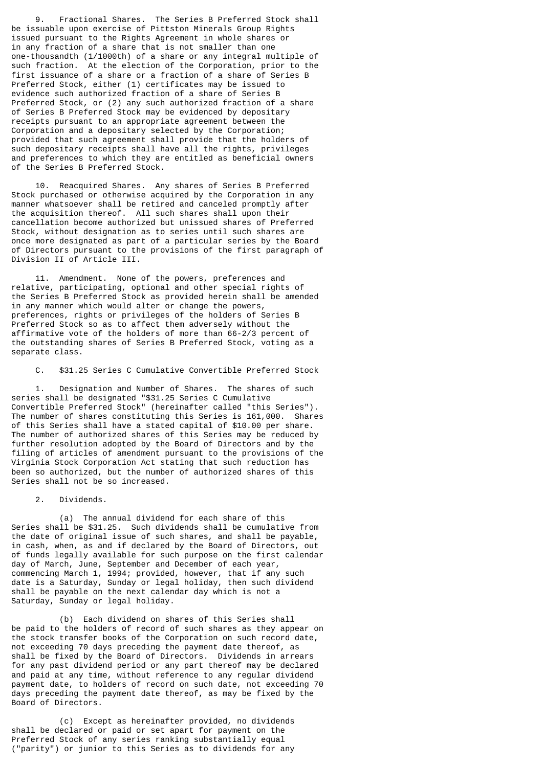9. Fractional Shares. The Series B Preferred Stock shall be issuable upon exercise of Pittston Minerals Group Rights issued pursuant to the Rights Agreement in whole shares or in any fraction of a share that is not smaller than one one-thousandth (1/1000th) of a share or any integral multiple of such fraction. At the election of the Corporation, prior to the first issuance of a share or a fraction of a share of Series B Preferred Stock, either (1) certificates may be issued to evidence such authorized fraction of a share of Series B Preferred Stock, or (2) any such authorized fraction of a share of Series B Preferred Stock may be evidenced by depositary receipts pursuant to an appropriate agreement between the Corporation and a depositary selected by the Corporation; provided that such agreement shall provide that the holders of such depositary receipts shall have all the rights, privileges and preferences to which they are entitled as beneficial owners of the Series B Preferred Stock.

10. Reacquired Shares. Any shares of Series B Preferred Stock purchased or otherwise acquired by the Corporation in any manner whatsoever shall be retired and canceled promptly after the acquisition thereof. All such shares shall upon their cancellation become authorized but unissued shares of Preferred Stock, without designation as to series until such shares are once more designated as part of a particular series by the Board of Directors pursuant to the provisions of the first paragraph of Division II of Article III.

11. Amendment. None of the powers, preferences and relative, participating, optional and other special rights of the Series B Preferred Stock as provided herein shall be amended in any manner which would alter or change the powers, preferences, rights or privileges of the holders of Series B Preferred Stock so as to affect them adversely without the affirmative vote of the holders of more than 66-2/3 percent of the outstanding shares of Series B Preferred Stock, voting as a separate class.

C. $31.25 Series C Cumulative Convertible Preferred Stock

1. Designation and Number of Shares. The shares of such series shall be designated "$31.25 Series C Cumulative Convertible Preferred Stock" (hereinafter called "this Series"). The number of shares constituting this Series is 161,000. Shares of this Series shall have a stated capital of $10.00 per share. The number of authorized shares of this Series may be reduced by further resolution adopted by the Board of Directors and by the filing of articles of amendment pursuant to the provisions of the Virginia Stock Corporation Act stating that such reduction has been so authorized, but the number of authorized shares of this Series shall not be so increased.

2. Dividends.

(a) The annual dividend for each share of this Series shall be $31.25. Such dividends shall be cumulative from the date of original issue of such shares, and shall be payable, in cash, when, as and if declared by the Board of Directors, out of funds legally available for such purpose on the first calendar day of March, June, September and December of each year, commencing March 1, 1994; provided, however, that if any such date is a Saturday, Sunday or legal holiday, then such dividend shall be payable on the next calendar day which is not a Saturday, Sunday or legal holiday.

(b) Each dividend on shares of this Series shall be paid to the holders of record of such shares as they appear on the stock transfer books of the Corporation on such record date, not exceeding 70 days preceding the payment date thereof, as shall be fixed by the Board of Directors. Dividends in arrears for any past dividend period or any part thereof may be declared and paid at any time, without reference to any regular dividend payment date, to holders of record on such date, not exceeding 70 days preceding the payment date thereof, as may be fixed by the Board of Directors.

(c) Except as hereinafter provided, no dividends shall be declared or paid or set apart for payment on the Preferred Stock of any series ranking substantially equal ("parity") or junior to this Series as to dividends for any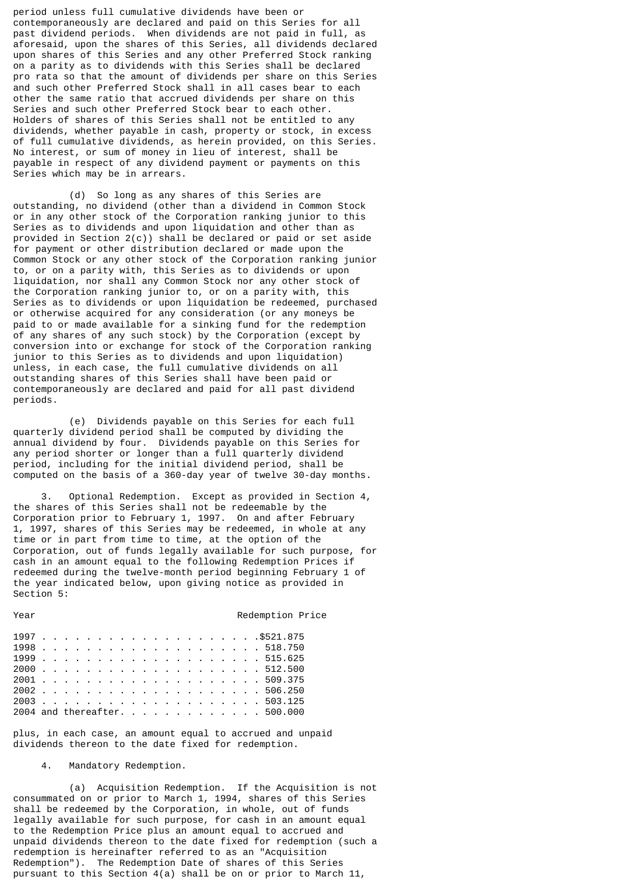period unless full cumulative dividends have been or contemporaneously are declared and paid on this Series for all past dividend periods. When dividends are not paid in full, as aforesaid, upon the shares of this Series, all dividends declared upon shares of this Series and any other Preferred Stock ranking on a parity as to dividends with this Series shall be declared pro rata so that the amount of dividends per share on this Series and such other Preferred Stock shall in all cases bear to each other the same ratio that accrued dividends per share on this Series and such other Preferred Stock bear to each other. Holders of shares of this Series shall not be entitled to any dividends, whether payable in cash, property or stock, in excess of full cumulative dividends, as herein provided, on this Series. No interest, or sum of money in lieu of interest, shall be payable in respect of any dividend payment or payments on this Series which may be in arrears.

(d) So long as any shares of this Series are outstanding, no dividend (other than a dividend in Common Stock or in any other stock of the Corporation ranking junior to this Series as to dividends and upon liquidation and other than as provided in Section 2(c)) shall be declared or paid or set aside for payment or other distribution declared or made upon the Common Stock or any other stock of the Corporation ranking junior to, or on a parity with, this Series as to dividends or upon liquidation, nor shall any Common Stock nor any other stock of the Corporation ranking junior to, or on a parity with, this Series as to dividends or upon liquidation be redeemed, purchased or otherwise acquired for any consideration (or any moneys be paid to or made available for a sinking fund for the redemption of any shares of any such stock) by the Corporation (except by conversion into or exchange for stock of the Corporation ranking junior to this Series as to dividends and upon liquidation) unless, in each case, the full cumulative dividends on all outstanding shares of this Series shall have been paid or contemporaneously are declared and paid for all past dividend periods.

(e) Dividends payable on this Series for each full quarterly dividend period shall be computed by dividing the annual dividend by four. Dividends payable on this Series for any period shorter or longer than a full quarterly dividend period, including for the initial dividend period, shall be computed on the basis of a 360-day year of twelve 30-day months.

3. Optional Redemption. Except as provided in Section 4, the shares of this Series shall not be redeemable by the Corporation prior to February 1, 1997. On and after February 1, 1997, shares of this Series may be redeemed, in whole at any time or in part from time to time, at the option of the Corporation, out of funds legally available for such purpose, for cash in an amount equal to the following Redemption Prices if redeemed during the twelve-month period beginning February 1 of the year indicated below, upon giving notice as provided in Section 5:

| Year | Redemption Price |
|---|---|
| 1997 | $521.875 |
| 1998 | 518.750 |
| 1999 | 515.625 |
| 2000 | 512.500 |
| 2001 | 509.375 |
| 2002 | 506.250 |
| 2003 | 503.125 |
| 2004 and thereafter | 500.000 |

plus, in each case, an amount equal to accrued and unpaid dividends thereon to the date fixed for redemption.

4. Mandatory Redemption.

(a) Acquisition Redemption. If the Acquisition is not consummated on or prior to March 1, 1994, shares of this Series shall be redeemed by the Corporation, in whole, out of funds legally available for such purpose, for cash in an amount equal to the Redemption Price plus an amount equal to accrued and unpaid dividends thereon to the date fixed for redemption (such a redemption is hereinafter referred to as an "Acquisition Redemption"). The Redemption Date of shares of this Series pursuant to this Section 4(a) shall be on or prior to March 11,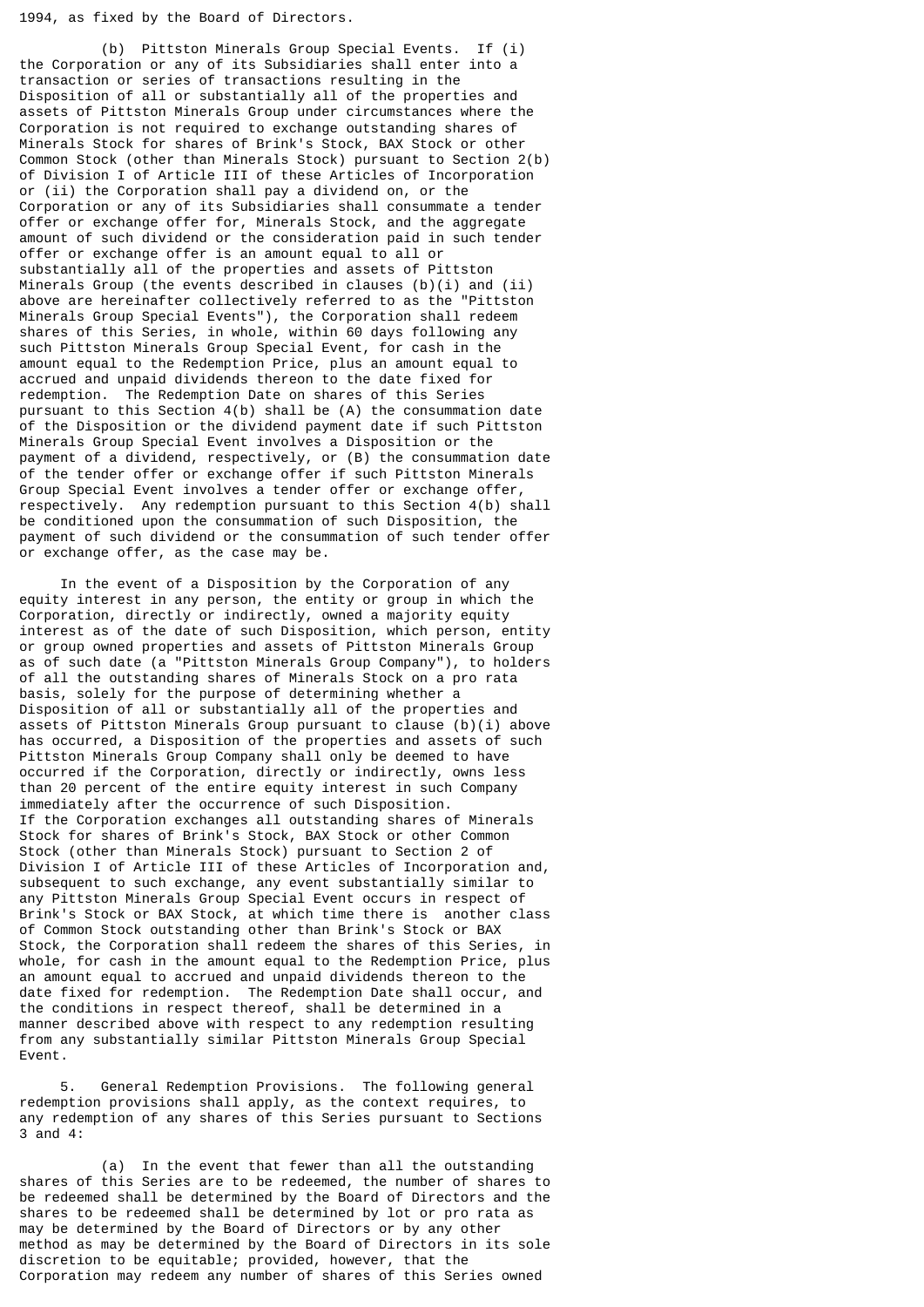1994, as fixed by the Board of Directors.

(b) Pittston Minerals Group Special Events. If (i) the Corporation or any of its Subsidiaries shall enter into a transaction or series of transactions resulting in the Disposition of all or substantially all of the properties and assets of Pittston Minerals Group under circumstances where the Corporation is not required to exchange outstanding shares of Minerals Stock for shares of Brink's Stock, BAX Stock or other Common Stock (other than Minerals Stock) pursuant to Section 2(b) of Division I of Article III of these Articles of Incorporation or (ii) the Corporation shall pay a dividend on, or the Corporation or any of its Subsidiaries shall consummate a tender offer or exchange offer for, Minerals Stock, and the aggregate amount of such dividend or the consideration paid in such tender offer or exchange offer is an amount equal to all or substantially all of the properties and assets of Pittston Minerals Group (the events described in clauses (b)(i) and (ii) above are hereinafter collectively referred to as the "Pittston Minerals Group Special Events"), the Corporation shall redeem shares of this Series, in whole, within 60 days following any such Pittston Minerals Group Special Event, for cash in the amount equal to the Redemption Price, plus an amount equal to accrued and unpaid dividends thereon to the date fixed for redemption. The Redemption Date on shares of this Series pursuant to this Section 4(b) shall be (A) the consummation date of the Disposition or the dividend payment date if such Pittston Minerals Group Special Event involves a Disposition or the payment of a dividend, respectively, or (B) the consummation date of the tender offer or exchange offer if such Pittston Minerals Group Special Event involves a tender offer or exchange offer, respectively. Any redemption pursuant to this Section 4(b) shall be conditioned upon the consummation of such Disposition, the payment of such dividend or the consummation of such tender offer or exchange offer, as the case may be.

In the event of a Disposition by the Corporation of any equity interest in any person, the entity or group in which the Corporation, directly or indirectly, owned a majority equity interest as of the date of such Disposition, which person, entity or group owned properties and assets of Pittston Minerals Group as of such date (a "Pittston Minerals Group Company"), to holders of all the outstanding shares of Minerals Stock on a pro rata basis, solely for the purpose of determining whether a Disposition of all or substantially all of the properties and assets of Pittston Minerals Group pursuant to clause (b)(i) above has occurred, a Disposition of the properties and assets of such Pittston Minerals Group Company shall only be deemed to have occurred if the Corporation, directly or indirectly, owns less than 20 percent of the entire equity interest in such Company immediately after the occurrence of such Disposition.
If the Corporation exchanges all outstanding shares of Minerals Stock for shares of Brink's Stock, BAX Stock or other Common Stock (other than Minerals Stock) pursuant to Section 2 of Division I of Article III of these Articles of Incorporation and, subsequent to such exchange, any event substantially similar to any Pittston Minerals Group Special Event occurs in respect of Brink's Stock or BAX Stock, at which time there is another class of Common Stock outstanding other than Brink's Stock or BAX Stock, the Corporation shall redeem the shares of this Series, in whole, for cash in the amount equal to the Redemption Price, plus an amount equal to accrued and unpaid dividends thereon to the date fixed for redemption. The Redemption Date shall occur, and the conditions in respect thereof, shall be determined in a manner described above with respect to any redemption resulting from any substantially similar Pittston Minerals Group Special Event.

5. General Redemption Provisions. The following general redemption provisions shall apply, as the context requires, to any redemption of any shares of this Series pursuant to Sections 3 and 4:

(a) In the event that fewer than all the outstanding shares of this Series are to be redeemed, the number of shares to be redeemed shall be determined by the Board of Directors and the shares to be redeemed shall be determined by lot or pro rata as may be determined by the Board of Directors or by any other method as may be determined by the Board of Directors in its sole discretion to be equitable; provided, however, that the Corporation may redeem any number of shares of this Series owned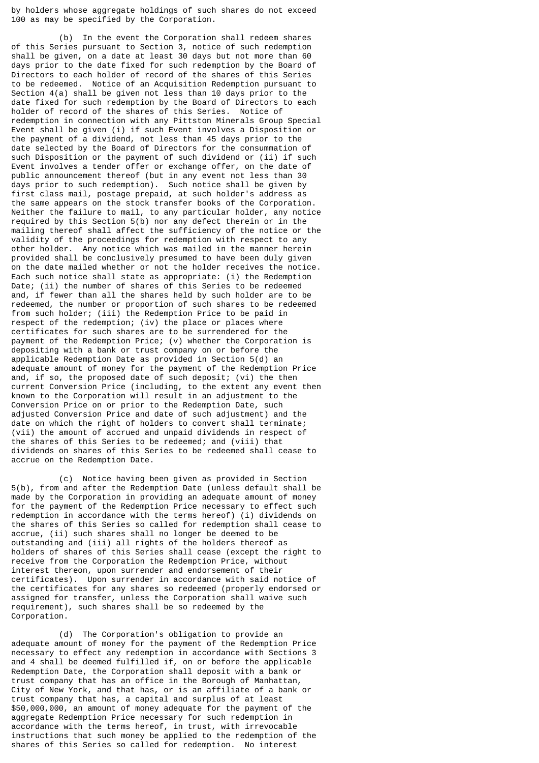by holders whose aggregate holdings of such shares do not exceed 100 as may be specified by the Corporation.

(b) In the event the Corporation shall redeem shares of this Series pursuant to Section 3, notice of such redemption shall be given, on a date at least 30 days but not more than 60 days prior to the date fixed for such redemption by the Board of Directors to each holder of record of the shares of this Series to be redeemed. Notice of an Acquisition Redemption pursuant to Section 4(a) shall be given not less than 10 days prior to the date fixed for such redemption by the Board of Directors to each holder of record of the shares of this Series. Notice of redemption in connection with any Pittston Minerals Group Special Event shall be given (i) if such Event involves a Disposition or the payment of a dividend, not less than 45 days prior to the date selected by the Board of Directors for the consummation of such Disposition or the payment of such dividend or (ii) if such Event involves a tender offer or exchange offer, on the date of public announcement thereof (but in any event not less than 30 days prior to such redemption). Such notice shall be given by first class mail, postage prepaid, at such holder's address as the same appears on the stock transfer books of the Corporation. Neither the failure to mail, to any particular holder, any notice required by this Section 5(b) nor any defect therein or in the mailing thereof shall affect the sufficiency of the notice or the validity of the proceedings for redemption with respect to any other holder. Any notice which was mailed in the manner herein provided shall be conclusively presumed to have been duly given on the date mailed whether or not the holder receives the notice. Each such notice shall state as appropriate: (i) the Redemption Date; (ii) the number of shares of this Series to be redeemed and, if fewer than all the shares held by such holder are to be redeemed, the number or proportion of such shares to be redeemed from such holder; (iii) the Redemption Price to be paid in respect of the redemption; (iv) the place or places where certificates for such shares are to be surrendered for the payment of the Redemption Price; (v) whether the Corporation is depositing with a bank or trust company on or before the applicable Redemption Date as provided in Section 5(d) an adequate amount of money for the payment of the Redemption Price and, if so, the proposed date of such deposit; (vi) the then current Conversion Price (including, to the extent any event then known to the Corporation will result in an adjustment to the Conversion Price on or prior to the Redemption Date, such adjusted Conversion Price and date of such adjustment) and the date on which the right of holders to convert shall terminate; (vii) the amount of accrued and unpaid dividends in respect of the shares of this Series to be redeemed; and (viii) that dividends on shares of this Series to be redeemed shall cease to accrue on the Redemption Date.

(c) Notice having been given as provided in Section 5(b), from and after the Redemption Date (unless default shall be made by the Corporation in providing an adequate amount of money for the payment of the Redemption Price necessary to effect such redemption in accordance with the terms hereof) (i) dividends on the shares of this Series so called for redemption shall cease to accrue, (ii) such shares shall no longer be deemed to be outstanding and (iii) all rights of the holders thereof as holders of shares of this Series shall cease (except the right to receive from the Corporation the Redemption Price, without interest thereon, upon surrender and endorsement of their certificates). Upon surrender in accordance with said notice of the certificates for any shares so redeemed (properly endorsed or assigned for transfer, unless the Corporation shall waive such requirement), such shares shall be so redeemed by the Corporation.

(d) The Corporation's obligation to provide an adequate amount of money for the payment of the Redemption Price necessary to effect any redemption in accordance with Sections 3 and 4 shall be deemed fulfilled if, on or before the applicable Redemption Date, the Corporation shall deposit with a bank or trust company that has an office in the Borough of Manhattan, City of New York, and that has, or is an affiliate of a bank or trust company that has, a capital and surplus of at least $50,000,000, an amount of money adequate for the payment of the aggregate Redemption Price necessary for such redemption in accordance with the terms hereof, in trust, with irrevocable instructions that such money be applied to the redemption of the shares of this Series so called for redemption. No interest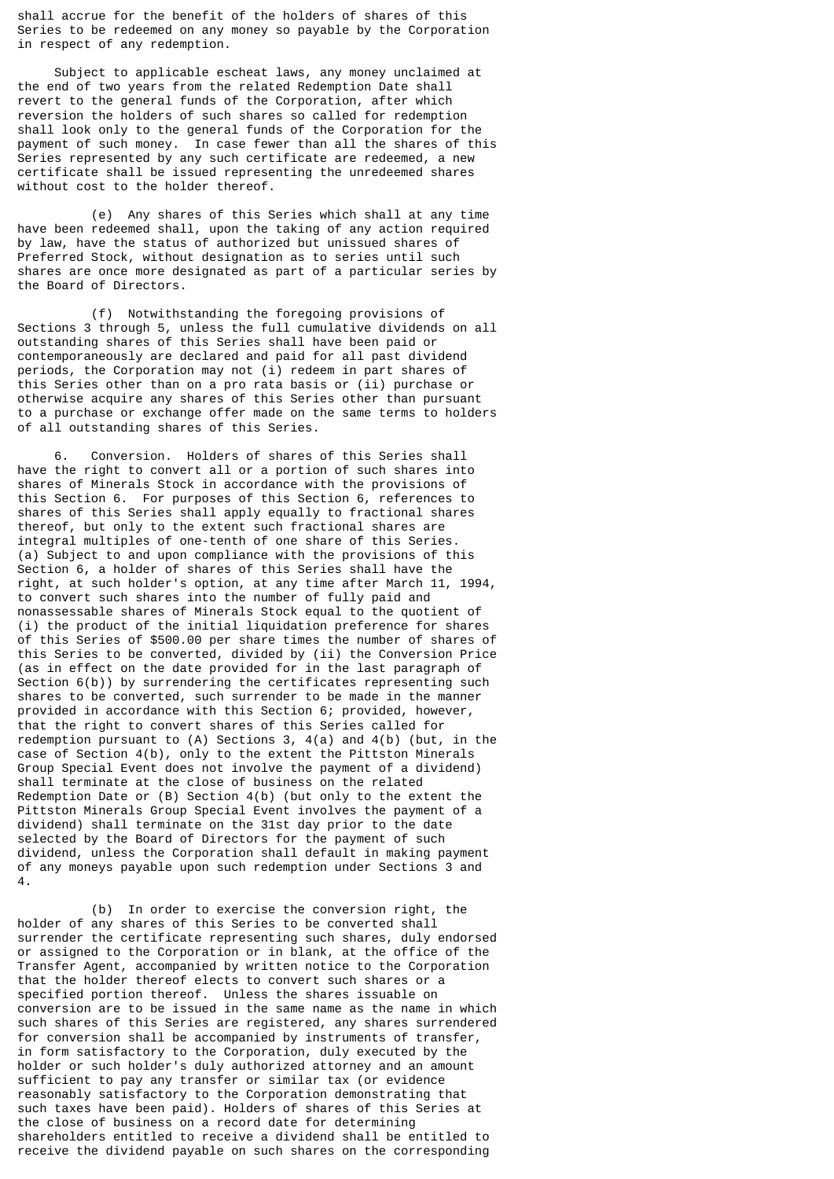shall accrue for the benefit of the holders of shares of this Series to be redeemed on any money so payable by the Corporation in respect of any redemption.

Subject to applicable escheat laws, any money unclaimed at the end of two years from the related Redemption Date shall revert to the general funds of the Corporation, after which reversion the holders of such shares so called for redemption shall look only to the general funds of the Corporation for the payment of such money. In case fewer than all the shares of this Series represented by any such certificate are redeemed, a new certificate shall be issued representing the unredeemed shares without cost to the holder thereof.

(e) Any shares of this Series which shall at any time have been redeemed shall, upon the taking of any action required by law, have the status of authorized but unissued shares of Preferred Stock, without designation as to series until such shares are once more designated as part of a particular series by the Board of Directors.

(f) Notwithstanding the foregoing provisions of Sections 3 through 5, unless the full cumulative dividends on all outstanding shares of this Series shall have been paid or contemporaneously are declared and paid for all past dividend periods, the Corporation may not (i) redeem in part shares of this Series other than on a pro rata basis or (ii) purchase or otherwise acquire any shares of this Series other than pursuant to a purchase or exchange offer made on the same terms to holders of all outstanding shares of this Series.

6. Conversion. Holders of shares of this Series shall have the right to convert all or a portion of such shares into shares of Minerals Stock in accordance with the provisions of this Section 6. For purposes of this Section 6, references to shares of this Series shall apply equally to fractional shares thereof, but only to the extent such fractional shares are integral multiples of one-tenth of one share of this Series.
(a) Subject to and upon compliance with the provisions of this Section 6, a holder of shares of this Series shall have the right, at such holder's option, at any time after March 11, 1994, to convert such shares into the number of fully paid and nonassessable shares of Minerals Stock equal to the quotient of (i) the product of the initial liquidation preference for shares of this Series of $500.00 per share times the number of shares of this Series to be converted, divided by (ii) the Conversion Price (as in effect on the date provided for in the last paragraph of Section 6(b)) by surrendering the certificates representing such shares to be converted, such surrender to be made in the manner provided in accordance with this Section 6; provided, however, that the right to convert shares of this Series called for redemption pursuant to (A) Sections 3, 4(a) and 4(b) (but, in the case of Section 4(b), only to the extent the Pittston Minerals Group Special Event does not involve the payment of a dividend) shall terminate at the close of business on the related Redemption Date or (B) Section 4(b) (but only to the extent the Pittston Minerals Group Special Event involves the payment of a dividend) shall terminate on the 31st day prior to the date selected by the Board of Directors for the payment of such dividend, unless the Corporation shall default in making payment of any moneys payable upon such redemption under Sections 3 and 4.

(b) In order to exercise the conversion right, the holder of any shares of this Series to be converted shall surrender the certificate representing such shares, duly endorsed or assigned to the Corporation or in blank, at the office of the Transfer Agent, accompanied by written notice to the Corporation that the holder thereof elects to convert such shares or a specified portion thereof. Unless the shares issuable on conversion are to be issued in the same name as the name in which such shares of this Series are registered, any shares surrendered for conversion shall be accompanied by instruments of transfer, in form satisfactory to the Corporation, duly executed by the holder or such holder's duly authorized attorney and an amount sufficient to pay any transfer or similar tax (or evidence reasonably satisfactory to the Corporation demonstrating that such taxes have been paid). Holders of shares of this Series at the close of business on a record date for determining shareholders entitled to receive a dividend shall be entitled to receive the dividend payable on such shares on the corresponding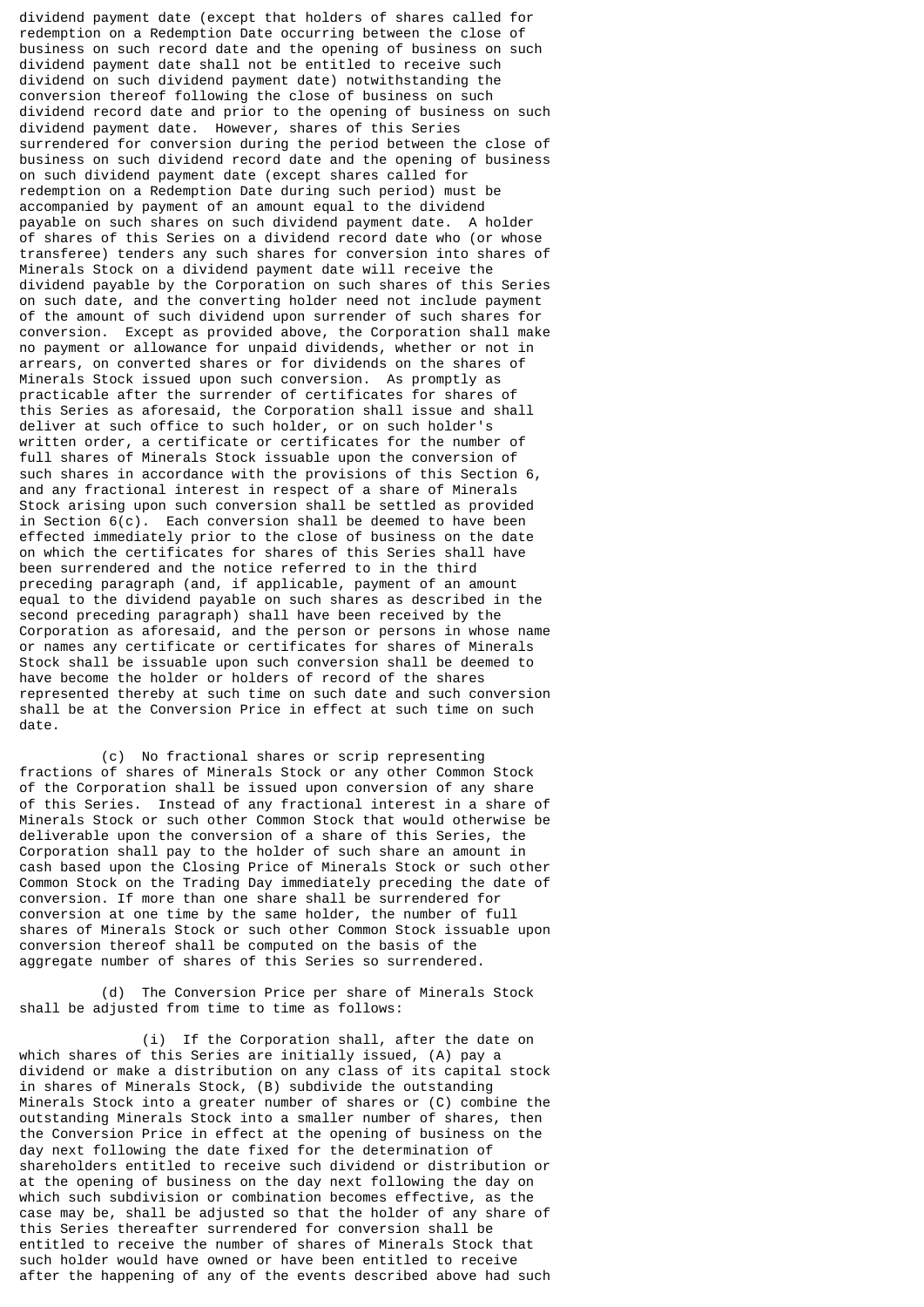dividend payment date (except that holders of shares called for redemption on a Redemption Date occurring between the close of business on such record date and the opening of business on such dividend payment date shall not be entitled to receive such dividend on such dividend payment date) notwithstanding the conversion thereof following the close of business on such dividend record date and prior to the opening of business on such dividend payment date. However, shares of this Series surrendered for conversion during the period between the close of business on such dividend record date and the opening of business on such dividend payment date (except shares called for redemption on a Redemption Date during such period) must be accompanied by payment of an amount equal to the dividend payable on such shares on such dividend payment date. A holder of shares of this Series on a dividend record date who (or whose transferee) tenders any such shares for conversion into shares of Minerals Stock on a dividend payment date will receive the dividend payable by the Corporation on such shares of this Series on such date, and the converting holder need not include payment of the amount of such dividend upon surrender of such shares for conversion. Except as provided above, the Corporation shall make no payment or allowance for unpaid dividends, whether or not in arrears, on converted shares or for dividends on the shares of Minerals Stock issued upon such conversion. As promptly as practicable after the surrender of certificates for shares of this Series as aforesaid, the Corporation shall issue and shall deliver at such office to such holder, or on such holder's written order, a certificate or certificates for the number of full shares of Minerals Stock issuable upon the conversion of such shares in accordance with the provisions of this Section 6, and any fractional interest in respect of a share of Minerals Stock arising upon such conversion shall be settled as provided in Section 6(c). Each conversion shall be deemed to have been effected immediately prior to the close of business on the date on which the certificates for shares of this Series shall have been surrendered and the notice referred to in the third preceding paragraph (and, if applicable, payment of an amount equal to the dividend payable on such shares as described in the second preceding paragraph) shall have been received by the Corporation as aforesaid, and the person or persons in whose name or names any certificate or certificates for shares of Minerals Stock shall be issuable upon such conversion shall be deemed to have become the holder or holders of record of the shares represented thereby at such time on such date and such conversion shall be at the Conversion Price in effect at such time on such date.

(c) No fractional shares or scrip representing fractions of shares of Minerals Stock or any other Common Stock of the Corporation shall be issued upon conversion of any share of this Series. Instead of any fractional interest in a share of Minerals Stock or such other Common Stock that would otherwise be deliverable upon the conversion of a share of this Series, the Corporation shall pay to the holder of such share an amount in cash based upon the Closing Price of Minerals Stock or such other Common Stock on the Trading Day immediately preceding the date of conversion. If more than one share shall be surrendered for conversion at one time by the same holder, the number of full shares of Minerals Stock or such other Common Stock issuable upon conversion thereof shall be computed on the basis of the aggregate number of shares of this Series so surrendered.

(d) The Conversion Price per share of Minerals Stock shall be adjusted from time to time as follows:

(i) If the Corporation shall, after the date on which shares of this Series are initially issued, (A) pay a dividend or make a distribution on any class of its capital stock in shares of Minerals Stock, (B) subdivide the outstanding Minerals Stock into a greater number of shares or (C) combine the outstanding Minerals Stock into a smaller number of shares, then the Conversion Price in effect at the opening of business on the day next following the date fixed for the determination of shareholders entitled to receive such dividend or distribution or at the opening of business on the day next following the day on which such subdivision or combination becomes effective, as the case may be, shall be adjusted so that the holder of any share of this Series thereafter surrendered for conversion shall be entitled to receive the number of shares of Minerals Stock that such holder would have owned or have been entitled to receive after the happening of any of the events described above had such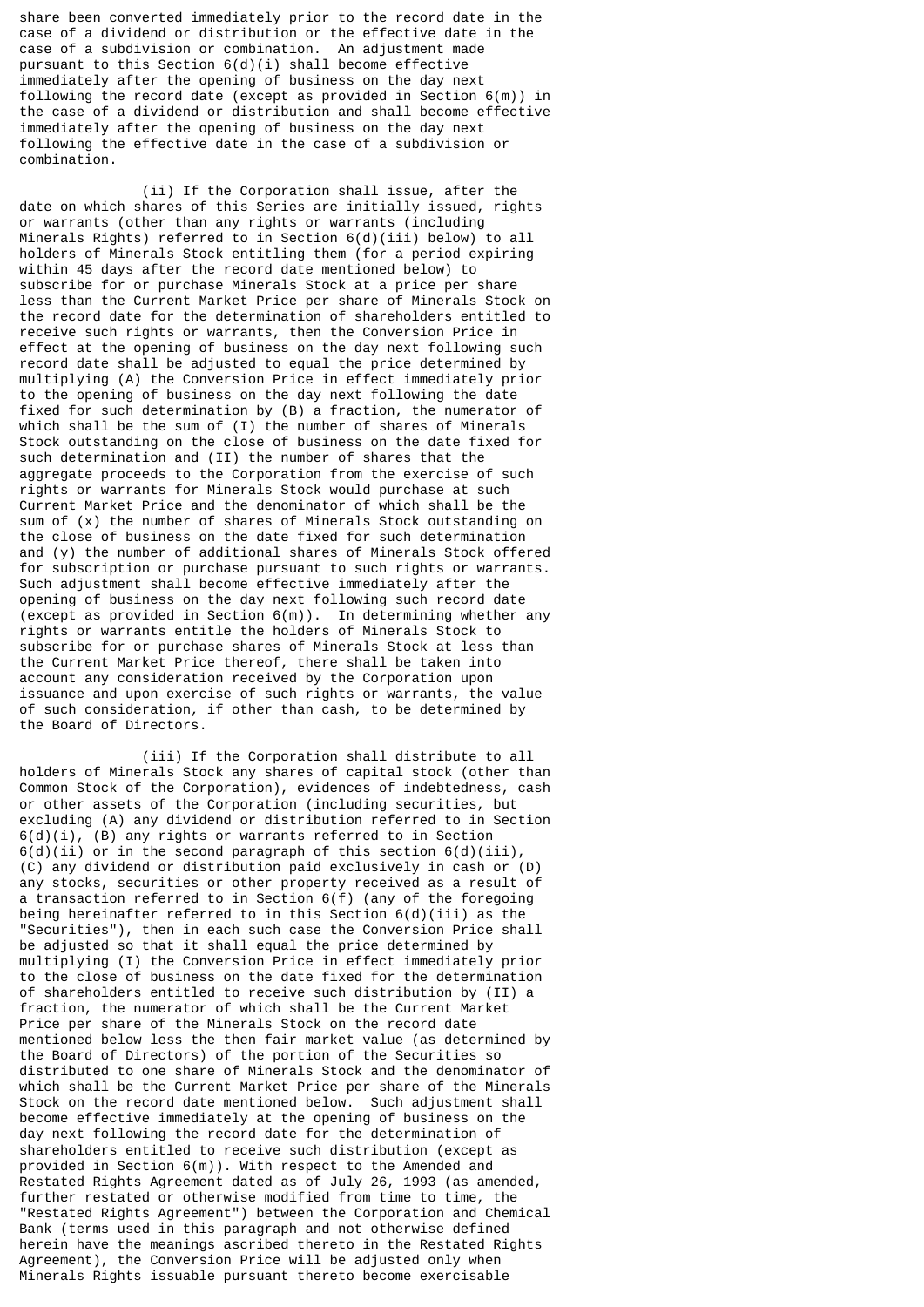share been converted immediately prior to the record date in the case of a dividend or distribution or the effective date in the case of a subdivision or combination. An adjustment made pursuant to this Section 6(d)(i) shall become effective immediately after the opening of business on the day next following the record date (except as provided in Section 6(m)) in the case of a dividend or distribution and shall become effective immediately after the opening of business on the day next following the effective date in the case of a subdivision or combination.

(ii) If the Corporation shall issue, after the date on which shares of this Series are initially issued, rights or warrants (other than any rights or warrants (including Minerals Rights) referred to in Section 6(d)(iii) below) to all holders of Minerals Stock entitling them (for a period expiring within 45 days after the record date mentioned below) to subscribe for or purchase Minerals Stock at a price per share less than the Current Market Price per share of Minerals Stock on the record date for the determination of shareholders entitled to receive such rights or warrants, then the Conversion Price in effect at the opening of business on the day next following such record date shall be adjusted to equal the price determined by multiplying (A) the Conversion Price in effect immediately prior to the opening of business on the day next following the date fixed for such determination by (B) a fraction, the numerator of which shall be the sum of (I) the number of shares of Minerals Stock outstanding on the close of business on the date fixed for such determination and (II) the number of shares that the aggregate proceeds to the Corporation from the exercise of such rights or warrants for Minerals Stock would purchase at such Current Market Price and the denominator of which shall be the sum of (x) the number of shares of Minerals Stock outstanding on the close of business on the date fixed for such determination and (y) the number of additional shares of Minerals Stock offered for subscription or purchase pursuant to such rights or warrants. Such adjustment shall become effective immediately after the opening of business on the day next following such record date (except as provided in Section 6(m)). In determining whether any rights or warrants entitle the holders of Minerals Stock to subscribe for or purchase shares of Minerals Stock at less than the Current Market Price thereof, there shall be taken into account any consideration received by the Corporation upon issuance and upon exercise of such rights or warrants, the value of such consideration, if other than cash, to be determined by the Board of Directors.

(iii) If the Corporation shall distribute to all holders of Minerals Stock any shares of capital stock (other than Common Stock of the Corporation), evidences of indebtedness, cash or other assets of the Corporation (including securities, but excluding (A) any dividend or distribution referred to in Section 6(d)(i), (B) any rights or warrants referred to in Section 6(d)(ii) or in the second paragraph of this section 6(d)(iii), (C) any dividend or distribution paid exclusively in cash or (D) any stocks, securities or other property received as a result of a transaction referred to in Section 6(f) (any of the foregoing being hereinafter referred to in this Section 6(d)(iii) as the "Securities"), then in each such case the Conversion Price shall be adjusted so that it shall equal the price determined by multiplying (I) the Conversion Price in effect immediately prior to the close of business on the date fixed for the determination of shareholders entitled to receive such distribution by (II) a fraction, the numerator of which shall be the Current Market Price per share of the Minerals Stock on the record date mentioned below less the then fair market value (as determined by the Board of Directors) of the portion of the Securities so distributed to one share of Minerals Stock and the denominator of which shall be the Current Market Price per share of the Minerals Stock on the record date mentioned below. Such adjustment shall become effective immediately at the opening of business on the day next following the record date for the determination of shareholders entitled to receive such distribution (except as provided in Section 6(m)). With respect to the Amended and Restated Rights Agreement dated as of July 26, 1993 (as amended, further restated or otherwise modified from time to time, the "Restated Rights Agreement") between the Corporation and Chemical Bank (terms used in this paragraph and not otherwise defined herein have the meanings ascribed thereto in the Restated Rights Agreement), the Conversion Price will be adjusted only when Minerals Rights issuable pursuant thereto become exercisable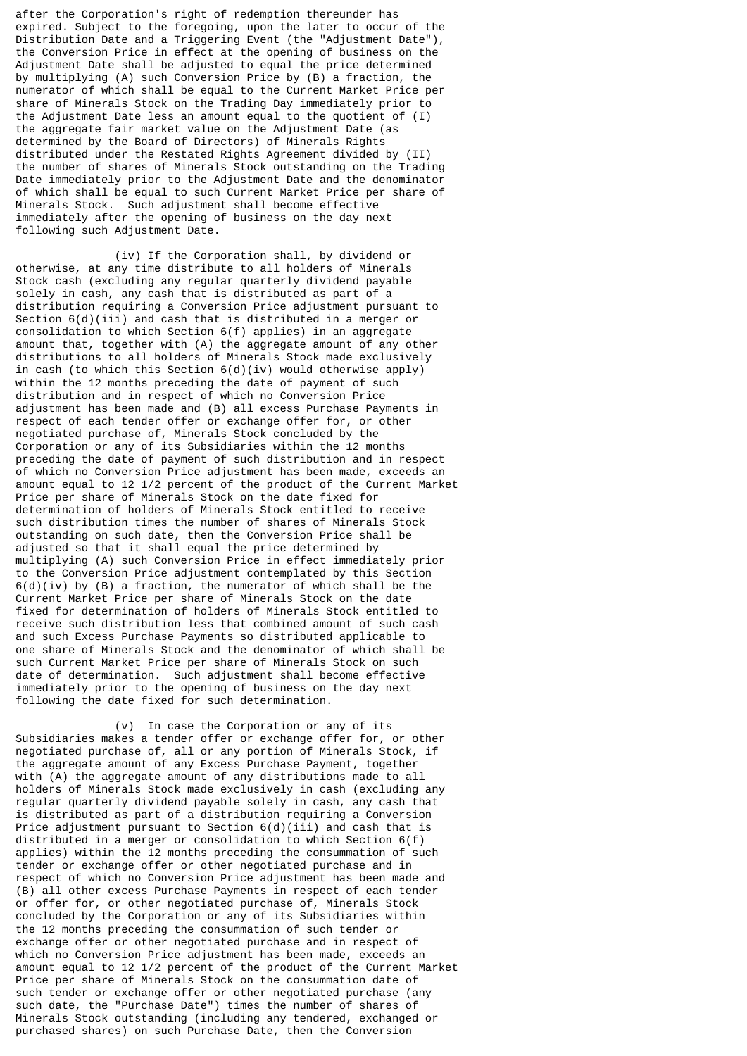after the Corporation's right of redemption thereunder has expired. Subject to the foregoing, upon the later to occur of the Distribution Date and a Triggering Event (the "Adjustment Date"), the Conversion Price in effect at the opening of business on the Adjustment Date shall be adjusted to equal the price determined by multiplying (A) such Conversion Price by (B) a fraction, the numerator of which shall be equal to the Current Market Price per share of Minerals Stock on the Trading Day immediately prior to the Adjustment Date less an amount equal to the quotient of (I) the aggregate fair market value on the Adjustment Date (as determined by the Board of Directors) of Minerals Rights distributed under the Restated Rights Agreement divided by (II) the number of shares of Minerals Stock outstanding on the Trading Date immediately prior to the Adjustment Date and the denominator of which shall be equal to such Current Market Price per share of Minerals Stock. Such adjustment shall become effective immediately after the opening of business on the day next following such Adjustment Date.

(iv) If the Corporation shall, by dividend or otherwise, at any time distribute to all holders of Minerals Stock cash (excluding any regular quarterly dividend payable solely in cash, any cash that is distributed as part of a distribution requiring a Conversion Price adjustment pursuant to Section 6(d)(iii) and cash that is distributed in a merger or consolidation to which Section 6(f) applies) in an aggregate amount that, together with (A) the aggregate amount of any other distributions to all holders of Minerals Stock made exclusively in cash (to which this Section 6(d)(iv) would otherwise apply) within the 12 months preceding the date of payment of such distribution and in respect of which no Conversion Price adjustment has been made and (B) all excess Purchase Payments in respect of each tender offer or exchange offer for, or other negotiated purchase of, Minerals Stock concluded by the Corporation or any of its Subsidiaries within the 12 months preceding the date of payment of such distribution and in respect of which no Conversion Price adjustment has been made, exceeds an amount equal to 12 1/2 percent of the product of the Current Market Price per share of Minerals Stock on the date fixed for determination of holders of Minerals Stock entitled to receive such distribution times the number of shares of Minerals Stock outstanding on such date, then the Conversion Price shall be adjusted so that it shall equal the price determined by multiplying (A) such Conversion Price in effect immediately prior to the Conversion Price adjustment contemplated by this Section 6(d)(iv) by (B) a fraction, the numerator of which shall be the Current Market Price per share of Minerals Stock on the date fixed for determination of holders of Minerals Stock entitled to receive such distribution less that combined amount of such cash and such Excess Purchase Payments so distributed applicable to one share of Minerals Stock and the denominator of which shall be such Current Market Price per share of Minerals Stock on such date of determination. Such adjustment shall become effective immediately prior to the opening of business on the day next following the date fixed for such determination.

(v) In case the Corporation or any of its Subsidiaries makes a tender offer or exchange offer for, or other negotiated purchase of, all or any portion of Minerals Stock, if the aggregate amount of any Excess Purchase Payment, together with (A) the aggregate amount of any distributions made to all holders of Minerals Stock made exclusively in cash (excluding any regular quarterly dividend payable solely in cash, any cash that is distributed as part of a distribution requiring a Conversion Price adjustment pursuant to Section 6(d)(iii) and cash that is distributed in a merger or consolidation to which Section 6(f) applies) within the 12 months preceding the consummation of such tender or exchange offer or other negotiated purchase and in respect of which no Conversion Price adjustment has been made and (B) all other excess Purchase Payments in respect of each tender or offer for, or other negotiated purchase of, Minerals Stock concluded by the Corporation or any of its Subsidiaries within the 12 months preceding the consummation of such tender or exchange offer or other negotiated purchase and in respect of which no Conversion Price adjustment has been made, exceeds an amount equal to 12 1/2 percent of the product of the Current Market Price per share of Minerals Stock on the consummation date of such tender or exchange offer or other negotiated purchase (any such date, the "Purchase Date") times the number of shares of Minerals Stock outstanding (including any tendered, exchanged or purchased shares) on such Purchase Date, then the Conversion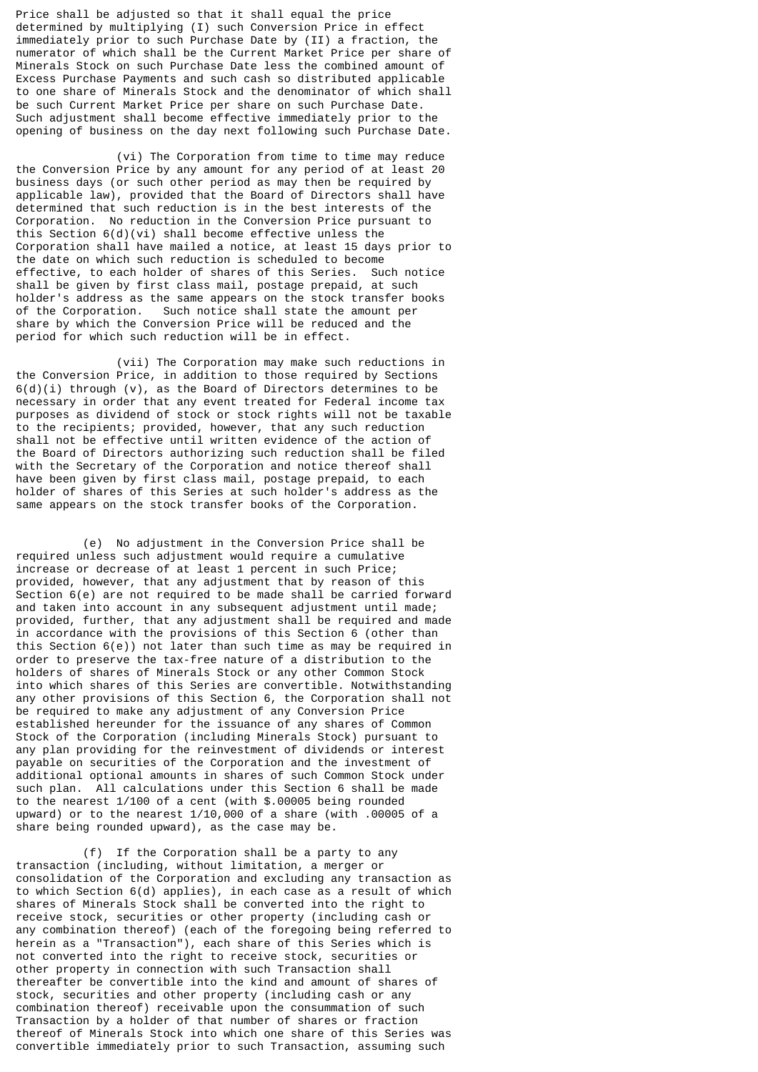Price shall be adjusted so that it shall equal the price determined by multiplying (I) such Conversion Price in effect immediately prior to such Purchase Date by (II) a fraction, the numerator of which shall be the Current Market Price per share of Minerals Stock on such Purchase Date less the combined amount of Excess Purchase Payments and such cash so distributed applicable to one share of Minerals Stock and the denominator of which shall be such Current Market Price per share on such Purchase Date. Such adjustment shall become effective immediately prior to the opening of business on the day next following such Purchase Date.

(vi) The Corporation from time to time may reduce the Conversion Price by any amount for any period of at least 20 business days (or such other period as may then be required by applicable law), provided that the Board of Directors shall have determined that such reduction is in the best interests of the Corporation. No reduction in the Conversion Price pursuant to this Section 6(d)(vi) shall become effective unless the Corporation shall have mailed a notice, at least 15 days prior to the date on which such reduction is scheduled to become effective, to each holder of shares of this Series. Such notice shall be given by first class mail, postage prepaid, at such holder's address as the same appears on the stock transfer books of the Corporation. Such notice shall state the amount per share by which the Conversion Price will be reduced and the period for which such reduction will be in effect.

(vii) The Corporation may make such reductions in the Conversion Price, in addition to those required by Sections 6(d)(i) through (v), as the Board of Directors determines to be necessary in order that any event treated for Federal income tax purposes as dividend of stock or stock rights will not be taxable to the recipients; provided, however, that any such reduction shall not be effective until written evidence of the action of the Board of Directors authorizing such reduction shall be filed with the Secretary of the Corporation and notice thereof shall have been given by first class mail, postage prepaid, to each holder of shares of this Series at such holder's address as the same appears on the stock transfer books of the Corporation.

(e) No adjustment in the Conversion Price shall be required unless such adjustment would require a cumulative increase or decrease of at least 1 percent in such Price; provided, however, that any adjustment that by reason of this Section 6(e) are not required to be made shall be carried forward and taken into account in any subsequent adjustment until made; provided, further, that any adjustment shall be required and made in accordance with the provisions of this Section 6 (other than this Section 6(e)) not later than such time as may be required in order to preserve the tax-free nature of a distribution to the holders of shares of Minerals Stock or any other Common Stock into which shares of this Series are convertible. Notwithstanding any other provisions of this Section 6, the Corporation shall not be required to make any adjustment of any Conversion Price established hereunder for the issuance of any shares of Common Stock of the Corporation (including Minerals Stock) pursuant to any plan providing for the reinvestment of dividends or interest payable on securities of the Corporation and the investment of additional optional amounts in shares of such Common Stock under such plan. All calculations under this Section 6 shall be made to the nearest 1/100 of a cent (with $.00005 being rounded upward) or to the nearest 1/10,000 of a share (with .00005 of a share being rounded upward), as the case may be.

(f) If the Corporation shall be a party to any transaction (including, without limitation, a merger or consolidation of the Corporation and excluding any transaction as to which Section 6(d) applies), in each case as a result of which shares of Minerals Stock shall be converted into the right to receive stock, securities or other property (including cash or any combination thereof) (each of the foregoing being referred to herein as a "Transaction"), each share of this Series which is not converted into the right to receive stock, securities or other property in connection with such Transaction shall thereafter be convertible into the kind and amount of shares of stock, securities and other property (including cash or any combination thereof) receivable upon the consummation of such Transaction by a holder of that number of shares or fraction thereof of Minerals Stock into which one share of this Series was convertible immediately prior to such Transaction, assuming such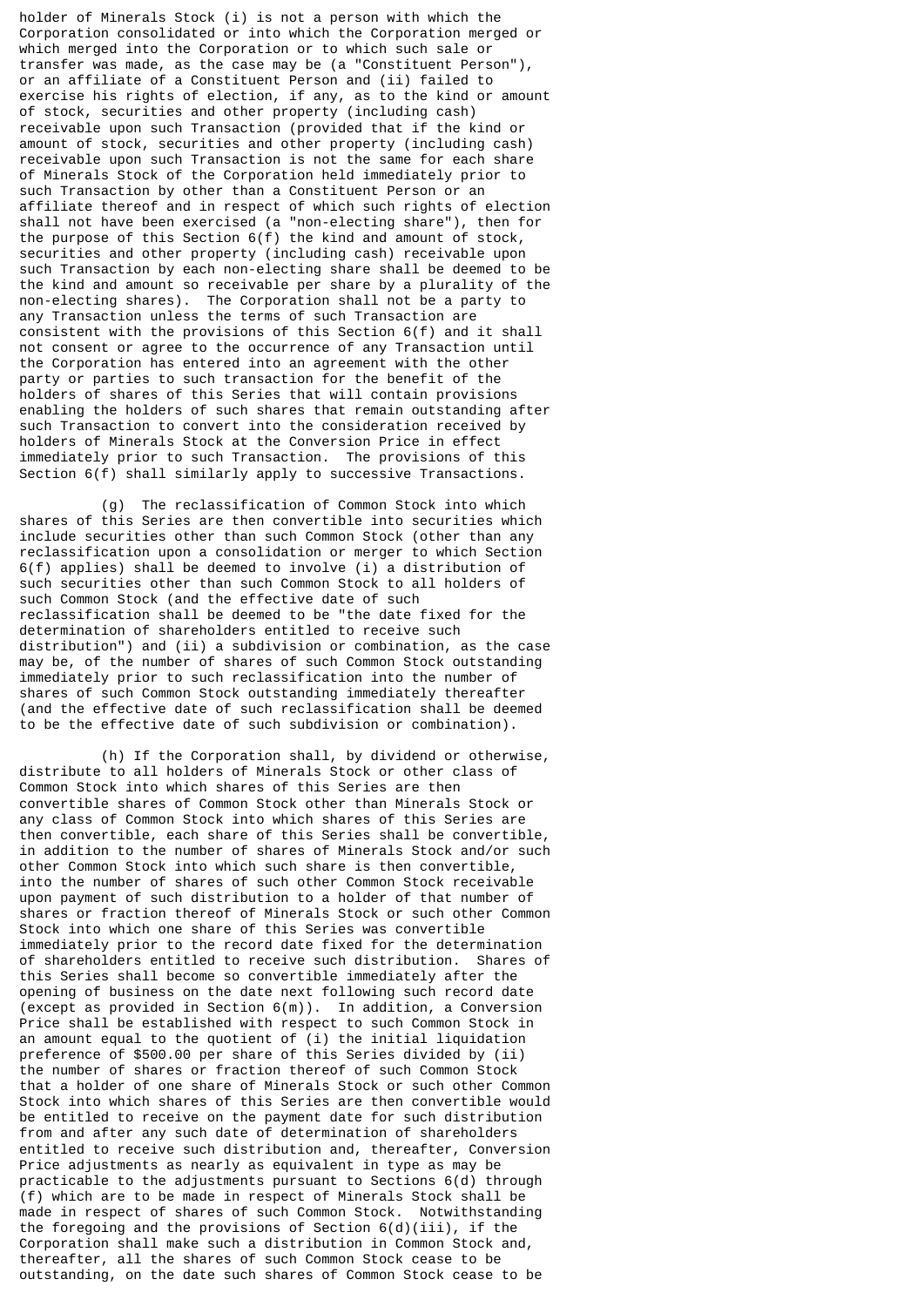holder of Minerals Stock (i) is not a person with which the Corporation consolidated or into which the Corporation merged or which merged into the Corporation or to which such sale or transfer was made, as the case may be (a "Constituent Person"), or an affiliate of a Constituent Person and (ii) failed to exercise his rights of election, if any, as to the kind or amount of stock, securities and other property (including cash) receivable upon such Transaction (provided that if the kind or amount of stock, securities and other property (including cash) receivable upon such Transaction is not the same for each share of Minerals Stock of the Corporation held immediately prior to such Transaction by other than a Constituent Person or an affiliate thereof and in respect of which such rights of election shall not have been exercised (a "non-electing share"), then for the purpose of this Section 6(f) the kind and amount of stock, securities and other property (including cash) receivable upon such Transaction by each non-electing share shall be deemed to be the kind and amount so receivable per share by a plurality of the non-electing shares). The Corporation shall not be a party to any Transaction unless the terms of such Transaction are consistent with the provisions of this Section 6(f) and it shall not consent or agree to the occurrence of any Transaction until the Corporation has entered into an agreement with the other party or parties to such transaction for the benefit of the holders of shares of this Series that will contain provisions enabling the holders of such shares that remain outstanding after such Transaction to convert into the consideration received by holders of Minerals Stock at the Conversion Price in effect immediately prior to such Transaction. The provisions of this Section 6(f) shall similarly apply to successive Transactions.

(g) The reclassification of Common Stock into which shares of this Series are then convertible into securities which include securities other than such Common Stock (other than any reclassification upon a consolidation or merger to which Section 6(f) applies) shall be deemed to involve (i) a distribution of such securities other than such Common Stock to all holders of such Common Stock (and the effective date of such reclassification shall be deemed to be "the date fixed for the determination of shareholders entitled to receive such distribution") and (ii) a subdivision or combination, as the case may be, of the number of shares of such Common Stock outstanding immediately prior to such reclassification into the number of shares of such Common Stock outstanding immediately thereafter (and the effective date of such reclassification shall be deemed to be the effective date of such subdivision or combination).

(h) If the Corporation shall, by dividend or otherwise, distribute to all holders of Minerals Stock or other class of Common Stock into which shares of this Series are then convertible shares of Common Stock other than Minerals Stock or any class of Common Stock into which shares of this Series are then convertible, each share of this Series shall be convertible, in addition to the number of shares of Minerals Stock and/or such other Common Stock into which such share is then convertible, into the number of shares of such other Common Stock receivable upon payment of such distribution to a holder of that number of shares or fraction thereof of Minerals Stock or such other Common Stock into which one share of this Series was convertible immediately prior to the record date fixed for the determination of shareholders entitled to receive such distribution. Shares of this Series shall become so convertible immediately after the opening of business on the date next following such record date (except as provided in Section 6(m)). In addition, a Conversion Price shall be established with respect to such Common Stock in an amount equal to the quotient of (i) the initial liquidation preference of $500.00 per share of this Series divided by (ii) the number of shares or fraction thereof of such Common Stock that a holder of one share of Minerals Stock or such other Common Stock into which shares of this Series are then convertible would be entitled to receive on the payment date for such distribution from and after any such date of determination of shareholders entitled to receive such distribution and, thereafter, Conversion Price adjustments as nearly as equivalent in type as may be practicable to the adjustments pursuant to Sections 6(d) through (f) which are to be made in respect of Minerals Stock shall be made in respect of shares of such Common Stock. Notwithstanding the foregoing and the provisions of Section 6(d)(iii), if the Corporation shall make such a distribution in Common Stock and, thereafter, all the shares of such Common Stock cease to be outstanding, on the date such shares of Common Stock cease to be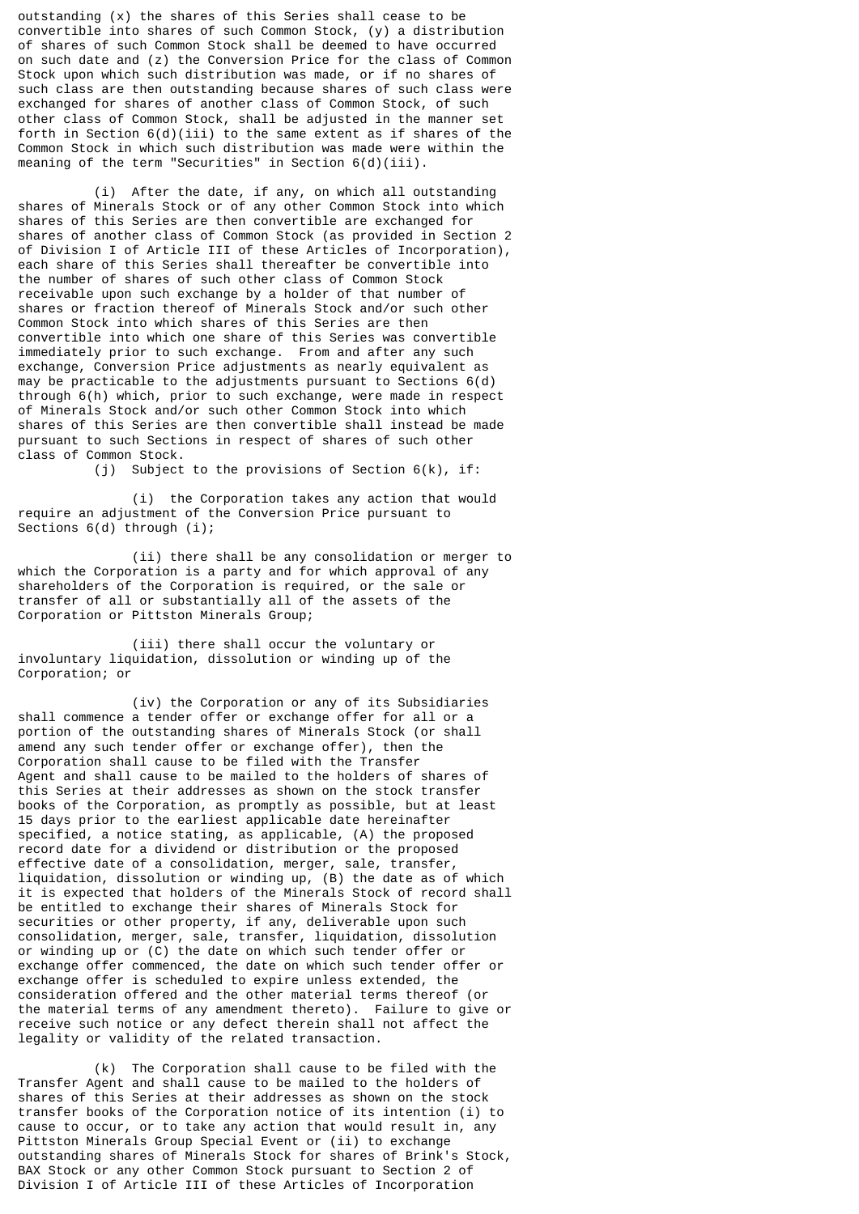outstanding (x) the shares of this Series shall cease to be convertible into shares of such Common Stock, (y) a distribution of shares of such Common Stock shall be deemed to have occurred on such date and (z) the Conversion Price for the class of Common Stock upon which such distribution was made, or if no shares of such class are then outstanding because shares of such class were exchanged for shares of another class of Common Stock, of such other class of Common Stock, shall be adjusted in the manner set forth in Section 6(d)(iii) to the same extent as if shares of the Common Stock in which such distribution was made were within the meaning of the term "Securities" in Section 6(d)(iii).

(i) After the date, if any, on which all outstanding shares of Minerals Stock or of any other Common Stock into which shares of this Series are then convertible are exchanged for shares of another class of Common Stock (as provided in Section 2 of Division I of Article III of these Articles of Incorporation), each share of this Series shall thereafter be convertible into the number of shares of such other class of Common Stock receivable upon such exchange by a holder of that number of shares or fraction thereof of Minerals Stock and/or such other Common Stock into which shares of this Series are then convertible into which one share of this Series was convertible immediately prior to such exchange. From and after any such exchange, Conversion Price adjustments as nearly equivalent as may be practicable to the adjustments pursuant to Sections 6(d) through 6(h) which, prior to such exchange, were made in respect of Minerals Stock and/or such other Common Stock into which shares of this Series are then convertible shall instead be made pursuant to such Sections in respect of shares of such other class of Common Stock.

(j) Subject to the provisions of Section 6(k), if:

(i) the Corporation takes any action that would require an adjustment of the Conversion Price pursuant to Sections 6(d) through (i);

(ii) there shall be any consolidation or merger to which the Corporation is a party and for which approval of any shareholders of the Corporation is required, or the sale or transfer of all or substantially all of the assets of the Corporation or Pittston Minerals Group;

(iii) there shall occur the voluntary or involuntary liquidation, dissolution or winding up of the Corporation; or

(iv) the Corporation or any of its Subsidiaries shall commence a tender offer or exchange offer for all or a portion of the outstanding shares of Minerals Stock (or shall amend any such tender offer or exchange offer), then the Corporation shall cause to be filed with the Transfer Agent and shall cause to be mailed to the holders of shares of this Series at their addresses as shown on the stock transfer books of the Corporation, as promptly as possible, but at least 15 days prior to the earliest applicable date hereinafter specified, a notice stating, as applicable, (A) the proposed record date for a dividend or distribution or the proposed effective date of a consolidation, merger, sale, transfer, liquidation, dissolution or winding up, (B) the date as of which it is expected that holders of the Minerals Stock of record shall be entitled to exchange their shares of Minerals Stock for securities or other property, if any, deliverable upon such consolidation, merger, sale, transfer, liquidation, dissolution or winding up or (C) the date on which such tender offer or exchange offer commenced, the date on which such tender offer or exchange offer is scheduled to expire unless extended, the consideration offered and the other material terms thereof (or the material terms of any amendment thereto). Failure to give or receive such notice or any defect therein shall not affect the legality or validity of the related transaction.

(k) The Corporation shall cause to be filed with the Transfer Agent and shall cause to be mailed to the holders of shares of this Series at their addresses as shown on the stock transfer books of the Corporation notice of its intention (i) to cause to occur, or to take any action that would result in, any Pittston Minerals Group Special Event or (ii) to exchange outstanding shares of Minerals Stock for shares of Brink's Stock, BAX Stock or any other Common Stock pursuant to Section 2 of Division I of Article III of these Articles of Incorporation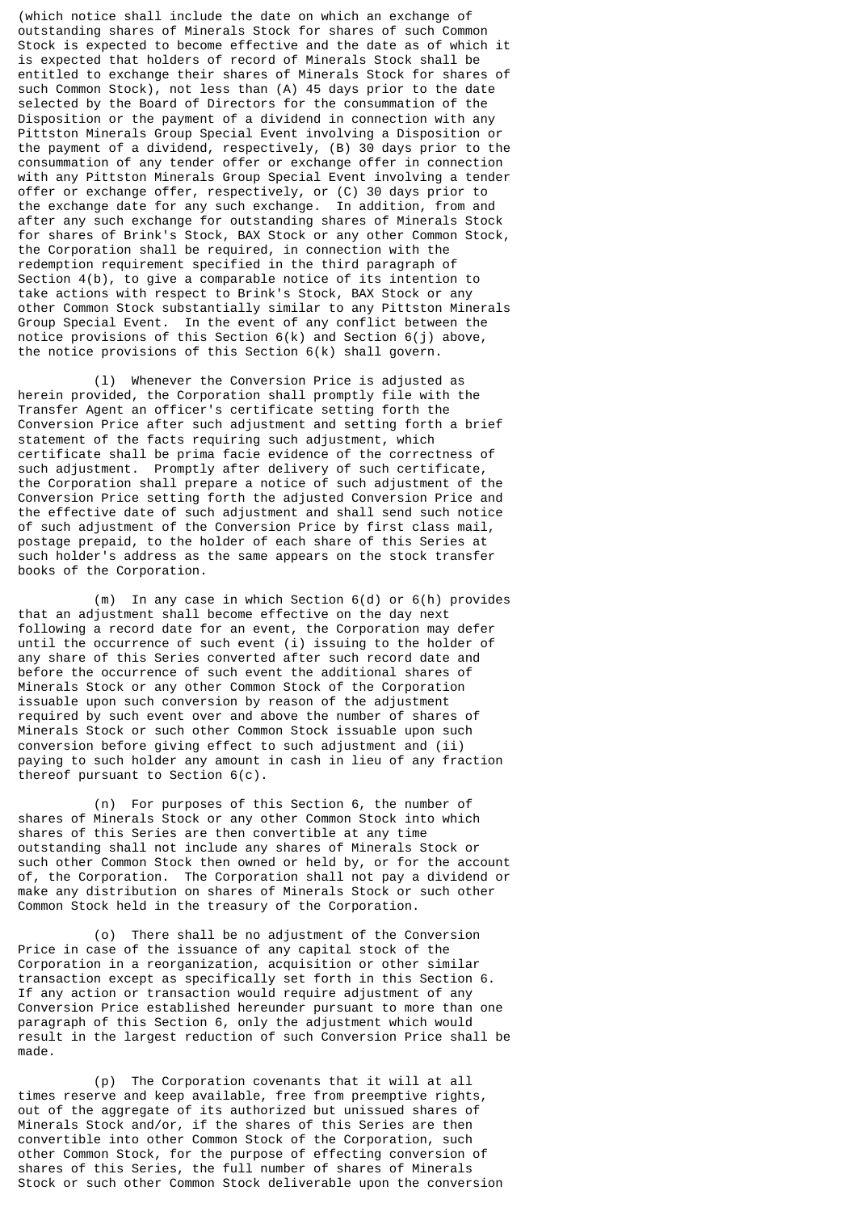(which notice shall include the date on which an exchange of outstanding shares of Minerals Stock for shares of such Common Stock is expected to become effective and the date as of which it is expected that holders of record of Minerals Stock shall be entitled to exchange their shares of Minerals Stock for shares of such Common Stock), not less than (A) 45 days prior to the date selected by the Board of Directors for the consummation of the Disposition or the payment of a dividend in connection with any Pittston Minerals Group Special Event involving a Disposition or the payment of a dividend, respectively, (B) 30 days prior to the consummation of any tender offer or exchange offer in connection with any Pittston Minerals Group Special Event involving a tender offer or exchange offer, respectively, or (C) 30 days prior to the exchange date for any such exchange. In addition, from and after any such exchange for outstanding shares of Minerals Stock for shares of Brink's Stock, BAX Stock or any other Common Stock, the Corporation shall be required, in connection with the redemption requirement specified in the third paragraph of Section 4(b), to give a comparable notice of its intention to take actions with respect to Brink's Stock, BAX Stock or any other Common Stock substantially similar to any Pittston Minerals Group Special Event. In the event of any conflict between the notice provisions of this Section 6(k) and Section 6(j) above, the notice provisions of this Section 6(k) shall govern.

(l) Whenever the Conversion Price is adjusted as herein provided, the Corporation shall promptly file with the Transfer Agent an officer's certificate setting forth the Conversion Price after such adjustment and setting forth a brief statement of the facts requiring such adjustment, which certificate shall be prima facie evidence of the correctness of such adjustment. Promptly after delivery of such certificate, the Corporation shall prepare a notice of such adjustment of the Conversion Price setting forth the adjusted Conversion Price and the effective date of such adjustment and shall send such notice of such adjustment of the Conversion Price by first class mail, postage prepaid, to the holder of each share of this Series at such holder's address as the same appears on the stock transfer books of the Corporation.

(m) In any case in which Section 6(d) or 6(h) provides that an adjustment shall become effective on the day next following a record date for an event, the Corporation may defer until the occurrence of such event (i) issuing to the holder of any share of this Series converted after such record date and before the occurrence of such event the additional shares of Minerals Stock or any other Common Stock of the Corporation issuable upon such conversion by reason of the adjustment required by such event over and above the number of shares of Minerals Stock or such other Common Stock issuable upon such conversion before giving effect to such adjustment and (ii) paying to such holder any amount in cash in lieu of any fraction thereof pursuant to Section 6(c).

(n) For purposes of this Section 6, the number of shares of Minerals Stock or any other Common Stock into which shares of this Series are then convertible at any time outstanding shall not include any shares of Minerals Stock or such other Common Stock then owned or held by, or for the account of, the Corporation. The Corporation shall not pay a dividend or make any distribution on shares of Minerals Stock or such other Common Stock held in the treasury of the Corporation.

(o) There shall be no adjustment of the Conversion Price in case of the issuance of any capital stock of the Corporation in a reorganization, acquisition or other similar transaction except as specifically set forth in this Section 6. If any action or transaction would require adjustment of any Conversion Price established hereunder pursuant to more than one paragraph of this Section 6, only the adjustment which would result in the largest reduction of such Conversion Price shall be made.

(p) The Corporation covenants that it will at all times reserve and keep available, free from preemptive rights, out of the aggregate of its authorized but unissued shares of Minerals Stock and/or, if the shares of this Series are then convertible into other Common Stock of the Corporation, such other Common Stock, for the purpose of effecting conversion of shares of this Series, the full number of shares of Minerals Stock or such other Common Stock deliverable upon the conversion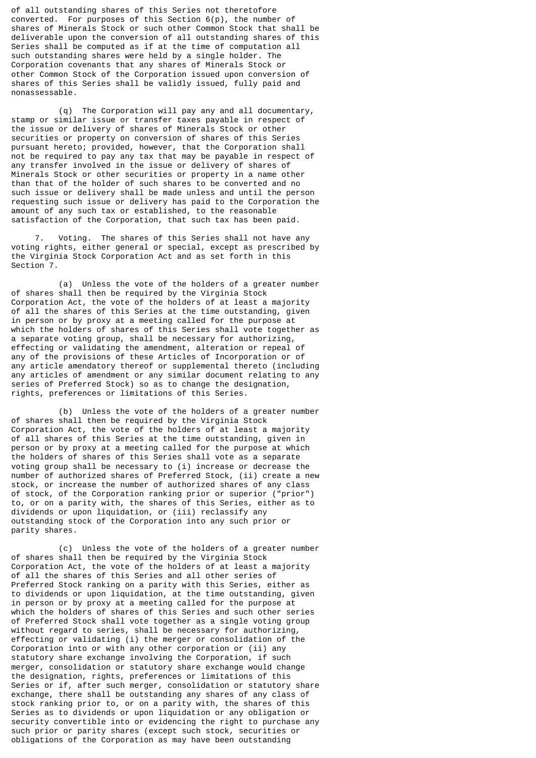of all outstanding shares of this Series not theretofore converted. For purposes of this Section 6(p), the number of shares of Minerals Stock or such other Common Stock that shall be deliverable upon the conversion of all outstanding shares of this Series shall be computed as if at the time of computation all such outstanding shares were held by a single holder. The Corporation covenants that any shares of Minerals Stock or other Common Stock of the Corporation issued upon conversion of shares of this Series shall be validly issued, fully paid and nonassessable.

(q) The Corporation will pay any and all documentary, stamp or similar issue or transfer taxes payable in respect of the issue or delivery of shares of Minerals Stock or other securities or property on conversion of shares of this Series pursuant hereto; provided, however, that the Corporation shall not be required to pay any tax that may be payable in respect of any transfer involved in the issue or delivery of shares of Minerals Stock or other securities or property in a name other than that of the holder of such shares to be converted and no such issue or delivery shall be made unless and until the person requesting such issue or delivery has paid to the Corporation the amount of any such tax or established, to the reasonable satisfaction of the Corporation, that such tax has been paid.

7. Voting. The shares of this Series shall not have any voting rights, either general or special, except as prescribed by the Virginia Stock Corporation Act and as set forth in this Section 7.

(a) Unless the vote of the holders of a greater number of shares shall then be required by the Virginia Stock Corporation Act, the vote of the holders of at least a majority of all the shares of this Series at the time outstanding, given in person or by proxy at a meeting called for the purpose at which the holders of shares of this Series shall vote together as a separate voting group, shall be necessary for authorizing, effecting or validating the amendment, alteration or repeal of any of the provisions of these Articles of Incorporation or of any article amendatory thereof or supplemental thereto (including any articles of amendment or any similar document relating to any series of Preferred Stock) so as to change the designation, rights, preferences or limitations of this Series.

(b) Unless the vote of the holders of a greater number of shares shall then be required by the Virginia Stock Corporation Act, the vote of the holders of at least a majority of all shares of this Series at the time outstanding, given in person or by proxy at a meeting called for the purpose at which the holders of shares of this Series shall vote as a separate voting group shall be necessary to (i) increase or decrease the number of authorized shares of Preferred Stock, (ii) create a new stock, or increase the number of authorized shares of any class of stock, of the Corporation ranking prior or superior ("prior") to, or on a parity with, the shares of this Series, either as to dividends or upon liquidation, or (iii) reclassify any outstanding stock of the Corporation into any such prior or parity shares.

(c) Unless the vote of the holders of a greater number of shares shall then be required by the Virginia Stock Corporation Act, the vote of the holders of at least a majority of all the shares of this Series and all other series of Preferred Stock ranking on a parity with this Series, either as to dividends or upon liquidation, at the time outstanding, given in person or by proxy at a meeting called for the purpose at which the holders of shares of this Series and such other series of Preferred Stock shall vote together as a single voting group without regard to series, shall be necessary for authorizing, effecting or validating (i) the merger or consolidation of the Corporation into or with any other corporation or (ii) any statutory share exchange involving the Corporation, if such merger, consolidation or statutory share exchange would change the designation, rights, preferences or limitations of this Series or if, after such merger, consolidation or statutory share exchange, there shall be outstanding any shares of any class of stock ranking prior to, or on a parity with, the shares of this Series as to dividends or upon liquidation or any obligation or security convertible into or evidencing the right to purchase any such prior or parity shares (except such stock, securities or obligations of the Corporation as may have been outstanding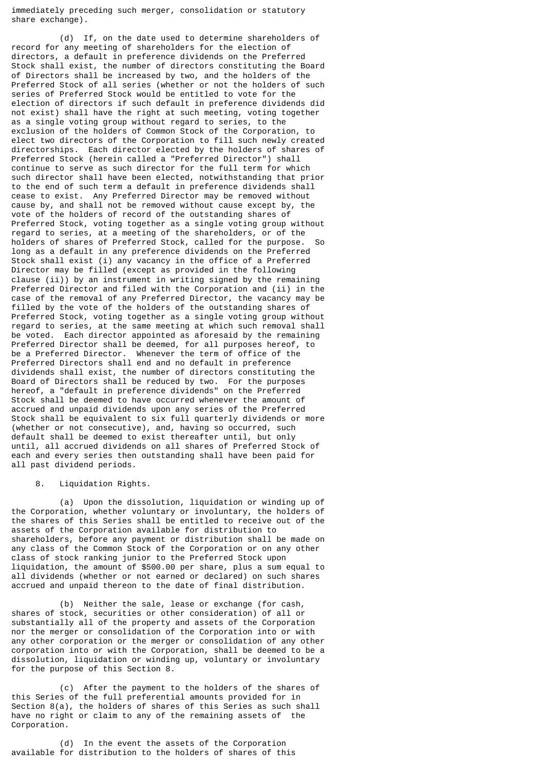immediately preceding such merger, consolidation or statutory share exchange).

(d) If, on the date used to determine shareholders of record for any meeting of shareholders for the election of directors, a default in preference dividends on the Preferred Stock shall exist, the number of directors constituting the Board of Directors shall be increased by two, and the holders of the Preferred Stock of all series (whether or not the holders of such series of Preferred Stock would be entitled to vote for the election of directors if such default in preference dividends did not exist) shall have the right at such meeting, voting together as a single voting group without regard to series, to the exclusion of the holders of Common Stock of the Corporation, to elect two directors of the Corporation to fill such newly created directorships. Each director elected by the holders of shares of Preferred Stock (herein called a "Preferred Director") shall continue to serve as such director for the full term for which such director shall have been elected, notwithstanding that prior to the end of such term a default in preference dividends shall cease to exist. Any Preferred Director may be removed without cause by, and shall not be removed without cause except by, the vote of the holders of record of the outstanding shares of Preferred Stock, voting together as a single voting group without regard to series, at a meeting of the shareholders, or of the holders of shares of Preferred Stock, called for the purpose. So long as a default in any preference dividends on the Preferred Stock shall exist (i) any vacancy in the office of a Preferred Director may be filled (except as provided in the following clause (ii)) by an instrument in writing signed by the remaining Preferred Director and filed with the Corporation and (ii) in the case of the removal of any Preferred Director, the vacancy may be filled by the vote of the holders of the outstanding shares of Preferred Stock, voting together as a single voting group without regard to series, at the same meeting at which such removal shall be voted. Each director appointed as aforesaid by the remaining Preferred Director shall be deemed, for all purposes hereof, to be a Preferred Director. Whenever the term of office of the Preferred Directors shall end and no default in preference dividends shall exist, the number of directors constituting the Board of Directors shall be reduced by two. For the purposes hereof, a "default in preference dividends" on the Preferred Stock shall be deemed to have occurred whenever the amount of accrued and unpaid dividends upon any series of the Preferred Stock shall be equivalent to six full quarterly dividends or more (whether or not consecutive), and, having so occurred, such default shall be deemed to exist thereafter until, but only until, all accrued dividends on all shares of Preferred Stock of each and every series then outstanding shall have been paid for all past dividend periods.

8. Liquidation Rights.

(a) Upon the dissolution, liquidation or winding up of the Corporation, whether voluntary or involuntary, the holders of the shares of this Series shall be entitled to receive out of the assets of the Corporation available for distribution to shareholders, before any payment or distribution shall be made on any class of the Common Stock of the Corporation or on any other class of stock ranking junior to the Preferred Stock upon liquidation, the amount of $500.00 per share, plus a sum equal to all dividends (whether or not earned or declared) on such shares accrued and unpaid thereon to the date of final distribution.

(b) Neither the sale, lease or exchange (for cash, shares of stock, securities or other consideration) of all or substantially all of the property and assets of the Corporation nor the merger or consolidation of the Corporation into or with any other corporation or the merger or consolidation of any other corporation into or with the Corporation, shall be deemed to be a dissolution, liquidation or winding up, voluntary or involuntary for the purpose of this Section 8.

(c) After the payment to the holders of the shares of this Series of the full preferential amounts provided for in Section 8(a), the holders of shares of this Series as such shall have no right or claim to any of the remaining assets of the Corporation.

(d) In the event the assets of the Corporation available for distribution to the holders of shares of this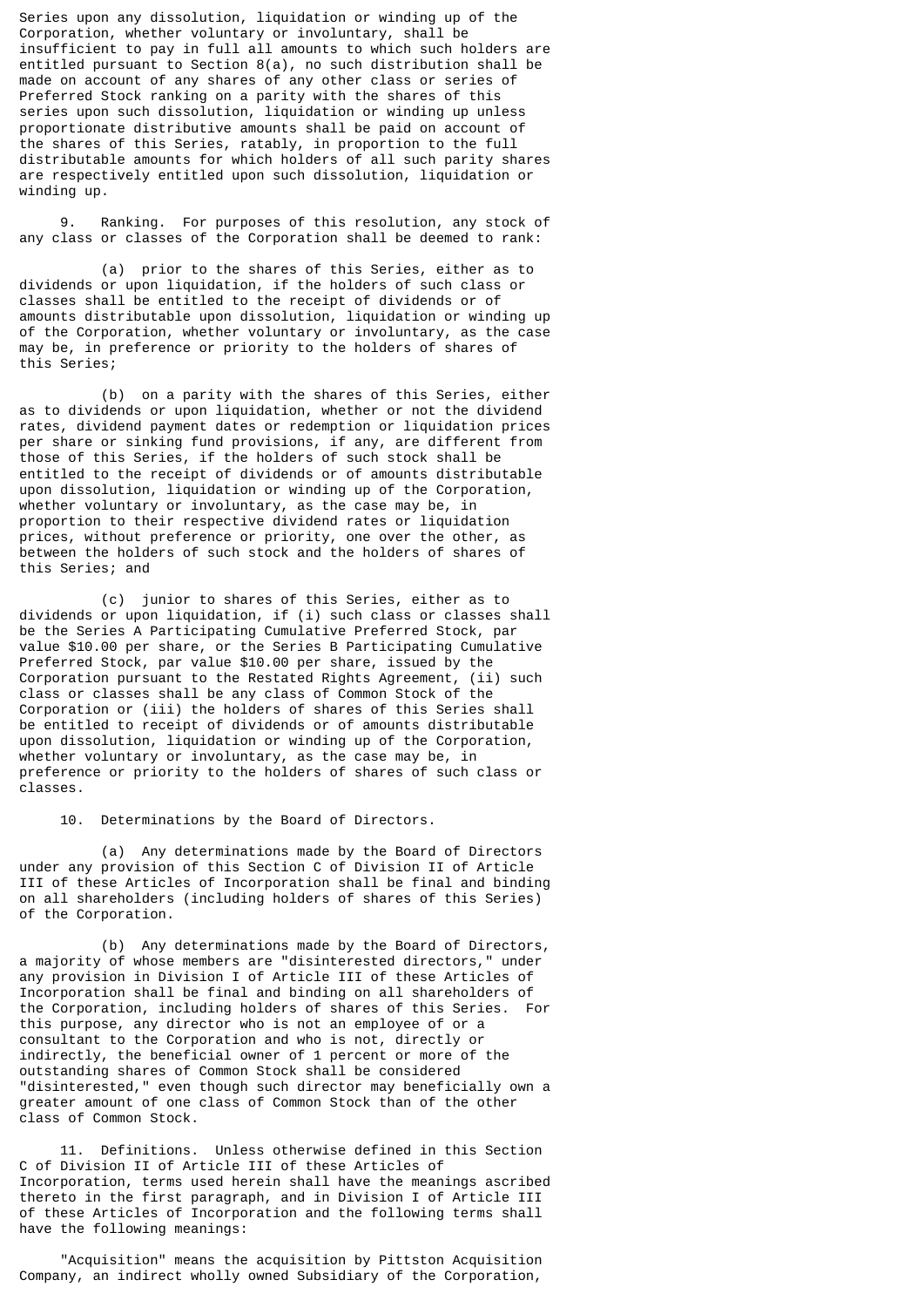Series upon any dissolution, liquidation or winding up of the Corporation, whether voluntary or involuntary, shall be insufficient to pay in full all amounts to which such holders are entitled pursuant to Section 8(a), no such distribution shall be made on account of any shares of any other class or series of Preferred Stock ranking on a parity with the shares of this series upon such dissolution, liquidation or winding up unless proportionate distributive amounts shall be paid on account of the shares of this Series, ratably, in proportion to the full distributable amounts for which holders of all such parity shares are respectively entitled upon such dissolution, liquidation or winding up.

9. Ranking. For purposes of this resolution, any stock of any class or classes of the Corporation shall be deemed to rank:

(a) prior to the shares of this Series, either as to dividends or upon liquidation, if the holders of such class or classes shall be entitled to the receipt of dividends or of amounts distributable upon dissolution, liquidation or winding up of the Corporation, whether voluntary or involuntary, as the case may be, in preference or priority to the holders of shares of this Series;

(b) on a parity with the shares of this Series, either as to dividends or upon liquidation, whether or not the dividend rates, dividend payment dates or redemption or liquidation prices per share or sinking fund provisions, if any, are different from those of this Series, if the holders of such stock shall be entitled to the receipt of dividends or of amounts distributable upon dissolution, liquidation or winding up of the Corporation, whether voluntary or involuntary, as the case may be, in proportion to their respective dividend rates or liquidation prices, without preference or priority, one over the other, as between the holders of such stock and the holders of shares of this Series; and

(c) junior to shares of this Series, either as to dividends or upon liquidation, if (i) such class or classes shall be the Series A Participating Cumulative Preferred Stock, par value \$10.00 per share, or the Series B Participating Cumulative Preferred Stock, par value \$10.00 per share, issued by the Corporation pursuant to the Restated Rights Agreement, (ii) such class or classes shall be any class of Common Stock of the Corporation or (iii) the holders of shares of this Series shall be entitled to receipt of dividends or of amounts distributable upon dissolution, liquidation or winding up of the Corporation, whether voluntary or involuntary, as the case may be, in preference or priority to the holders of shares of such class or classes.

10. Determinations by the Board of Directors.

(a) Any determinations made by the Board of Directors under any provision of this Section C of Division II of Article III of these Articles of Incorporation shall be final and binding on all shareholders (including holders of shares of this Series) of the Corporation.

(b) Any determinations made by the Board of Directors, a majority of whose members are "disinterested directors," under any provision in Division I of Article III of these Articles of Incorporation shall be final and binding on all shareholders of the Corporation, including holders of shares of this Series. For this purpose, any director who is not an employee of or a consultant to the Corporation and who is not, directly or indirectly, the beneficial owner of 1 percent or more of the outstanding shares of Common Stock shall be considered "disinterested," even though such director may beneficially own a greater amount of one class of Common Stock than of the other class of Common Stock.

11. Definitions. Unless otherwise defined in this Section C of Division II of Article III of these Articles of Incorporation, terms used herein shall have the meanings ascribed thereto in the first paragraph, and in Division I of Article III of these Articles of Incorporation and the following terms shall have the following meanings:

"Acquisition" means the acquisition by Pittston Acquisition Company, an indirect wholly owned Subsidiary of the Corporation,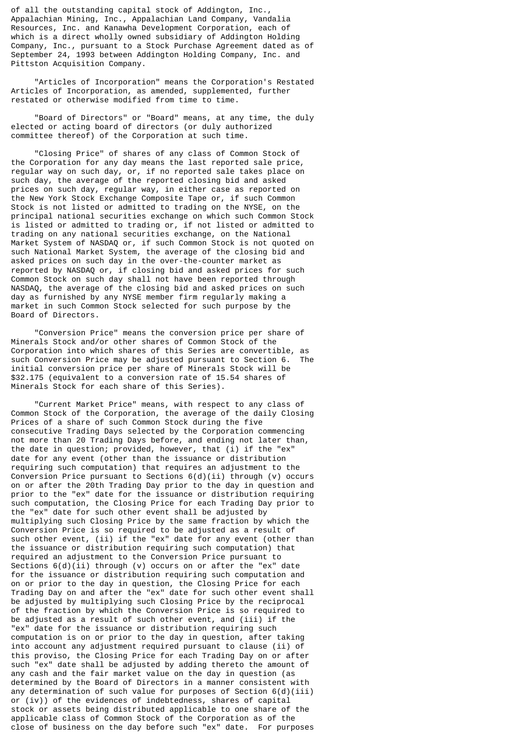of all the outstanding capital stock of Addington, Inc., Appalachian Mining, Inc., Appalachian Land Company, Vandalia Resources, Inc. and Kanawha Development Corporation, each of which is a direct wholly owned subsidiary of Addington Holding Company, Inc., pursuant to a Stock Purchase Agreement dated as of September 24, 1993 between Addington Holding Company, Inc. and Pittston Acquisition Company.

"Articles of Incorporation" means the Corporation's Restated Articles of Incorporation, as amended, supplemented, further restated or otherwise modified from time to time.

"Board of Directors" or "Board" means, at any time, the duly elected or acting board of directors (or duly authorized committee thereof) of the Corporation at such time.

"Closing Price" of shares of any class of Common Stock of the Corporation for any day means the last reported sale price, regular way on such day, or, if no reported sale takes place on such day, the average of the reported closing bid and asked prices on such day, regular way, in either case as reported on the New York Stock Exchange Composite Tape or, if such Common Stock is not listed or admitted to trading on the NYSE, on the principal national securities exchange on which such Common Stock is listed or admitted to trading or, if not listed or admitted to trading on any national securities exchange, on the National Market System of NASDAQ or, if such Common Stock is not quoted on such National Market System, the average of the closing bid and asked prices on such day in the over-the-counter market as reported by NASDAQ or, if closing bid and asked prices for such Common Stock on such day shall not have been reported through NASDAQ, the average of the closing bid and asked prices on such day as furnished by any NYSE member firm regularly making a market in such Common Stock selected for such purpose by the Board of Directors.

"Conversion Price" means the conversion price per share of Minerals Stock and/or other shares of Common Stock of the Corporation into which shares of this Series are convertible, as such Conversion Price may be adjusted pursuant to Section 6. The initial conversion price per share of Minerals Stock will be $32.175 (equivalent to a conversion rate of 15.54 shares of Minerals Stock for each share of this Series).

"Current Market Price" means, with respect to any class of Common Stock of the Corporation, the average of the daily Closing Prices of a share of such Common Stock during the five consecutive Trading Days selected by the Corporation commencing not more than 20 Trading Days before, and ending not later than, the date in question; provided, however, that (i) if the "ex" date for any event (other than the issuance or distribution requiring such computation) that requires an adjustment to the Conversion Price pursuant to Sections 6(d)(ii) through (v) occurs on or after the 20th Trading Day prior to the day in question and prior to the "ex" date for the issuance or distribution requiring such computation, the Closing Price for each Trading Day prior to the "ex" date for such other event shall be adjusted by multiplying such Closing Price by the same fraction by which the Conversion Price is so required to be adjusted as a result of such other event, (ii) if the "ex" date for any event (other than the issuance or distribution requiring such computation) that required an adjustment to the Conversion Price pursuant to Sections 6(d)(ii) through (v) occurs on or after the "ex" date for the issuance or distribution requiring such computation and on or prior to the day in question, the Closing Price for each Trading Day on and after the "ex" date for such other event shall be adjusted by multiplying such Closing Price by the reciprocal of the fraction by which the Conversion Price is so required to be adjusted as a result of such other event, and (iii) if the "ex" date for the issuance or distribution requiring such computation is on or prior to the day in question, after taking into account any adjustment required pursuant to clause (ii) of this proviso, the Closing Price for each Trading Day on or after such "ex" date shall be adjusted by adding thereto the amount of any cash and the fair market value on the day in question (as determined by the Board of Directors in a manner consistent with any determination of such value for purposes of Section 6(d)(iii) or (iv)) of the evidences of indebtedness, shares of capital stock or assets being distributed applicable to one share of the applicable class of Common Stock of the Corporation as of the close of business on the day before such "ex" date. For purposes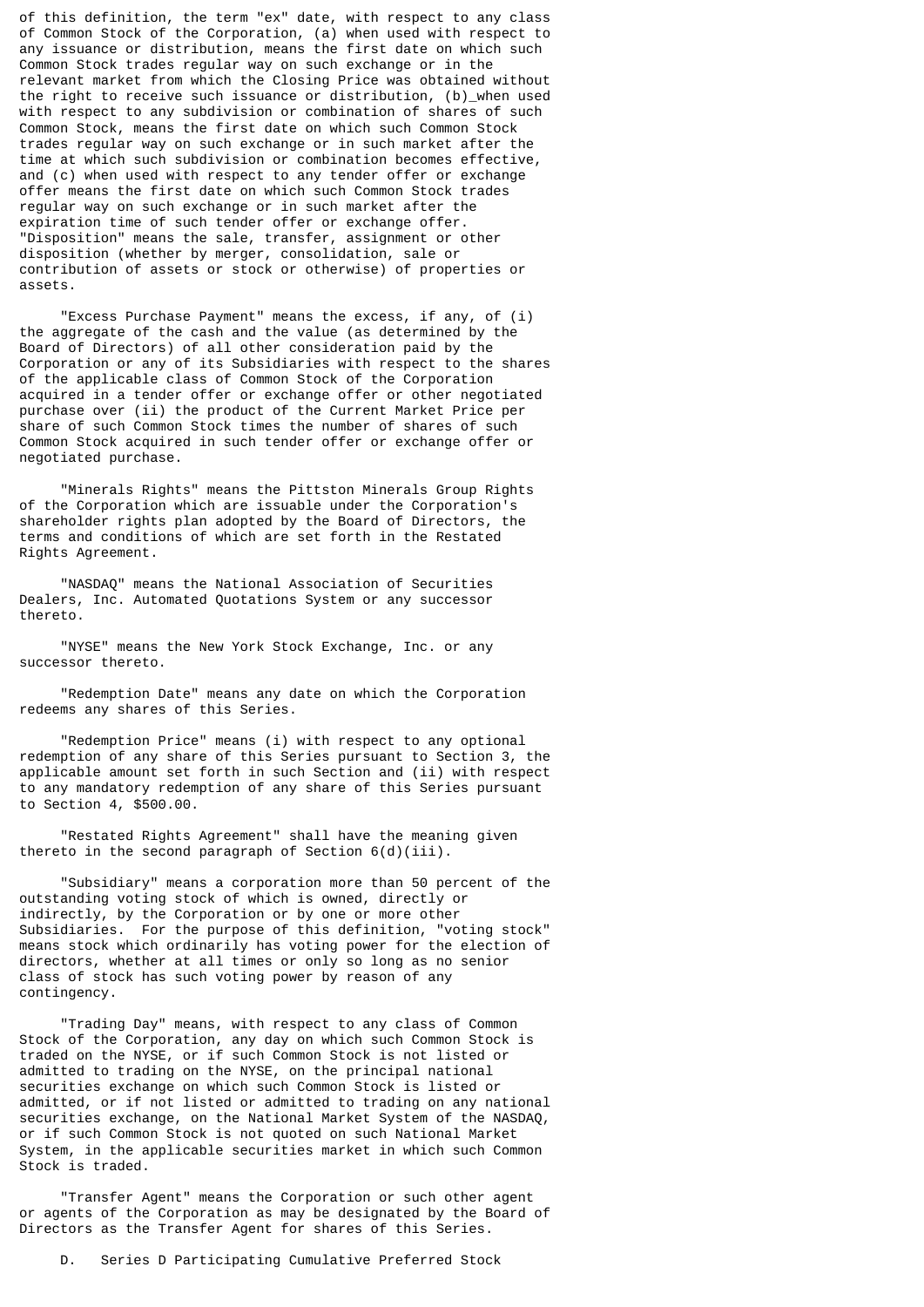of this definition, the term "ex" date, with respect to any class of Common Stock of the Corporation, (a) when used with respect to any issuance or distribution, means the first date on which such Common Stock trades regular way on such exchange or in the relevant market from which the Closing Price was obtained without the right to receive such issuance or distribution, (b)_when used with respect to any subdivision or combination of shares of such Common Stock, means the first date on which such Common Stock trades regular way on such exchange or in such market after the time at which such subdivision or combination becomes effective, and (c) when used with respect to any tender offer or exchange offer means the first date on which such Common Stock trades regular way on such exchange or in such market after the expiration time of such tender offer or exchange offer. "Disposition" means the sale, transfer, assignment or other disposition (whether by merger, consolidation, sale or contribution of assets or stock or otherwise) of properties or assets.

"Excess Purchase Payment" means the excess, if any, of (i) the aggregate of the cash and the value (as determined by the Board of Directors) of all other consideration paid by the Corporation or any of its Subsidiaries with respect to the shares of the applicable class of Common Stock of the Corporation acquired in a tender offer or exchange offer or other negotiated purchase over (ii) the product of the Current Market Price per share of such Common Stock times the number of shares of such Common Stock acquired in such tender offer or exchange offer or negotiated purchase.

"Minerals Rights" means the Pittston Minerals Group Rights of the Corporation which are issuable under the Corporation's shareholder rights plan adopted by the Board of Directors, the terms and conditions of which are set forth in the Restated Rights Agreement.

"NASDAQ" means the National Association of Securities Dealers, Inc. Automated Quotations System or any successor thereto.

"NYSE" means the New York Stock Exchange, Inc. or any successor thereto.

"Redemption Date" means any date on which the Corporation redeems any shares of this Series.

"Redemption Price" means (i) with respect to any optional redemption of any share of this Series pursuant to Section 3, the applicable amount set forth in such Section and (ii) with respect to any mandatory redemption of any share of this Series pursuant to Section 4, $500.00.

"Restated Rights Agreement" shall have the meaning given thereto in the second paragraph of Section 6(d)(iii).

"Subsidiary" means a corporation more than 50 percent of the outstanding voting stock of which is owned, directly or indirectly, by the Corporation or by one or more other Subsidiaries. For the purpose of this definition, "voting stock" means stock which ordinarily has voting power for the election of directors, whether at all times or only so long as no senior class of stock has such voting power by reason of any contingency.

"Trading Day" means, with respect to any class of Common Stock of the Corporation, any day on which such Common Stock is traded on the NYSE, or if such Common Stock is not listed or admitted to trading on the NYSE, on the principal national securities exchange on which such Common Stock is listed or admitted, or if not listed or admitted to trading on any national securities exchange, on the National Market System of the NASDAQ, or if such Common Stock is not quoted on such National Market System, in the applicable securities market in which such Common Stock is traded.

"Transfer Agent" means the Corporation or such other agent or agents of the Corporation as may be designated by the Board of Directors as the Transfer Agent for shares of this Series.

D. Series D Participating Cumulative Preferred Stock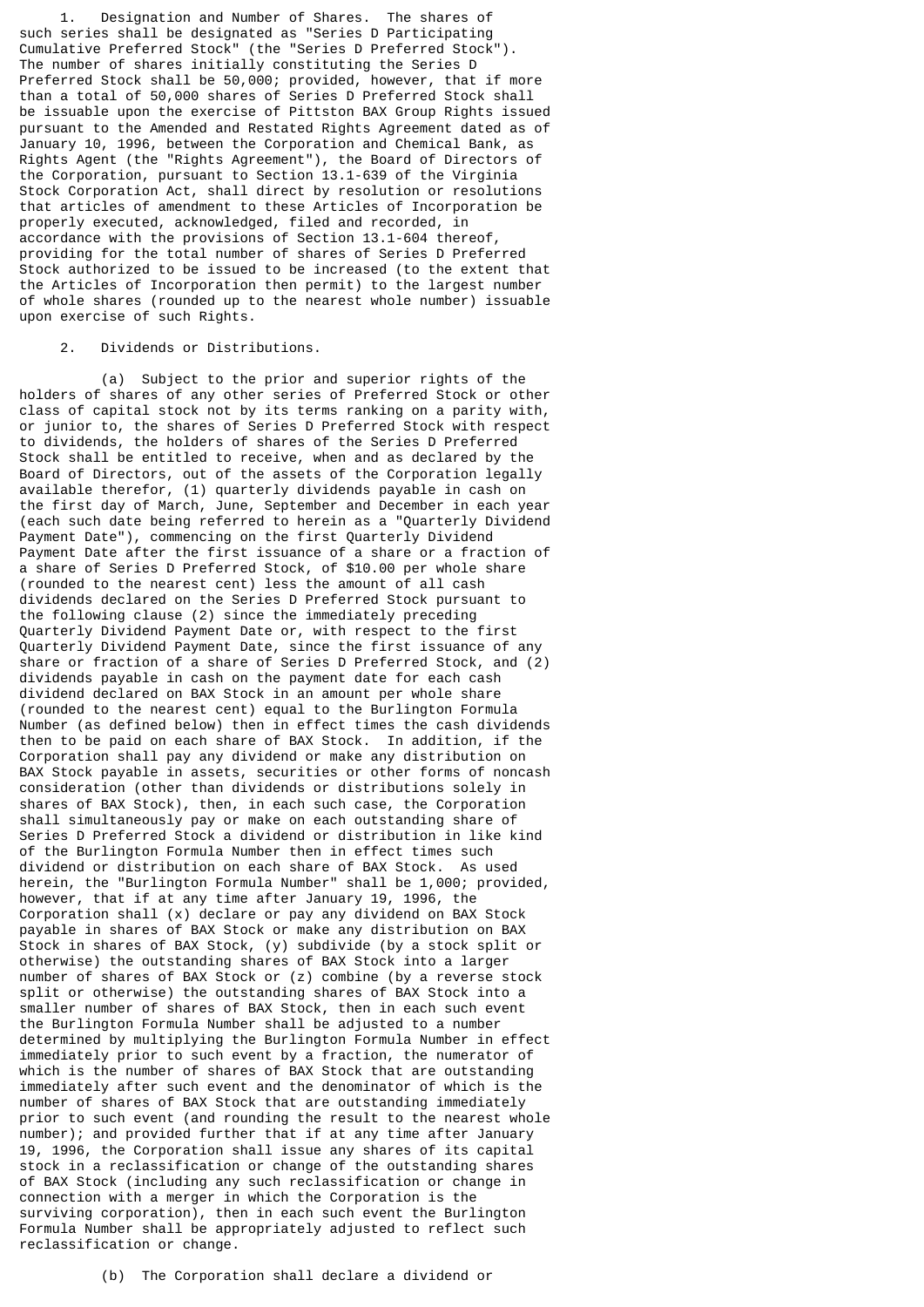1. Designation and Number of Shares. The shares of such series shall be designated as "Series D Participating Cumulative Preferred Stock" (the "Series D Preferred Stock"). The number of shares initially constituting the Series D Preferred Stock shall be 50,000; provided, however, that if more than a total of 50,000 shares of Series D Preferred Stock shall be issuable upon the exercise of Pittston BAX Group Rights issued pursuant to the Amended and Restated Rights Agreement dated as of January 10, 1996, between the Corporation and Chemical Bank, as Rights Agent (the "Rights Agreement"), the Board of Directors of the Corporation, pursuant to Section 13.1-639 of the Virginia Stock Corporation Act, shall direct by resolution or resolutions that articles of amendment to these Articles of Incorporation be properly executed, acknowledged, filed and recorded, in accordance with the provisions of Section 13.1-604 thereof, providing for the total number of shares of Series D Preferred Stock authorized to be issued to be increased (to the extent that the Articles of Incorporation then permit) to the largest number of whole shares (rounded up to the nearest whole number) issuable upon exercise of such Rights.

2. Dividends or Distributions.

(a) Subject to the prior and superior rights of the holders of shares of any other series of Preferred Stock or other class of capital stock not by its terms ranking on a parity with, or junior to, the shares of Series D Preferred Stock with respect to dividends, the holders of shares of the Series D Preferred Stock shall be entitled to receive, when and as declared by the Board of Directors, out of the assets of the Corporation legally available therefor, (1) quarterly dividends payable in cash on the first day of March, June, September and December in each year (each such date being referred to herein as a "Quarterly Dividend Payment Date"), commencing on the first Quarterly Dividend Payment Date after the first issuance of a share or a fraction of a share of Series D Preferred Stock, of $10.00 per whole share (rounded to the nearest cent) less the amount of all cash dividends declared on the Series D Preferred Stock pursuant to the following clause (2) since the immediately preceding Quarterly Dividend Payment Date or, with respect to the first Quarterly Dividend Payment Date, since the first issuance of any share or fraction of a share of Series D Preferred Stock, and (2) dividends payable in cash on the payment date for each cash dividend declared on BAX Stock in an amount per whole share (rounded to the nearest cent) equal to the Burlington Formula Number (as defined below) then in effect times the cash dividends then to be paid on each share of BAX Stock. In addition, if the Corporation shall pay any dividend or make any distribution on BAX Stock payable in assets, securities or other forms of noncash consideration (other than dividends or distributions solely in shares of BAX Stock), then, in each such case, the Corporation shall simultaneously pay or make on each outstanding share of Series D Preferred Stock a dividend or distribution in like kind of the Burlington Formula Number then in effect times such dividend or distribution on each share of BAX Stock. As used herein, the "Burlington Formula Number" shall be 1,000; provided, however, that if at any time after January 19, 1996, the Corporation shall (x) declare or pay any dividend on BAX Stock payable in shares of BAX Stock or make any distribution on BAX Stock in shares of BAX Stock, (y) subdivide (by a stock split or otherwise) the outstanding shares of BAX Stock into a larger number of shares of BAX Stock or (z) combine (by a reverse stock split or otherwise) the outstanding shares of BAX Stock into a smaller number of shares of BAX Stock, then in each such event the Burlington Formula Number shall be adjusted to a number determined by multiplying the Burlington Formula Number in effect immediately prior to such event by a fraction, the numerator of which is the number of shares of BAX Stock that are outstanding immediately after such event and the denominator of which is the number of shares of BAX Stock that are outstanding immediately prior to such event (and rounding the result to the nearest whole number); and provided further that if at any time after January 19, 1996, the Corporation shall issue any shares of its capital stock in a reclassification or change of the outstanding shares of BAX Stock (including any such reclassification or change in connection with a merger in which the Corporation is the surviving corporation), then in each such event the Burlington Formula Number shall be appropriately adjusted to reflect such reclassification or change.

(b) The Corporation shall declare a dividend or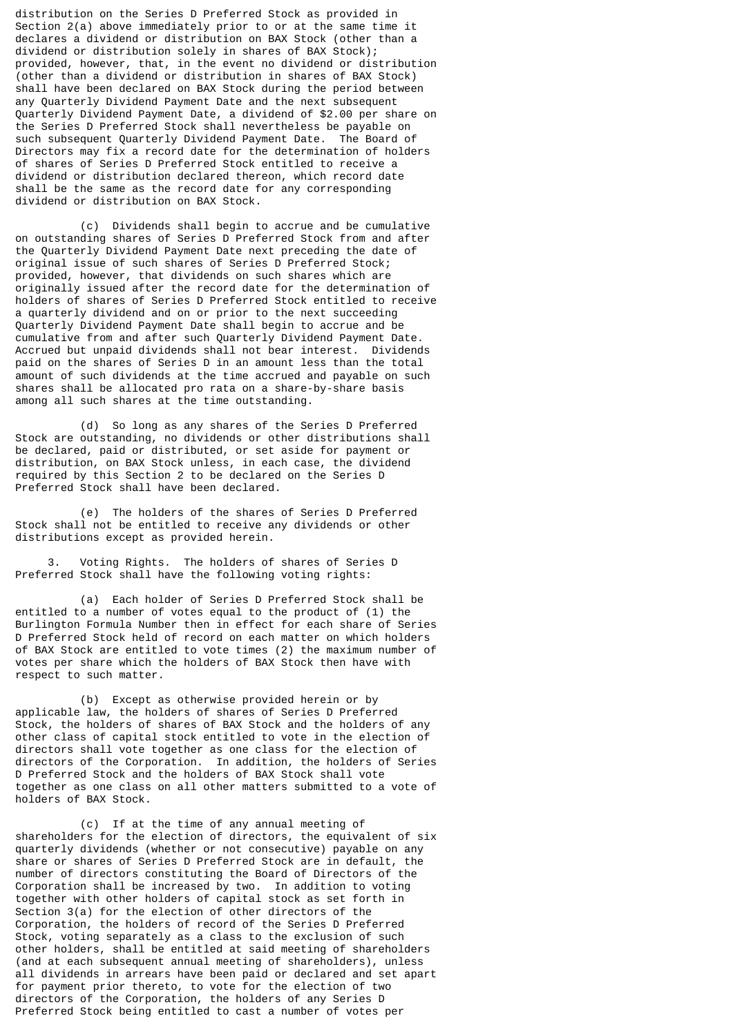distribution on the Series D Preferred Stock as provided in Section 2(a) above immediately prior to or at the same time it declares a dividend or distribution on BAX Stock (other than a dividend or distribution solely in shares of BAX Stock); provided, however, that, in the event no dividend or distribution (other than a dividend or distribution in shares of BAX Stock) shall have been declared on BAX Stock during the period between any Quarterly Dividend Payment Date and the next subsequent Quarterly Dividend Payment Date, a dividend of $2.00 per share on the Series D Preferred Stock shall nevertheless be payable on such subsequent Quarterly Dividend Payment Date. The Board of Directors may fix a record date for the determination of holders of shares of Series D Preferred Stock entitled to receive a dividend or distribution declared thereon, which record date shall be the same as the record date for any corresponding dividend or distribution on BAX Stock.

(c) Dividends shall begin to accrue and be cumulative on outstanding shares of Series D Preferred Stock from and after the Quarterly Dividend Payment Date next preceding the date of original issue of such shares of Series D Preferred Stock; provided, however, that dividends on such shares which are originally issued after the record date for the determination of holders of shares of Series D Preferred Stock entitled to receive a quarterly dividend and on or prior to the next succeeding Quarterly Dividend Payment Date shall begin to accrue and be cumulative from and after such Quarterly Dividend Payment Date. Accrued but unpaid dividends shall not bear interest. Dividends paid on the shares of Series D in an amount less than the total amount of such dividends at the time accrued and payable on such shares shall be allocated pro rata on a share-by-share basis among all such shares at the time outstanding.

(d) So long as any shares of the Series D Preferred Stock are outstanding, no dividends or other distributions shall be declared, paid or distributed, or set aside for payment or distribution, on BAX Stock unless, in each case, the dividend required by this Section 2 to be declared on the Series D Preferred Stock shall have been declared.

(e) The holders of the shares of Series D Preferred Stock shall not be entitled to receive any dividends or other distributions except as provided herein.

3. Voting Rights. The holders of shares of Series D Preferred Stock shall have the following voting rights:

(a) Each holder of Series D Preferred Stock shall be entitled to a number of votes equal to the product of (1) the Burlington Formula Number then in effect for each share of Series D Preferred Stock held of record on each matter on which holders of BAX Stock are entitled to vote times (2) the maximum number of votes per share which the holders of BAX Stock then have with respect to such matter.

(b) Except as otherwise provided herein or by applicable law, the holders of shares of Series D Preferred Stock, the holders of shares of BAX Stock and the holders of any other class of capital stock entitled to vote in the election of directors shall vote together as one class for the election of directors of the Corporation. In addition, the holders of Series D Preferred Stock and the holders of BAX Stock shall vote together as one class on all other matters submitted to a vote of holders of BAX Stock.

(c) If at the time of any annual meeting of shareholders for the election of directors, the equivalent of six quarterly dividends (whether or not consecutive) payable on any share or shares of Series D Preferred Stock are in default, the number of directors constituting the Board of Directors of the Corporation shall be increased by two. In addition to voting together with other holders of capital stock as set forth in Section 3(a) for the election of other directors of the Corporation, the holders of record of the Series D Preferred Stock, voting separately as a class to the exclusion of such other holders, shall be entitled at said meeting of shareholders (and at each subsequent annual meeting of shareholders), unless all dividends in arrears have been paid or declared and set apart for payment prior thereto, to vote for the election of two directors of the Corporation, the holders of any Series D Preferred Stock being entitled to cast a number of votes per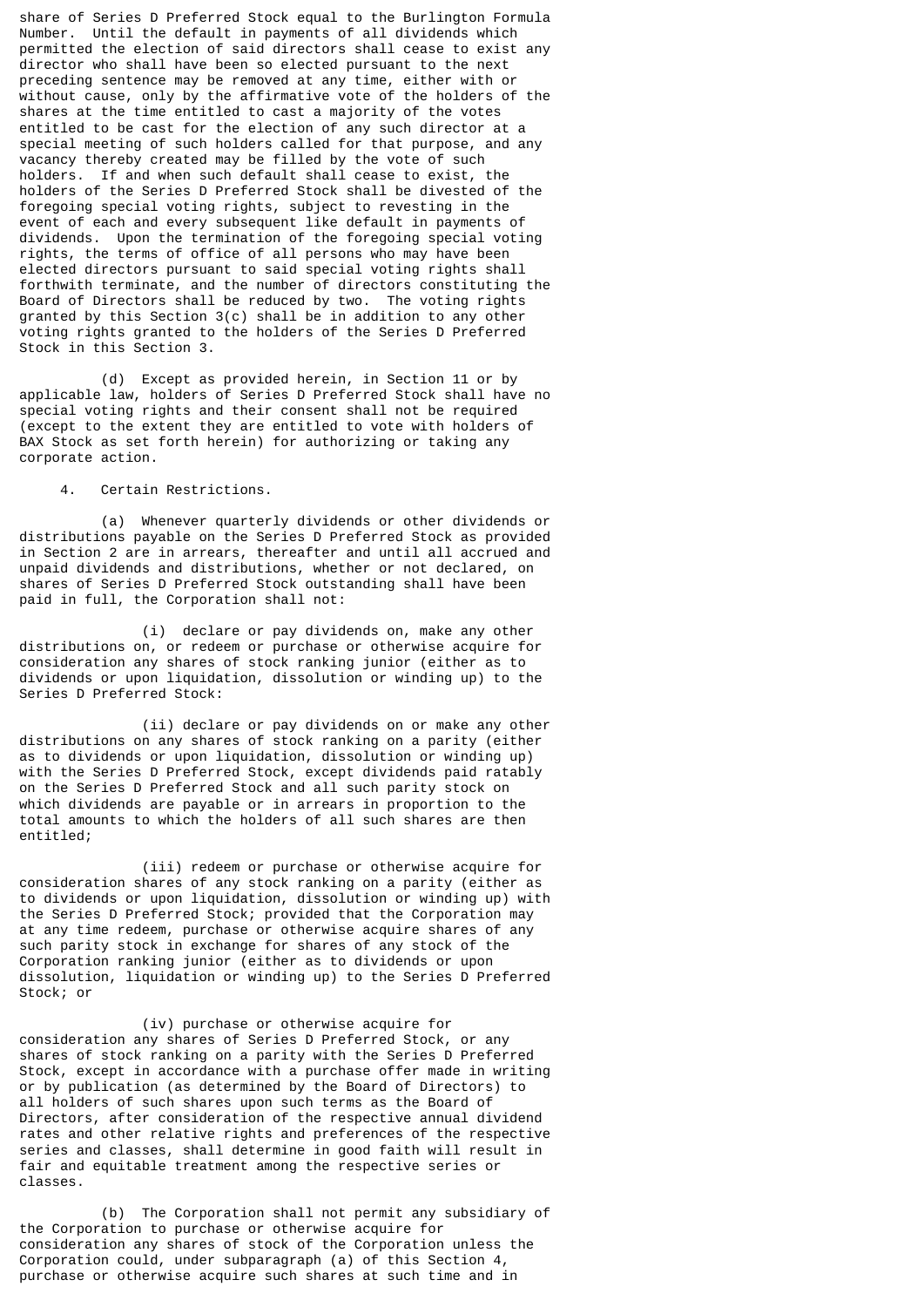share of Series D Preferred Stock equal to the Burlington Formula Number. Until the default in payments of all dividends which permitted the election of said directors shall cease to exist any director who shall have been so elected pursuant to the next preceding sentence may be removed at any time, either with or without cause, only by the affirmative vote of the holders of the shares at the time entitled to cast a majority of the votes entitled to be cast for the election of any such director at a special meeting of such holders called for that purpose, and any vacancy thereby created may be filled by the vote of such holders. If and when such default shall cease to exist, the holders of the Series D Preferred Stock shall be divested of the foregoing special voting rights, subject to revesting in the event of each and every subsequent like default in payments of dividends. Upon the termination of the foregoing special voting rights, the terms of office of all persons who may have been elected directors pursuant to said special voting rights shall forthwith terminate, and the number of directors constituting the Board of Directors shall be reduced by two. The voting rights granted by this Section 3(c) shall be in addition to any other voting rights granted to the holders of the Series D Preferred Stock in this Section 3.

(d) Except as provided herein, in Section 11 or by applicable law, holders of Series D Preferred Stock shall have no special voting rights and their consent shall not be required (except to the extent they are entitled to vote with holders of BAX Stock as set forth herein) for authorizing or taking any corporate action.

4. Certain Restrictions.

(a) Whenever quarterly dividends or other dividends or distributions payable on the Series D Preferred Stock as provided in Section 2 are in arrears, thereafter and until all accrued and unpaid dividends and distributions, whether or not declared, on shares of Series D Preferred Stock outstanding shall have been paid in full, the Corporation shall not:

(i) declare or pay dividends on, make any other distributions on, or redeem or purchase or otherwise acquire for consideration any shares of stock ranking junior (either as to dividends or upon liquidation, dissolution or winding up) to the Series D Preferred Stock:

(ii) declare or pay dividends on or make any other distributions on any shares of stock ranking on a parity (either as to dividends or upon liquidation, dissolution or winding up) with the Series D Preferred Stock, except dividends paid ratably on the Series D Preferred Stock and all such parity stock on which dividends are payable or in arrears in proportion to the total amounts to which the holders of all such shares are then entitled;

(iii) redeem or purchase or otherwise acquire for consideration shares of any stock ranking on a parity (either as to dividends or upon liquidation, dissolution or winding up) with the Series D Preferred Stock; provided that the Corporation may at any time redeem, purchase or otherwise acquire shares of any such parity stock in exchange for shares of any stock of the Corporation ranking junior (either as to dividends or upon dissolution, liquidation or winding up) to the Series D Preferred Stock; or

(iv) purchase or otherwise acquire for consideration any shares of Series D Preferred Stock, or any shares of stock ranking on a parity with the Series D Preferred Stock, except in accordance with a purchase offer made in writing or by publication (as determined by the Board of Directors) to all holders of such shares upon such terms as the Board of Directors, after consideration of the respective annual dividend rates and other relative rights and preferences of the respective series and classes, shall determine in good faith will result in fair and equitable treatment among the respective series or classes.

(b) The Corporation shall not permit any subsidiary of the Corporation to purchase or otherwise acquire for consideration any shares of stock of the Corporation unless the Corporation could, under subparagraph (a) of this Section 4, purchase or otherwise acquire such shares at such time and in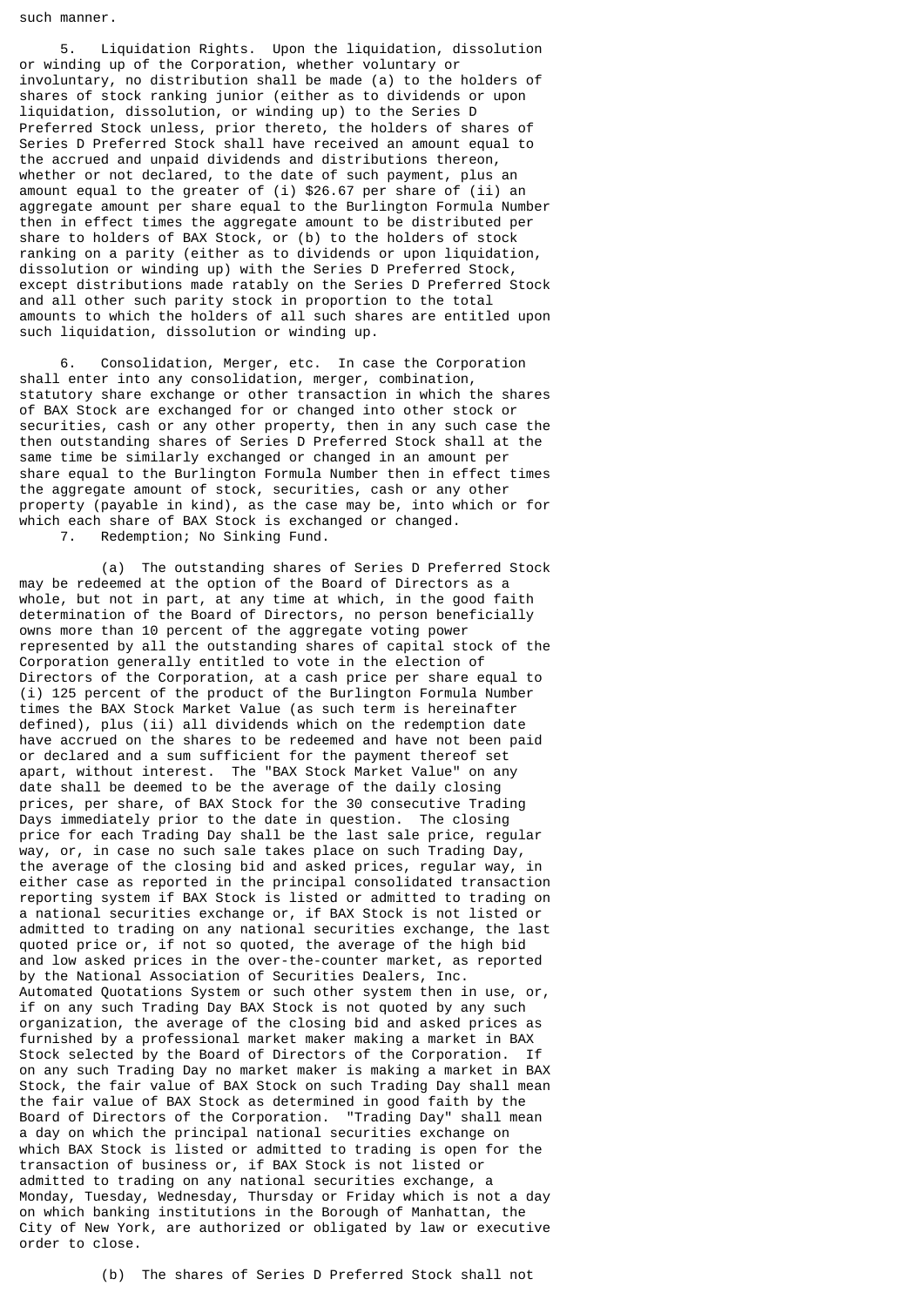such manner.

5. Liquidation Rights. Upon the liquidation, dissolution or winding up of the Corporation, whether voluntary or involuntary, no distribution shall be made (a) to the holders of shares of stock ranking junior (either as to dividends or upon liquidation, dissolution, or winding up) to the Series D Preferred Stock unless, prior thereto, the holders of shares of Series D Preferred Stock shall have received an amount equal to the accrued and unpaid dividends and distributions thereon, whether or not declared, to the date of such payment, plus an amount equal to the greater of (i) $26.67 per share of (ii) an aggregate amount per share equal to the Burlington Formula Number then in effect times the aggregate amount to be distributed per share to holders of BAX Stock, or (b) to the holders of stock ranking on a parity (either as to dividends or upon liquidation, dissolution or winding up) with the Series D Preferred Stock, except distributions made ratably on the Series D Preferred Stock and all other such parity stock in proportion to the total amounts to which the holders of all such shares are entitled upon such liquidation, dissolution or winding up.

6. Consolidation, Merger, etc. In case the Corporation shall enter into any consolidation, merger, combination, statutory share exchange or other transaction in which the shares of BAX Stock are exchanged for or changed into other stock or securities, cash or any other property, then in any such case the then outstanding shares of Series D Preferred Stock shall at the same time be similarly exchanged or changed in an amount per share equal to the Burlington Formula Number then in effect times the aggregate amount of stock, securities, cash or any other property (payable in kind), as the case may be, into which or for which each share of BAX Stock is exchanged or changed.

7. Redemption; No Sinking Fund.

(a) The outstanding shares of Series D Preferred Stock may be redeemed at the option of the Board of Directors as a whole, but not in part, at any time at which, in the good faith determination of the Board of Directors, no person beneficially owns more than 10 percent of the aggregate voting power represented by all the outstanding shares of capital stock of the Corporation generally entitled to vote in the election of Directors of the Corporation, at a cash price per share equal to (i) 125 percent of the product of the Burlington Formula Number times the BAX Stock Market Value (as such term is hereinafter defined), plus (ii) all dividends which on the redemption date have accrued on the shares to be redeemed and have not been paid or declared and a sum sufficient for the payment thereof set apart, without interest. The "BAX Stock Market Value" on any date shall be deemed to be the average of the daily closing prices, per share, of BAX Stock for the 30 consecutive Trading Days immediately prior to the date in question. The closing price for each Trading Day shall be the last sale price, regular way, or, in case no such sale takes place on such Trading Day, the average of the closing bid and asked prices, regular way, in either case as reported in the principal consolidated transaction reporting system if BAX Stock is listed or admitted to trading on a national securities exchange or, if BAX Stock is not listed or admitted to trading on any national securities exchange, the last quoted price or, if not so quoted, the average of the high bid and low asked prices in the over-the-counter market, as reported by the National Association of Securities Dealers, Inc. Automated Quotations System or such other system then in use, or, if on any such Trading Day BAX Stock is not quoted by any such organization, the average of the closing bid and asked prices as furnished by a professional market maker making a market in BAX Stock selected by the Board of Directors of the Corporation. If on any such Trading Day no market maker is making a market in BAX Stock, the fair value of BAX Stock on such Trading Day shall mean the fair value of BAX Stock as determined in good faith by the Board of Directors of the Corporation. "Trading Day" shall mean a day on which the principal national securities exchange on which BAX Stock is listed or admitted to trading is open for the transaction of business or, if BAX Stock is not listed or admitted to trading on any national securities exchange, a Monday, Tuesday, Wednesday, Thursday or Friday which is not a day on which banking institutions in the Borough of Manhattan, the City of New York, are authorized or obligated by law or executive order to close.

(b) The shares of Series D Preferred Stock shall not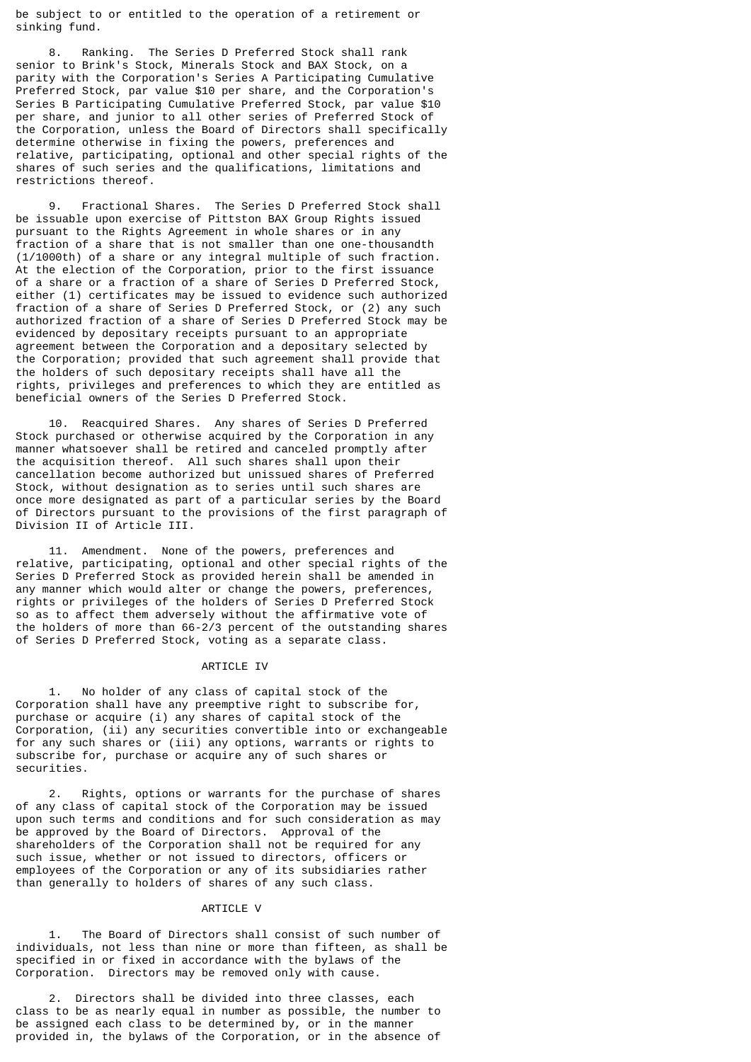be subject to or entitled to the operation of a retirement or sinking fund.

8. Ranking. The Series D Preferred Stock shall rank senior to Brink's Stock, Minerals Stock and BAX Stock, on a parity with the Corporation's Series A Participating Cumulative Preferred Stock, par value $10 per share, and the Corporation's Series B Participating Cumulative Preferred Stock, par value $10 per share, and junior to all other series of Preferred Stock of the Corporation, unless the Board of Directors shall specifically determine otherwise in fixing the powers, preferences and relative, participating, optional and other special rights of the shares of such series and the qualifications, limitations and restrictions thereof.

9. Fractional Shares. The Series D Preferred Stock shall be issuable upon exercise of Pittston BAX Group Rights issued pursuant to the Rights Agreement in whole shares or in any fraction of a share that is not smaller than one one-thousandth (1/1000th) of a share or any integral multiple of such fraction. At the election of the Corporation, prior to the first issuance of a share or a fraction of a share of Series D Preferred Stock, either (1) certificates may be issued to evidence such authorized fraction of a share of Series D Preferred Stock, or (2) any such authorized fraction of a share of Series D Preferred Stock may be evidenced by depositary receipts pursuant to an appropriate agreement between the Corporation and a depositary selected by the Corporation; provided that such agreement shall provide that the holders of such depositary receipts shall have all the rights, privileges and preferences to which they are entitled as beneficial owners of the Series D Preferred Stock.

10. Reacquired Shares. Any shares of Series D Preferred Stock purchased or otherwise acquired by the Corporation in any manner whatsoever shall be retired and canceled promptly after the acquisition thereof. All such shares shall upon their cancellation become authorized but unissued shares of Preferred Stock, without designation as to series until such shares are once more designated as part of a particular series by the Board of Directors pursuant to the provisions of the first paragraph of Division II of Article III.

11. Amendment. None of the powers, preferences and relative, participating, optional and other special rights of the Series D Preferred Stock as provided herein shall be amended in any manner which would alter or change the powers, preferences, rights or privileges of the holders of Series D Preferred Stock so as to affect them adversely without the affirmative vote of the holders of more than 66-2/3 percent of the outstanding shares of Series D Preferred Stock, voting as a separate class.

## ARTICLE IV

1. No holder of any class of capital stock of the Corporation shall have any preemptive right to subscribe for, purchase or acquire (i) any shares of capital stock of the Corporation, (ii) any securities convertible into or exchangeable for any such shares or (iii) any options, warrants or rights to subscribe for, purchase or acquire any of such shares or securities.

2. Rights, options or warrants for the purchase of shares of any class of capital stock of the Corporation may be issued upon such terms and conditions and for such consideration as may be approved by the Board of Directors. Approval of the shareholders of the Corporation shall not be required for any such issue, whether or not issued to directors, officers or employees of the Corporation or any of its subsidiaries rather than generally to holders of shares of any such class.

## ARTICLE V

1. The Board of Directors shall consist of such number of individuals, not less than nine or more than fifteen, as shall be specified in or fixed in accordance with the bylaws of the Corporation. Directors may be removed only with cause.

2. Directors shall be divided into three classes, each class to be as nearly equal in number as possible, the number to be assigned each class to be determined by, or in the manner provided in, the bylaws of the Corporation, or in the absence of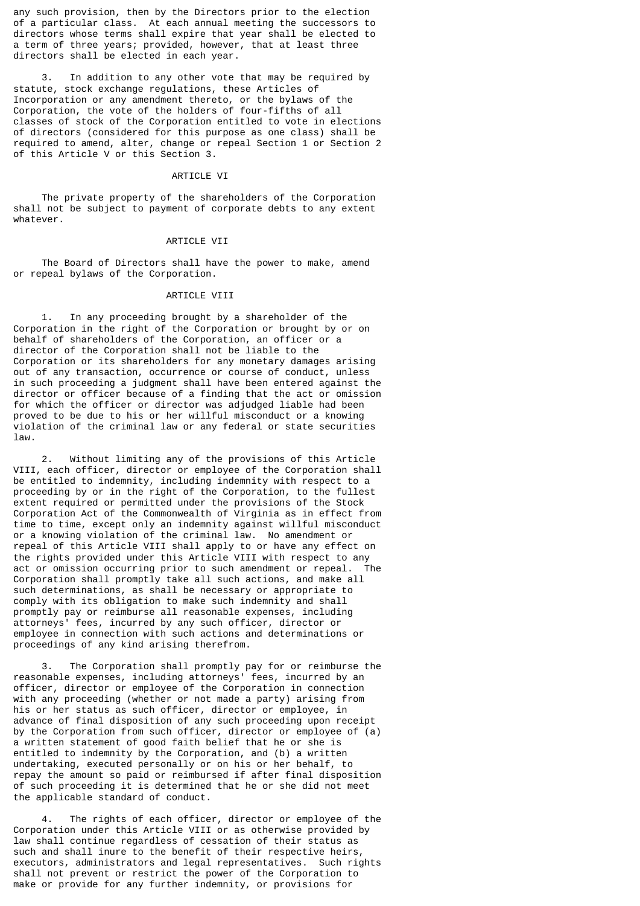any such provision, then by the Directors prior to the election of a particular class. At each annual meeting the successors to directors whose terms shall expire that year shall be elected to a term of three years; provided, however, that at least three directors shall be elected in each year.

3. In addition to any other vote that may be required by statute, stock exchange regulations, these Articles of Incorporation or any amendment thereto, or the bylaws of the Corporation, the vote of the holders of four-fifths of all classes of stock of the Corporation entitled to vote in elections of directors (considered for this purpose as one class) shall be required to amend, alter, change or repeal Section 1 or Section 2 of this Article V or this Section 3.

## ARTICLE VI

The private property of the shareholders of the Corporation shall not be subject to payment of corporate debts to any extent whatever.

## ARTICLE VII

The Board of Directors shall have the power to make, amend or repeal bylaws of the Corporation.

## ARTICLE VIII

1. In any proceeding brought by a shareholder of the Corporation in the right of the Corporation or brought by or on behalf of shareholders of the Corporation, an officer or a director of the Corporation shall not be liable to the Corporation or its shareholders for any monetary damages arising out of any transaction, occurrence or course of conduct, unless in such proceeding a judgment shall have been entered against the director or officer because of a finding that the act or omission for which the officer or director was adjudged liable had been proved to be due to his or her willful misconduct or a knowing violation of the criminal law or any federal or state securities law.

2. Without limiting any of the provisions of this Article VIII, each officer, director or employee of the Corporation shall be entitled to indemnity, including indemnity with respect to a proceeding by or in the right of the Corporation, to the fullest extent required or permitted under the provisions of the Stock Corporation Act of the Commonwealth of Virginia as in effect from time to time, except only an indemnity against willful misconduct or a knowing violation of the criminal law. No amendment or repeal of this Article VIII shall apply to or have any effect on the rights provided under this Article VIII with respect to any act or omission occurring prior to such amendment or repeal. The Corporation shall promptly take all such actions, and make all such determinations, as shall be necessary or appropriate to comply with its obligation to make such indemnity and shall promptly pay or reimburse all reasonable expenses, including attorneys' fees, incurred by any such officer, director or employee in connection with such actions and determinations or proceedings of any kind arising therefrom.

3. The Corporation shall promptly pay for or reimburse the reasonable expenses, including attorneys' fees, incurred by an officer, director or employee of the Corporation in connection with any proceeding (whether or not made a party) arising from his or her status as such officer, director or employee, in advance of final disposition of any such proceeding upon receipt by the Corporation from such officer, director or employee of (a) a written statement of good faith belief that he or she is entitled to indemnity by the Corporation, and (b) a written undertaking, executed personally or on his or her behalf, to repay the amount so paid or reimbursed if after final disposition of such proceeding it is determined that he or she did not meet the applicable standard of conduct.

4. The rights of each officer, director or employee of the Corporation under this Article VIII or as otherwise provided by law shall continue regardless of cessation of their status as such and shall inure to the benefit of their respective heirs, executors, administrators and legal representatives. Such rights shall not prevent or restrict the power of the Corporation to make or provide for any further indemnity, or provisions for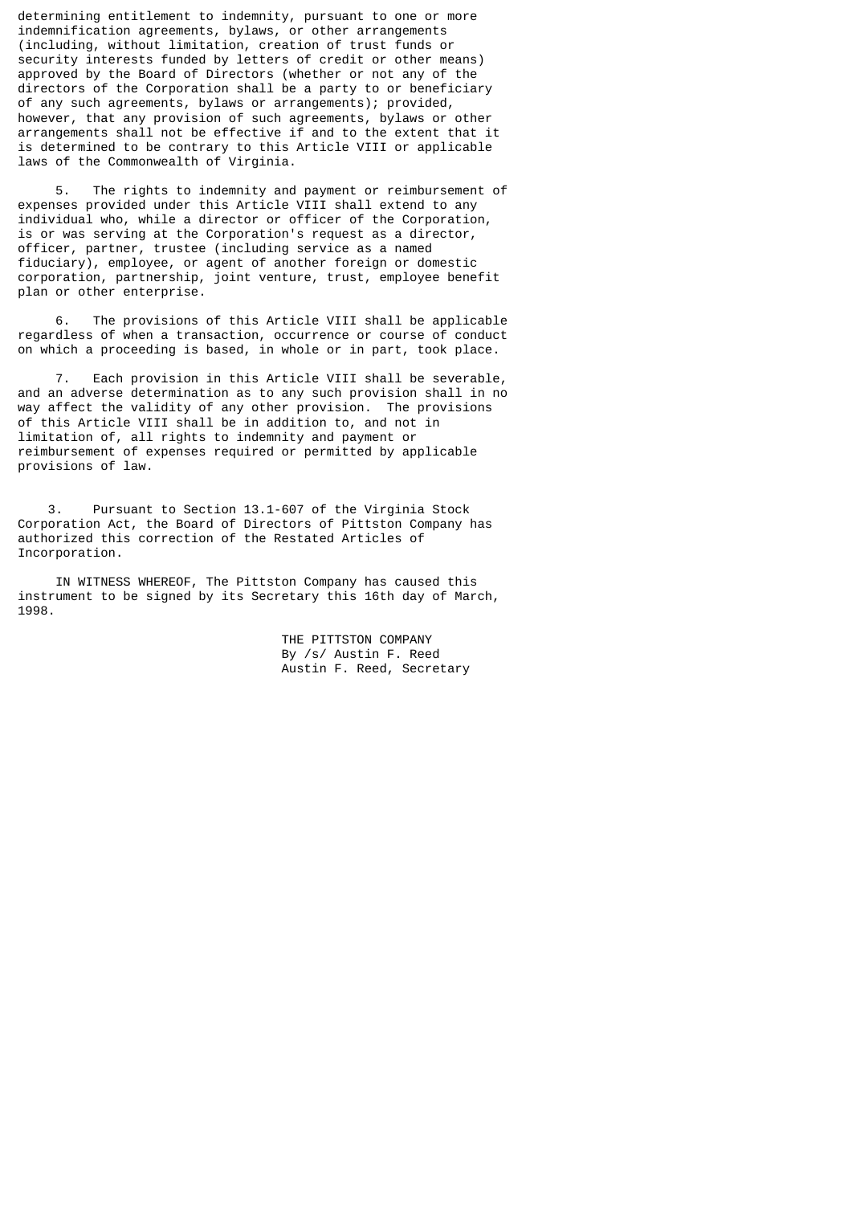determining entitlement to indemnity, pursuant to one or more indemnification agreements, bylaws, or other arrangements (including, without limitation, creation of trust funds or security interests funded by letters of credit or other means) approved by the Board of Directors (whether or not any of the directors of the Corporation shall be a party to or beneficiary of any such agreements, bylaws or arrangements); provided, however, that any provision of such agreements, bylaws or other arrangements shall not be effective if and to the extent that it is determined to be contrary to this Article VIII or applicable laws of the Commonwealth of Virginia.

5. The rights to indemnity and payment or reimbursement of expenses provided under this Article VIII shall extend to any individual who, while a director or officer of the Corporation, is or was serving at the Corporation's request as a director, officer, partner, trustee (including service as a named fiduciary), employee, or agent of another foreign or domestic corporation, partnership, joint venture, trust, employee benefit plan or other enterprise.

6. The provisions of this Article VIII shall be applicable regardless of when a transaction, occurrence or course of conduct on which a proceeding is based, in whole or in part, took place.

7. Each provision in this Article VIII shall be severable, and an adverse determination as to any such provision shall in no way affect the validity of any other provision. The provisions of this Article VIII shall be in addition to, and not in limitation of, all rights to indemnity and payment or reimbursement of expenses required or permitted by applicable provisions of law.

3. Pursuant to Section 13.1-607 of the Virginia Stock Corporation Act, the Board of Directors of Pittston Company has authorized this correction of the Restated Articles of Incorporation.

IN WITNESS WHEREOF, The Pittston Company has caused this instrument to be signed by its Secretary this 16th day of March, 1998.

THE PITTSTON COMPANY
By /s/ Austin F. Reed
Austin F. Reed, Secretary